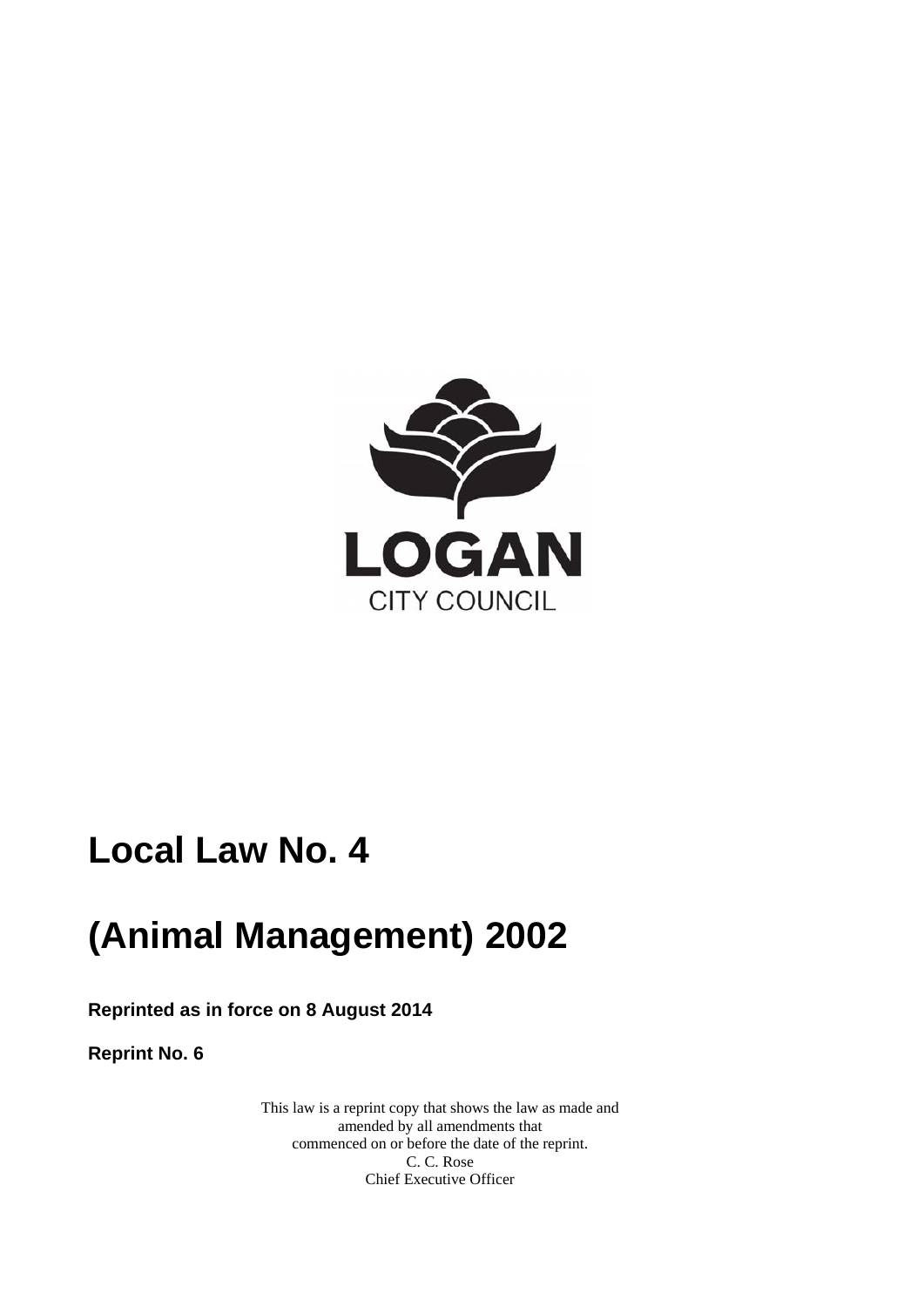LOGAN

CITY COUNCIL

# Local Law No. 4

# (Animal Management) 2002

**Reprinted as in force on 8 August 2014**

**Reprint No. 6**

This law is a reprint copy that shows the law as made and amended by all amendments that commenced on or before the date of the reprint.
C. C. Rose
Chief Executive Officer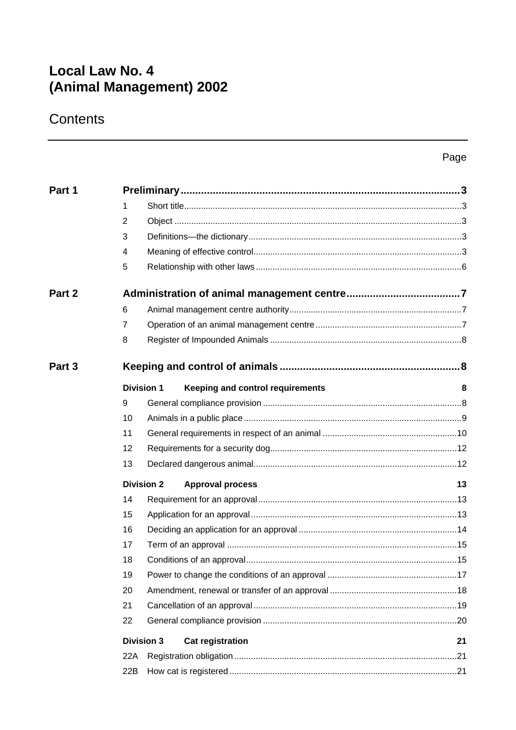# Local Law No. 4 (Animal Management) 2002

## Contents

| | | | Page |
|---|---|---|---|
| **Part 1** | | **Preliminary** | **3** |
| | 1 | Short title | 3 |
| | 2 | Object | 3 |
| | 3 | Definitions—the dictionary | 3 |
| | 4 | Meaning of effective control | 3 |
| | 5 | Relationship with other laws | 6 |
| **Part 2** | | **Administration of animal management centre** | **7** |
| | 6 | Animal management centre authority | 7 |
| | 7 | Operation of an animal management centre | 7 |
| | 8 | Register of Impounded Animals | 8 |
| **Part 3** | | **Keeping and control of animals** | **8** |
| | **Division 1** | **Keeping and control requirements** | **8** |
| | 9 | General compliance provision | 8 |
| | 10 | Animals in a public place | 9 |
| | 11 | General requirements in respect of an animal | 10 |
| | 12 | Requirements for a security dog | 12 |
| | 13 | Declared dangerous animal | 12 |
| | **Division 2** | **Approval process** | **13** |
| | 14 | Requirement for an approval | 13 |
| | 15 | Application for an approval | 13 |
| | 16 | Deciding an application for an approval | 14 |
| | 17 | Term of an approval | 15 |
| | 18 | Conditions of an approval | 15 |
| | 19 | Power to change the conditions of an approval | 17 |
| | 20 | Amendment, renewal or transfer of an approval | 18 |
| | 21 | Cancellation of an approval | 19 |
| | 22 | General compliance provision | 20 |
| | **Division 3** | **Cat registration** | **21** |
| | 22A | Registration obligation | 21 |
| | 22B | How cat is registered | 21 |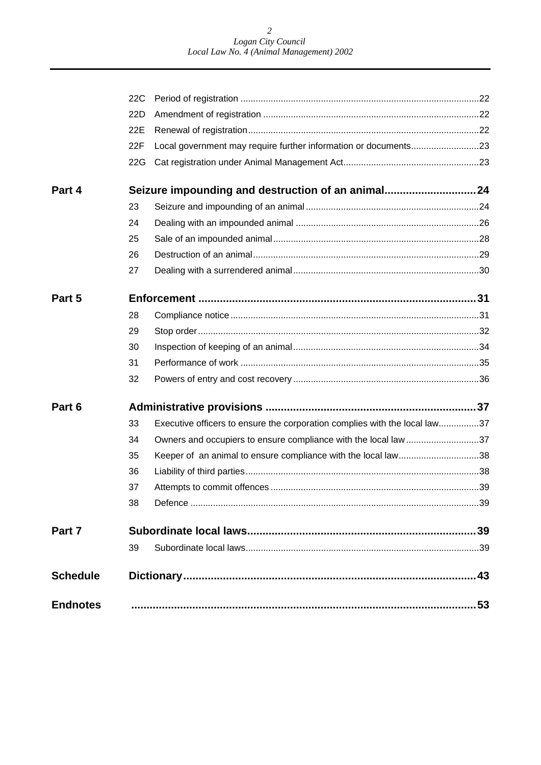| | | | |
|---|---|---|---|
| | 22C | Period of registration | 22 |
| | 22D | Amendment of registration | 22 |
| | 22E | Renewal of registration | 22 |
| | 22F | Local government may require further information or documents | 23 |
| | 22G | Cat registration under Animal Management Act | 23 |
| **Part 4** | | **Seizure impounding and destruction of an animal** | **24** |
| | 23 | Seizure and impounding of an animal | 24 |
| | 24 | Dealing with an impounded animal | 26 |
| | 25 | Sale of an impounded animal | 28 |
| | 26 | Destruction of an animal | 29 |
| | 27 | Dealing with a surrendered animal | 30 |
| **Part 5** | | **Enforcement** | **31** |
| | 28 | Compliance notice | 31 |
| | 29 | Stop order | 32 |
| | 30 | Inspection of keeping of an animal | 34 |
| | 31 | Performance of work | 35 |
| | 32 | Powers of entry and cost recovery | 36 |
| **Part 6** | | **Administrative provisions** | **37** |
| | 33 | Executive officers to ensure the corporation complies with the local law | 37 |
| | 34 | Owners and occupiers to ensure compliance with the local law | 37 |
| | 35 | Keeper of an animal to ensure compliance with the local law | 38 |
| | 36 | Liability of third parties | 38 |
| | 37 | Attempts to commit offences | 39 |
| | 38 | Defence | 39 |
| **Part 7** | | **Subordinate local laws** | **39** |
| | 39 | Subordinate local laws | 39 |
| **Schedule** | | **Dictionary** | **43** |
| **Endnotes** | | | **53** |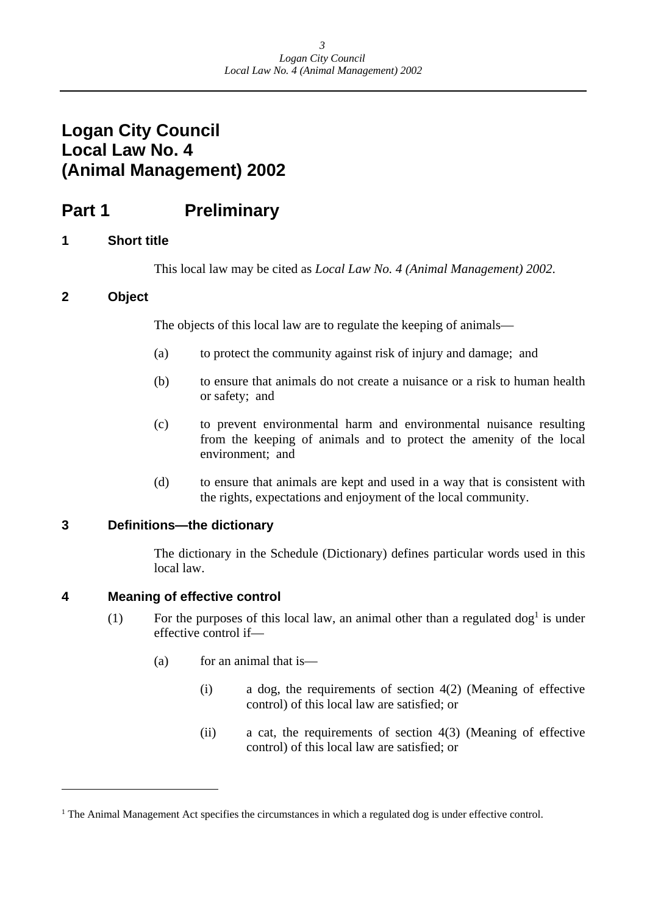# Logan City Council Local Law No. 4 (Animal Management) 2002

## Part 1 Preliminary

### 1 Short title

This local law may be cited as *Local Law No. 4 (Animal Management) 2002*.

### 2 Object

The objects of this local law are to regulate the keeping of animals—

(a) to protect the community against risk of injury and damage; and

(b) to ensure that animals do not create a nuisance or a risk to human health or safety; and

(c) to prevent environmental harm and environmental nuisance resulting from the keeping of animals and to protect the amenity of the local environment; and

(d) to ensure that animals are kept and used in a way that is consistent with the rights, expectations and enjoyment of the local community.

### 3 Definitions—the dictionary

The dictionary in the Schedule (Dictionary) defines particular words used in this local law.

### 4 Meaning of effective control

(1) For the purposes of this local law, an animal other than a regulated dog[1] is under effective control if—

(a) for an animal that is—

(i) a dog, the requirements of section 4(2) (Meaning of effective control) of this local law are satisfied; or

(ii) a cat, the requirements of section 4(3) (Meaning of effective control) of this local law are satisfied; or

---

[1] The Animal Management Act specifies the circumstances in which a regulated dog is under effective control.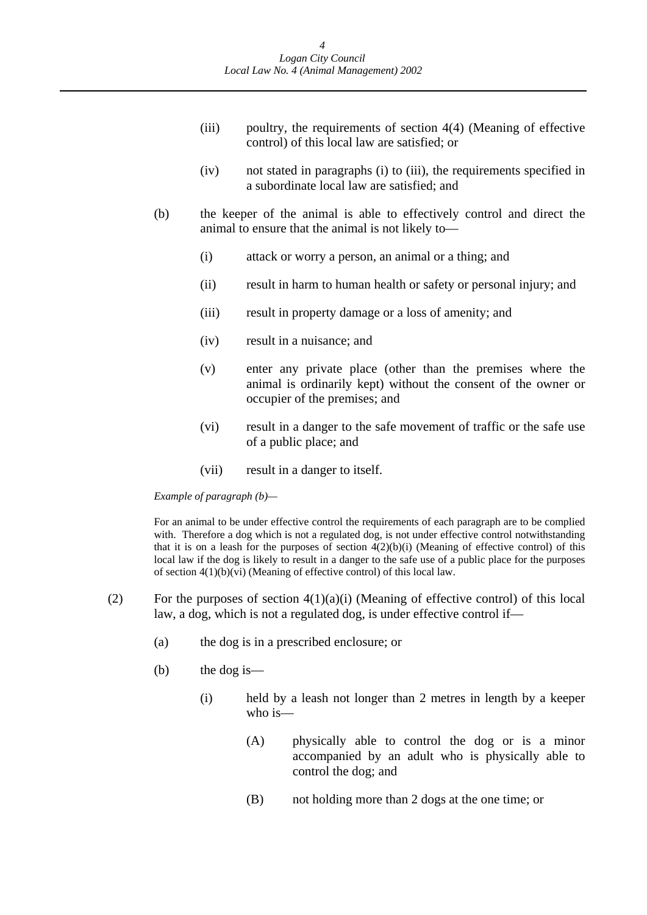(iii) poultry, the requirements of section 4(4) (Meaning of effective control) of this local law are satisfied; or

(iv) not stated in paragraphs (i) to (iii), the requirements specified in a subordinate local law are satisfied; and

(b) the keeper of the animal is able to effectively control and direct the animal to ensure that the animal is not likely to—

(i) attack or worry a person, an animal or a thing; and

(ii) result in harm to human health or safety or personal injury; and

(iii) result in property damage or a loss of amenity; and

(iv) result in a nuisance; and

(v) enter any private place (other than the premises where the animal is ordinarily kept) without the consent of the owner or occupier of the premises; and

(vi) result in a danger to the safe movement of traffic or the safe use of a public place; and

(vii) result in a danger to itself.

*Example of paragraph (b)—*

For an animal to be under effective control the requirements of each paragraph are to be complied with. Therefore a dog which is not a regulated dog, is not under effective control notwithstanding that it is on a leash for the purposes of section 4(2)(b)(i) (Meaning of effective control) of this local law if the dog is likely to result in a danger to the safe use of a public place for the purposes of section 4(1)(b)(vi) (Meaning of effective control) of this local law.

(2) For the purposes of section 4(1)(a)(i) (Meaning of effective control) of this local law, a dog, which is not a regulated dog, is under effective control if—

(a) the dog is in a prescribed enclosure; or

(b) the dog is—

(i) held by a leash not longer than 2 metres in length by a keeper who is—

(A) physically able to control the dog or is a minor accompanied by an adult who is physically able to control the dog; and

(B) not holding more than 2 dogs at the one time; or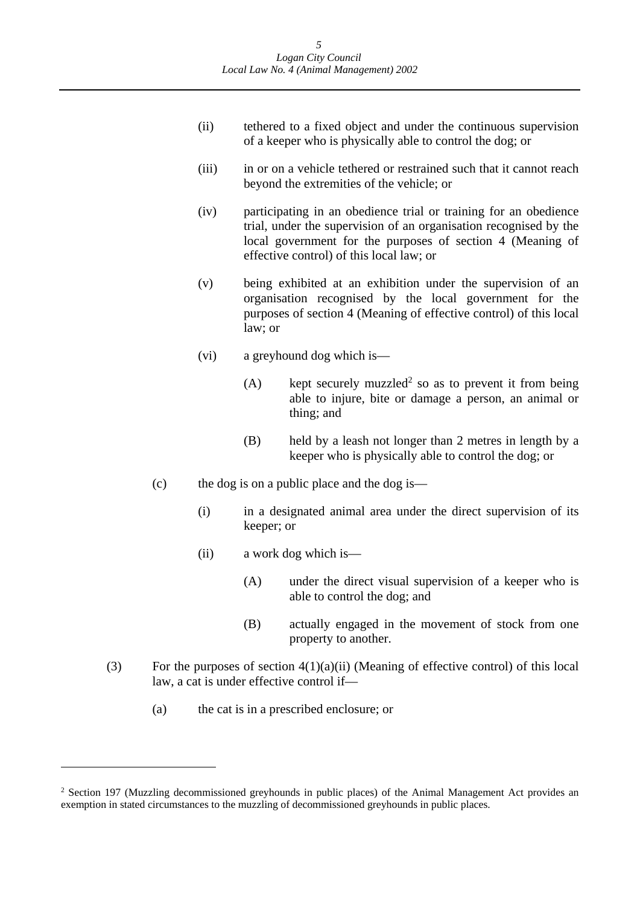(ii) tethered to a fixed object and under the continuous supervision of a keeper who is physically able to control the dog; or

(iii) in or on a vehicle tethered or restrained such that it cannot reach beyond the extremities of the vehicle; or

(iv) participating in an obedience trial or training for an obedience trial, under the supervision of an organisation recognised by the local government for the purposes of section 4 (Meaning of effective control) of this local law; or

(v) being exhibited at an exhibition under the supervision of an organisation recognised by the local government for the purposes of section 4 (Meaning of effective control) of this local law; or

(vi) a greyhound dog which is—

(A) kept securely muzzled[2] so as to prevent it from being able to injure, bite or damage a person, an animal or thing; and

(B) held by a leash not longer than 2 metres in length by a keeper who is physically able to control the dog; or

(c) the dog is on a public place and the dog is—

(i) in a designated animal area under the direct supervision of its keeper; or

(ii) a work dog which is—

(A) under the direct visual supervision of a keeper who is able to control the dog; and

(B) actually engaged in the movement of stock from one property to another.

(3) For the purposes of section 4(1)(a)(ii) (Meaning of effective control) of this local law, a cat is under effective control if—

(a) the cat is in a prescribed enclosure; or

---

[2] Section 197 (Muzzling decommissioned greyhounds in public places) of the Animal Management Act provides an exemption in stated circumstances to the muzzling of decommissioned greyhounds in public places.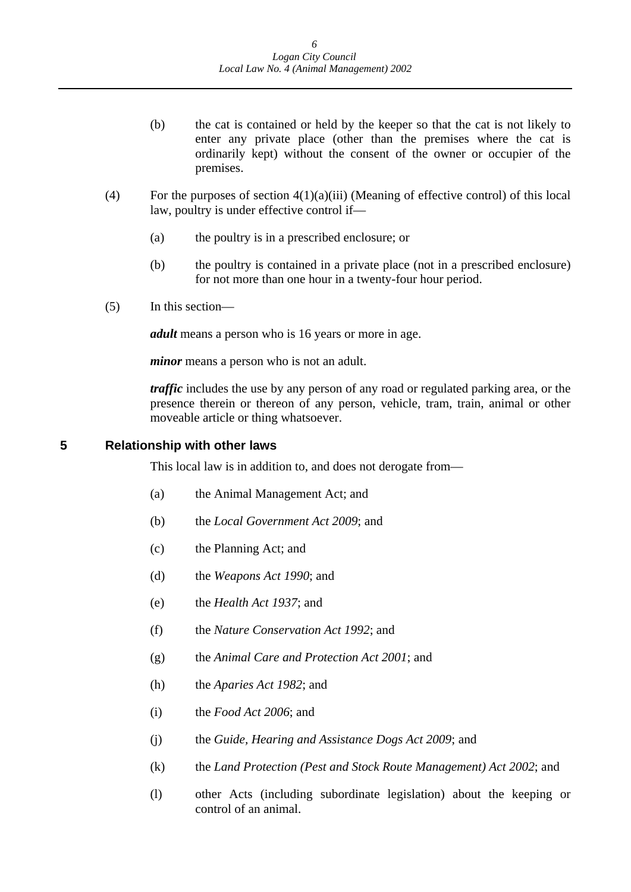(b) the cat is contained or held by the keeper so that the cat is not likely to enter any private place (other than the premises where the cat is ordinarily kept) without the consent of the owner or occupier of the premises.

(4) For the purposes of section 4(1)(a)(iii) (Meaning of effective control) of this local law, poultry is under effective control if—

(a) the poultry is in a prescribed enclosure; or

(b) the poultry is contained in a private place (not in a prescribed enclosure) for not more than one hour in a twenty-four hour period.

(5) In this section—

***adult*** means a person who is 16 years or more in age.

***minor*** means a person who is not an adult.

***traffic*** includes the use by any person of any road or regulated parking area, or the presence therein or thereon of any person, vehicle, tram, train, animal or other moveable article or thing whatsoever.

## 5 Relationship with other laws

This local law is in addition to, and does not derogate from—

(a) the Animal Management Act; and

(b) the *Local Government Act 2009*; and

(c) the Planning Act; and

(d) the *Weapons Act 1990*; and

(e) the *Health Act 1937*; and

(f) the *Nature Conservation Act 1992*; and

(g) the *Animal Care and Protection Act 2001*; and

(h) the *Aparies Act 1982*; and

(i) the *Food Act 2006*; and

(j) the *Guide, Hearing and Assistance Dogs Act 2009*; and

(k) the *Land Protection (Pest and Stock Route Management) Act 2002*; and

(l) other Acts (including subordinate legislation) about the keeping or control of an animal.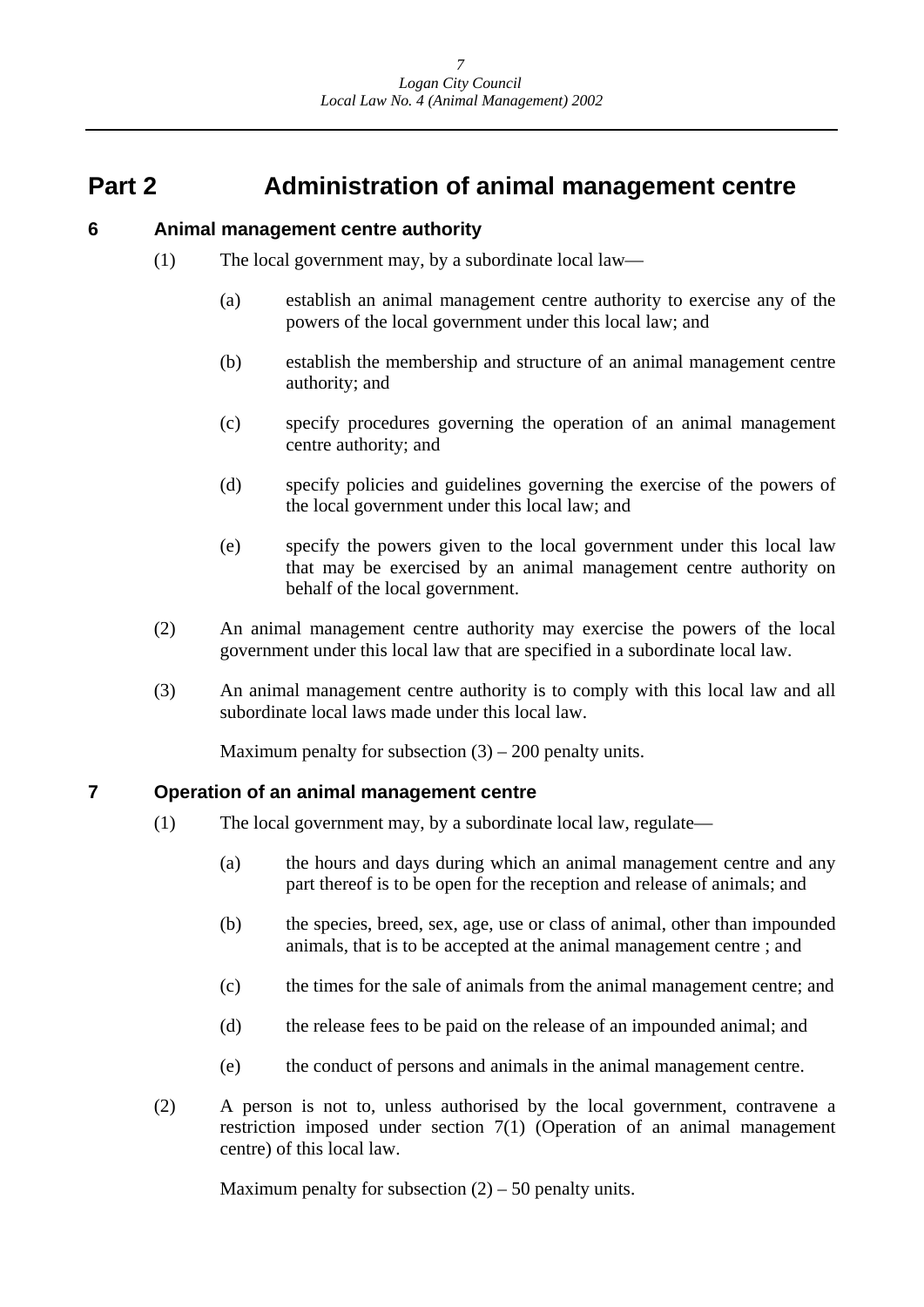# Part 2 Administration of animal management centre

## 6 Animal management centre authority

(1) The local government may, by a subordinate local law—

(a) establish an animal management centre authority to exercise any of the powers of the local government under this local law; and

(b) establish the membership and structure of an animal management centre authority; and

(c) specify procedures governing the operation of an animal management centre authority; and

(d) specify policies and guidelines governing the exercise of the powers of the local government under this local law; and

(e) specify the powers given to the local government under this local law that may be exercised by an animal management centre authority on behalf of the local government.

(2) An animal management centre authority may exercise the powers of the local government under this local law that are specified in a subordinate local law.

(3) An animal management centre authority is to comply with this local law and all subordinate local laws made under this local law.

Maximum penalty for subsection (3) – 200 penalty units.

## 7 Operation of an animal management centre

(1) The local government may, by a subordinate local law, regulate—

(a) the hours and days during which an animal management centre and any part thereof is to be open for the reception and release of animals; and

(b) the species, breed, sex, age, use or class of animal, other than impounded animals, that is to be accepted at the animal management centre ; and

(c) the times for the sale of animals from the animal management centre; and

(d) the release fees to be paid on the release of an impounded animal; and

(e) the conduct of persons and animals in the animal management centre.

(2) A person is not to, unless authorised by the local government, contravene a restriction imposed under section 7(1) (Operation of an animal management centre) of this local law.

Maximum penalty for subsection (2) – 50 penalty units.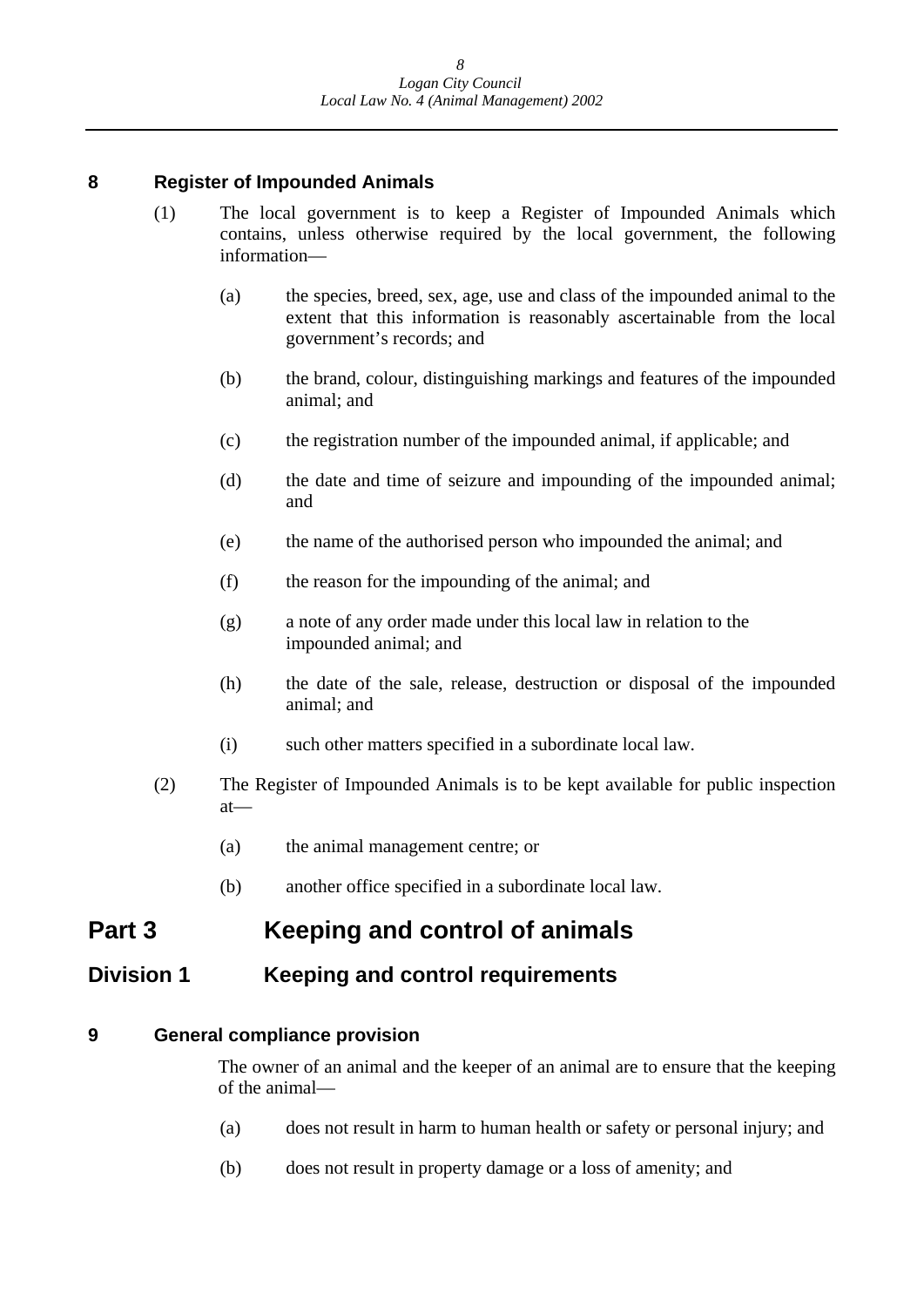### 8 Register of Impounded Animals

(1) The local government is to keep a Register of Impounded Animals which contains, unless otherwise required by the local government, the following information—

(a) the species, breed, sex, age, use and class of the impounded animal to the extent that this information is reasonably ascertainable from the local government's records; and

(b) the brand, colour, distinguishing markings and features of the impounded animal; and

(c) the registration number of the impounded animal, if applicable; and

(d) the date and time of seizure and impounding of the impounded animal; and

(e) the name of the authorised person who impounded the animal; and

(f) the reason for the impounding of the animal; and

(g) a note of any order made under this local law in relation to the impounded animal; and

(h) the date of the sale, release, destruction or disposal of the impounded animal; and

(i) such other matters specified in a subordinate local law.

(2) The Register of Impounded Animals is to be kept available for public inspection at—

(a) the animal management centre; or

(b) another office specified in a subordinate local law.

# Part 3 Keeping and control of animals

## Division 1 Keeping and control requirements

### 9 General compliance provision

The owner of an animal and the keeper of an animal are to ensure that the keeping of the animal—

(a) does not result in harm to human health or safety or personal injury; and

(b) does not result in property damage or a loss of amenity; and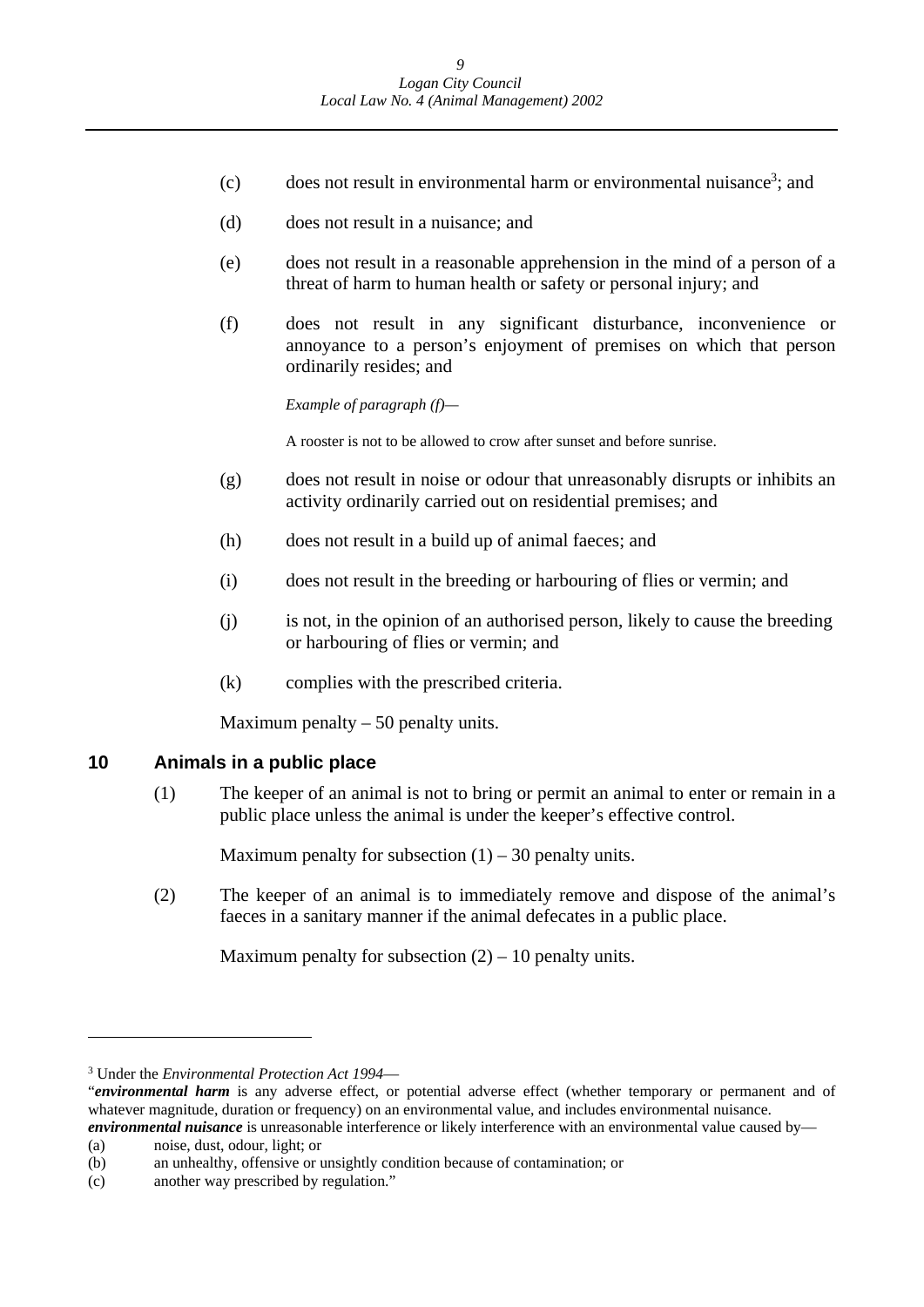(c) does not result in environmental harm or environmental nuisance[3]; and

(d) does not result in a nuisance; and

(e) does not result in a reasonable apprehension in the mind of a person of a threat of harm to human health or safety or personal injury; and

(f) does not result in any significant disturbance, inconvenience or annoyance to a person's enjoyment of premises on which that person ordinarily resides; and

*Example of paragraph (f)—*

A rooster is not to be allowed to crow after sunset and before sunrise.

(g) does not result in noise or odour that unreasonably disrupts or inhibits an activity ordinarily carried out on residential premises; and

(h) does not result in a build up of animal faeces; and

(i) does not result in the breeding or harbouring of flies or vermin; and

(j) is not, in the opinion of an authorised person, likely to cause the breeding or harbouring of flies or vermin; and

(k) complies with the prescribed criteria.

Maximum penalty – 50 penalty units.

## 10 Animals in a public place

(1) The keeper of an animal is not to bring or permit an animal to enter or remain in a public place unless the animal is under the keeper's effective control.

Maximum penalty for subsection (1) – 30 penalty units.

(2) The keeper of an animal is to immediately remove and dispose of the animal's faeces in a sanitary manner if the animal defecates in a public place.

Maximum penalty for subsection (2) – 10 penalty units.

---

[3] Under the *Environmental Protection Act 1994*—

"***environmental harm*** is any adverse effect, or potential adverse effect (whether temporary or permanent and of whatever magnitude, duration or frequency) on an environmental value, and includes environmental nuisance.

***environmental nuisance*** is unreasonable interference or likely interference with an environmental value caused by—

(a) noise, dust, odour, light; or

(b) an unhealthy, offensive or unsightly condition because of contamination; or

(c) another way prescribed by regulation."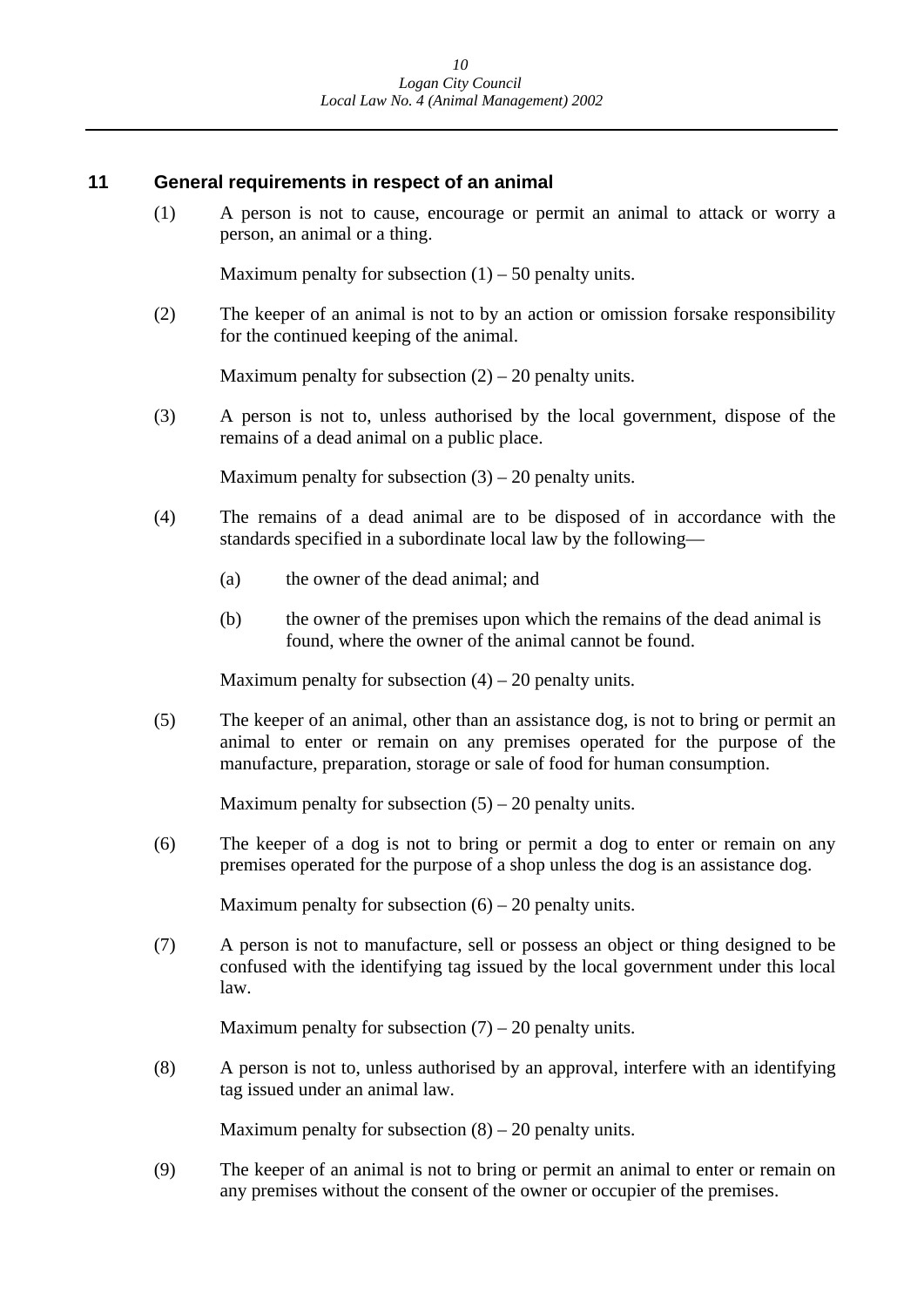## 11 General requirements in respect of an animal

(1) A person is not to cause, encourage or permit an animal to attack or worry a person, an animal or a thing.

Maximum penalty for subsection (1) – 50 penalty units.

(2) The keeper of an animal is not to by an action or omission forsake responsibility for the continued keeping of the animal.

Maximum penalty for subsection (2) – 20 penalty units.

(3) A person is not to, unless authorised by the local government, dispose of the remains of a dead animal on a public place.

Maximum penalty for subsection (3) – 20 penalty units.

(4) The remains of a dead animal are to be disposed of in accordance with the standards specified in a subordinate local law by the following—

(a) the owner of the dead animal; and

(b) the owner of the premises upon which the remains of the dead animal is found, where the owner of the animal cannot be found.

Maximum penalty for subsection (4) – 20 penalty units.

(5) The keeper of an animal, other than an assistance dog, is not to bring or permit an animal to enter or remain on any premises operated for the purpose of the manufacture, preparation, storage or sale of food for human consumption.

Maximum penalty for subsection (5) – 20 penalty units.

(6) The keeper of a dog is not to bring or permit a dog to enter or remain on any premises operated for the purpose of a shop unless the dog is an assistance dog.

Maximum penalty for subsection (6) – 20 penalty units.

(7) A person is not to manufacture, sell or possess an object or thing designed to be confused with the identifying tag issued by the local government under this local law.

Maximum penalty for subsection (7) – 20 penalty units.

(8) A person is not to, unless authorised by an approval, interfere with an identifying tag issued under an animal law.

Maximum penalty for subsection (8) – 20 penalty units.

(9) The keeper of an animal is not to bring or permit an animal to enter or remain on any premises without the consent of the owner or occupier of the premises.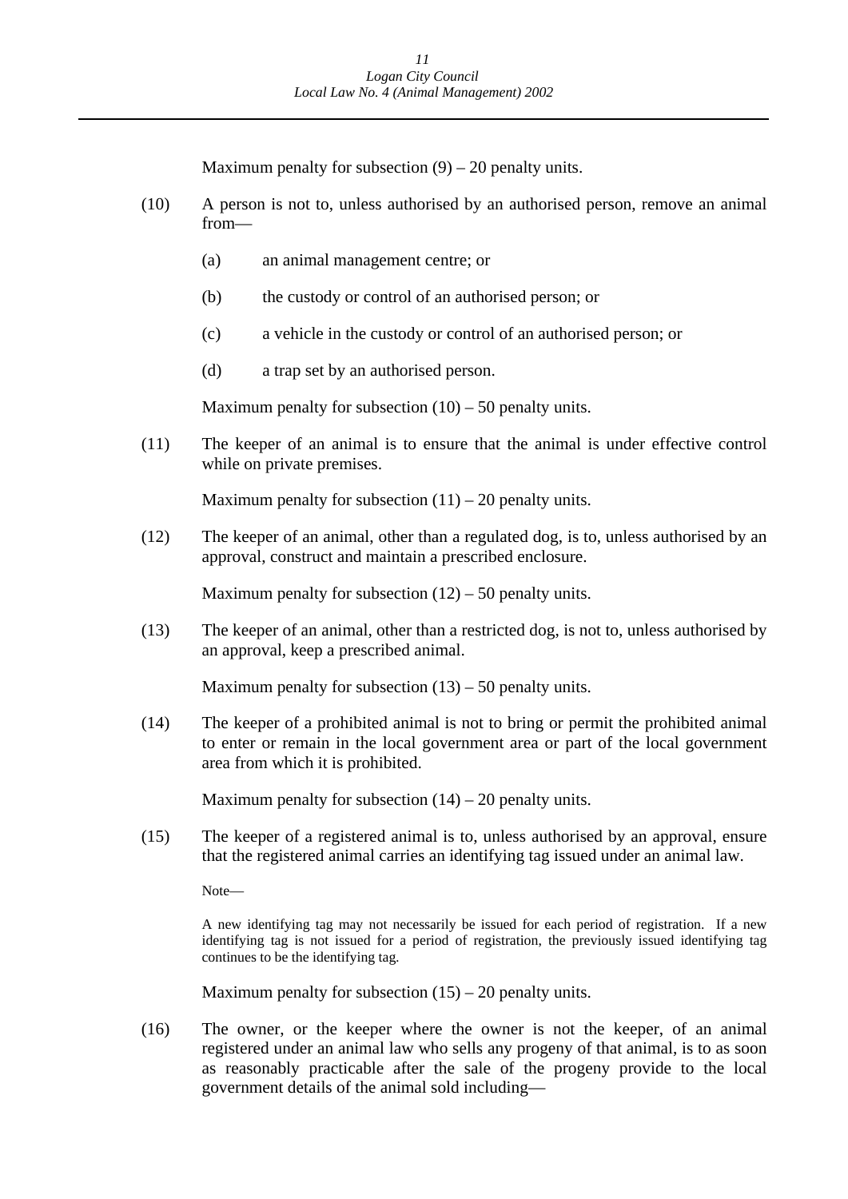Maximum penalty for subsection (9) – 20 penalty units.

(10) A person is not to, unless authorised by an authorised person, remove an animal from—

(a) an animal management centre; or

(b) the custody or control of an authorised person; or

(c) a vehicle in the custody or control of an authorised person; or

(d) a trap set by an authorised person.

Maximum penalty for subsection (10) – 50 penalty units.

(11) The keeper of an animal is to ensure that the animal is under effective control while on private premises.

Maximum penalty for subsection (11) – 20 penalty units.

(12) The keeper of an animal, other than a regulated dog, is to, unless authorised by an approval, construct and maintain a prescribed enclosure.

Maximum penalty for subsection (12) – 50 penalty units.

(13) The keeper of an animal, other than a restricted dog, is not to, unless authorised by an approval, keep a prescribed animal.

Maximum penalty for subsection (13) – 50 penalty units.

(14) The keeper of a prohibited animal is not to bring or permit the prohibited animal to enter or remain in the local government area or part of the local government area from which it is prohibited.

Maximum penalty for subsection (14) – 20 penalty units.

(15) The keeper of a registered animal is to, unless authorised by an approval, ensure that the registered animal carries an identifying tag issued under an animal law.

Note—

A new identifying tag may not necessarily be issued for each period of registration. If a new identifying tag is not issued for a period of registration, the previously issued identifying tag continues to be the identifying tag.

Maximum penalty for subsection (15) – 20 penalty units.

(16) The owner, or the keeper where the owner is not the keeper, of an animal registered under an animal law who sells any progeny of that animal, is to as soon as reasonably practicable after the sale of the progeny provide to the local government details of the animal sold including—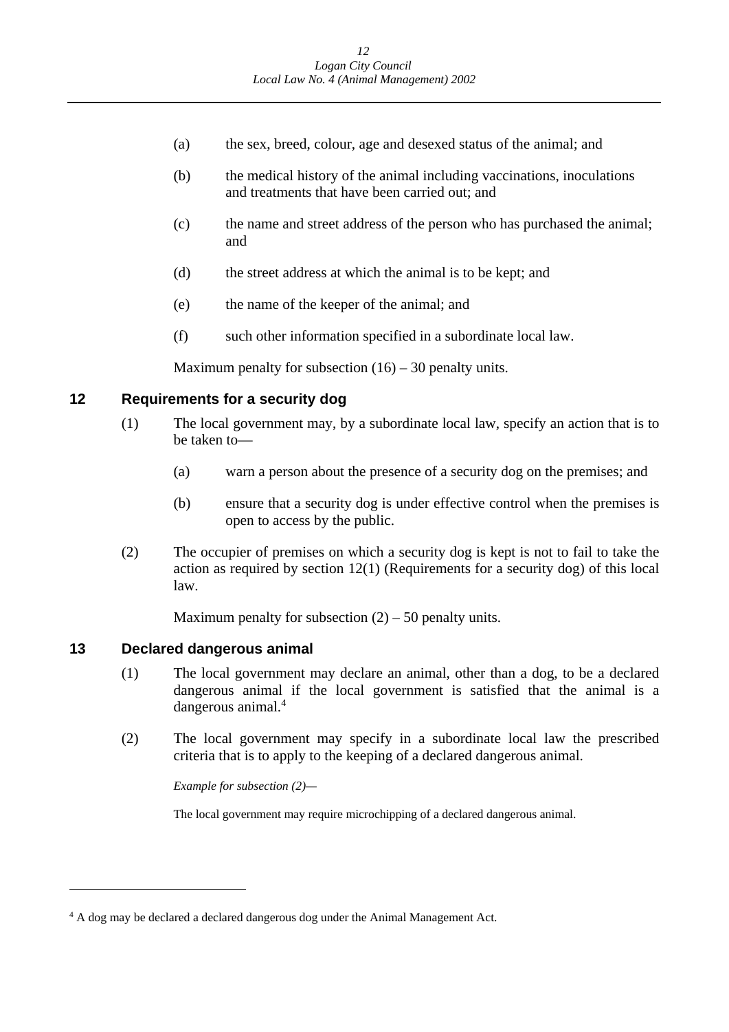(a) the sex, breed, colour, age and desexed status of the animal; and

(b) the medical history of the animal including vaccinations, inoculations and treatments that have been carried out; and

(c) the name and street address of the person who has purchased the animal; and

(d) the street address at which the animal is to be kept; and

(e) the name of the keeper of the animal; and

(f) such other information specified in a subordinate local law.

Maximum penalty for subsection (16) – 30 penalty units.

## 12 Requirements for a security dog

(1) The local government may, by a subordinate local law, specify an action that is to be taken to—

(a) warn a person about the presence of a security dog on the premises; and

(b) ensure that a security dog is under effective control when the premises is open to access by the public.

(2) The occupier of premises on which a security dog is kept is not to fail to take the action as required by section 12(1) (Requirements for a security dog) of this local law.

Maximum penalty for subsection (2) – 50 penalty units.

## 13 Declared dangerous animal

(1) The local government may declare an animal, other than a dog, to be a declared dangerous animal if the local government is satisfied that the animal is a dangerous animal.[4]

(2) The local government may specify in a subordinate local law the prescribed criteria that is to apply to the keeping of a declared dangerous animal.

*Example for subsection (2)—*

The local government may require microchipping of a declared dangerous animal.

---

[4] A dog may be declared a declared dangerous dog under the Animal Management Act.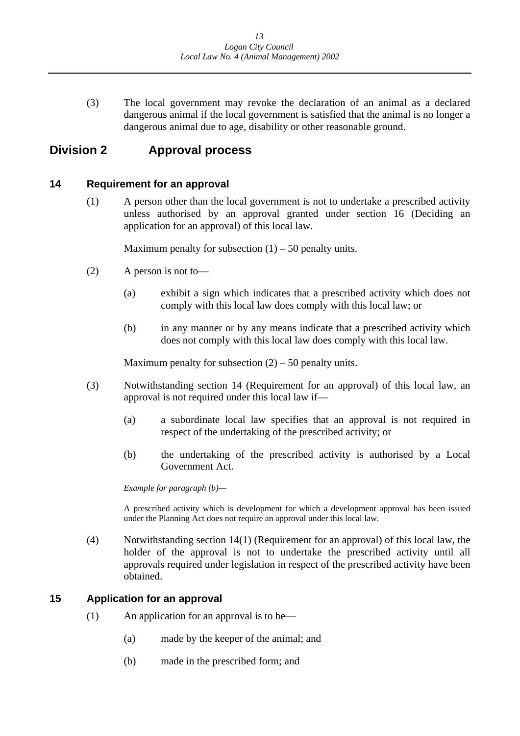(3) The local government may revoke the declaration of an animal as a declared dangerous animal if the local government is satisfied that the animal is no longer a dangerous animal due to age, disability or other reasonable ground.

## Division 2 Approval process

### 14 Requirement for an approval

(1) A person other than the local government is not to undertake a prescribed activity unless authorised by an approval granted under section 16 (Deciding an application for an approval) of this local law.

Maximum penalty for subsection (1) – 50 penalty units.

(2) A person is not to—

(a) exhibit a sign which indicates that a prescribed activity which does not comply with this local law does comply with this local law; or

(b) in any manner or by any means indicate that a prescribed activity which does not comply with this local law does comply with this local law.

Maximum penalty for subsection (2) – 50 penalty units.

(3) Notwithstanding section 14 (Requirement for an approval) of this local law, an approval is not required under this local law if—

(a) a subordinate local law specifies that an approval is not required in respect of the undertaking of the prescribed activity; or

(b) the undertaking of the prescribed activity is authorised by a Local Government Act.

*Example for paragraph (b)—*

A prescribed activity which is development for which a development approval has been issued under the Planning Act does not require an approval under this local law.

(4) Notwithstanding section 14(1) (Requirement for an approval) of this local law, the holder of the approval is not to undertake the prescribed activity until all approvals required under legislation in respect of the prescribed activity have been obtained.

### 15 Application for an approval

(1) An application for an approval is to be—

(a) made by the keeper of the animal; and

(b) made in the prescribed form; and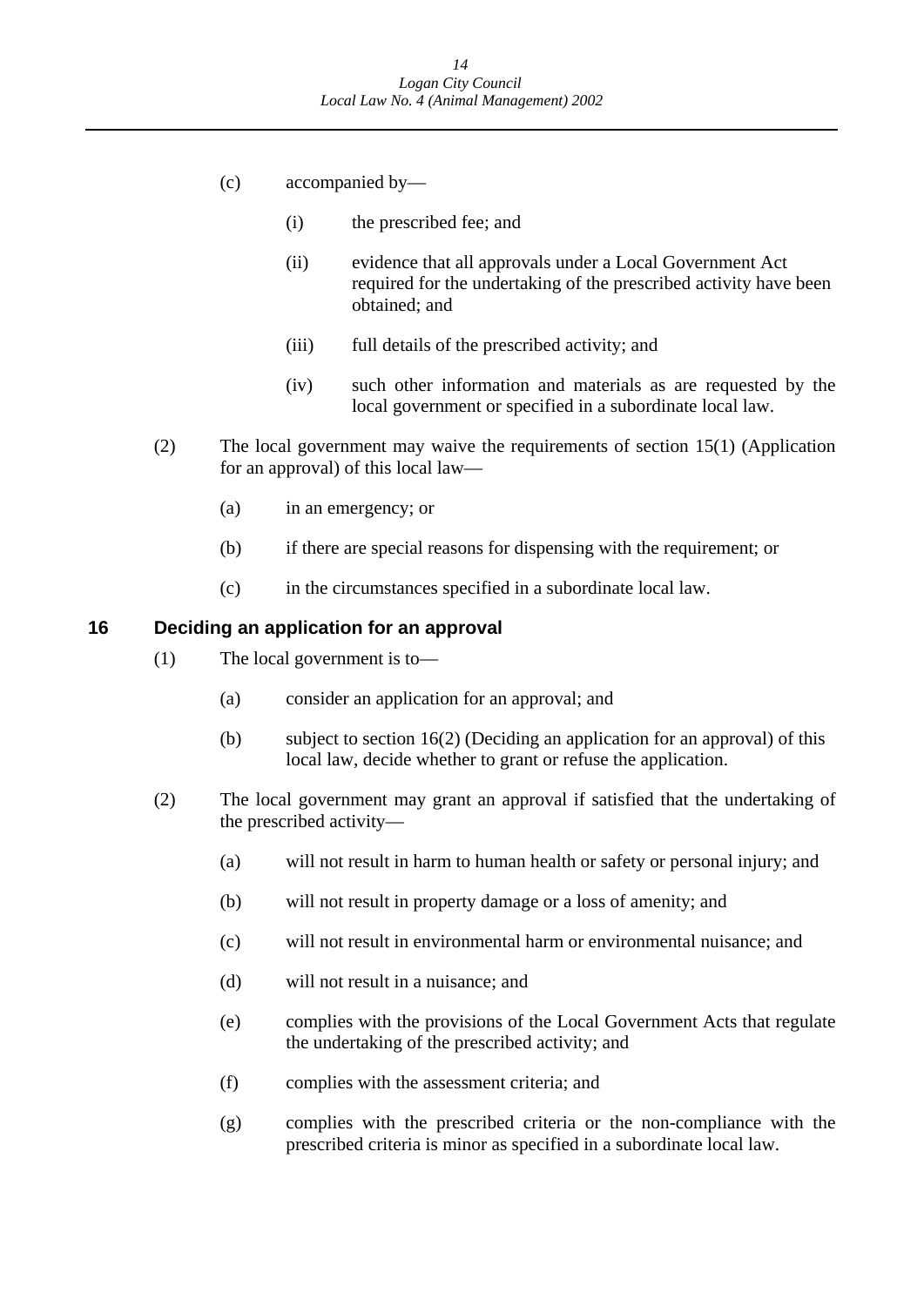(c) accompanied by—

(i) the prescribed fee; and

(ii) evidence that all approvals under a Local Government Act required for the undertaking of the prescribed activity have been obtained; and

(iii) full details of the prescribed activity; and

(iv) such other information and materials as are requested by the local government or specified in a subordinate local law.

(2) The local government may waive the requirements of section 15(1) (Application for an approval) of this local law—

(a) in an emergency; or

(b) if there are special reasons for dispensing with the requirement; or

(c) in the circumstances specified in a subordinate local law.

### 16 Deciding an application for an approval

(1) The local government is to—

(a) consider an application for an approval; and

(b) subject to section 16(2) (Deciding an application for an approval) of this local law, decide whether to grant or refuse the application.

(2) The local government may grant an approval if satisfied that the undertaking of the prescribed activity—

(a) will not result in harm to human health or safety or personal injury; and

(b) will not result in property damage or a loss of amenity; and

(c) will not result in environmental harm or environmental nuisance; and

(d) will not result in a nuisance; and

(e) complies with the provisions of the Local Government Acts that regulate the undertaking of the prescribed activity; and

(f) complies with the assessment criteria; and

(g) complies with the prescribed criteria or the non-compliance with the prescribed criteria is minor as specified in a subordinate local law.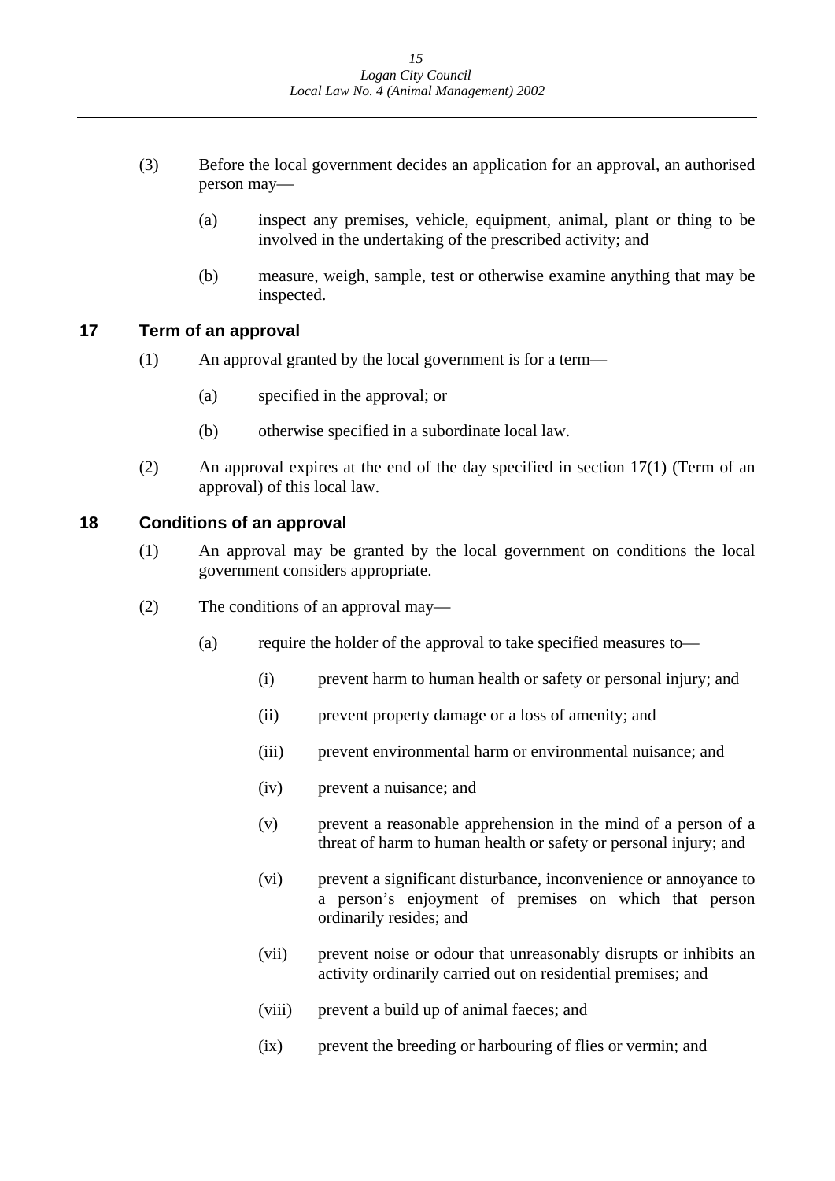(3) Before the local government decides an application for an approval, an authorised person may—

- (a) inspect any premises, vehicle, equipment, animal, plant or thing to be involved in the undertaking of the prescribed activity; and
- (b) measure, weigh, sample, test or otherwise examine anything that may be inspected.

## 17 Term of an approval

(1) An approval granted by the local government is for a term—

- (a) specified in the approval; or
- (b) otherwise specified in a subordinate local law.

(2) An approval expires at the end of the day specified in section 17(1) (Term of an approval) of this local law.

## 18 Conditions of an approval

(1) An approval may be granted by the local government on conditions the local government considers appropriate.

(2) The conditions of an approval may—

- (a) require the holder of the approval to take specified measures to—
  - (i) prevent harm to human health or safety or personal injury; and
  - (ii) prevent property damage or a loss of amenity; and
  - (iii) prevent environmental harm or environmental nuisance; and
  - (iv) prevent a nuisance; and
  - (v) prevent a reasonable apprehension in the mind of a person of a threat of harm to human health or safety or personal injury; and
  - (vi) prevent a significant disturbance, inconvenience or annoyance to a person's enjoyment of premises on which that person ordinarily resides; and
  - (vii) prevent noise or odour that unreasonably disrupts or inhibits an activity ordinarily carried out on residential premises; and
  - (viii) prevent a build up of animal faeces; and
  - (ix) prevent the breeding or harbouring of flies or vermin; and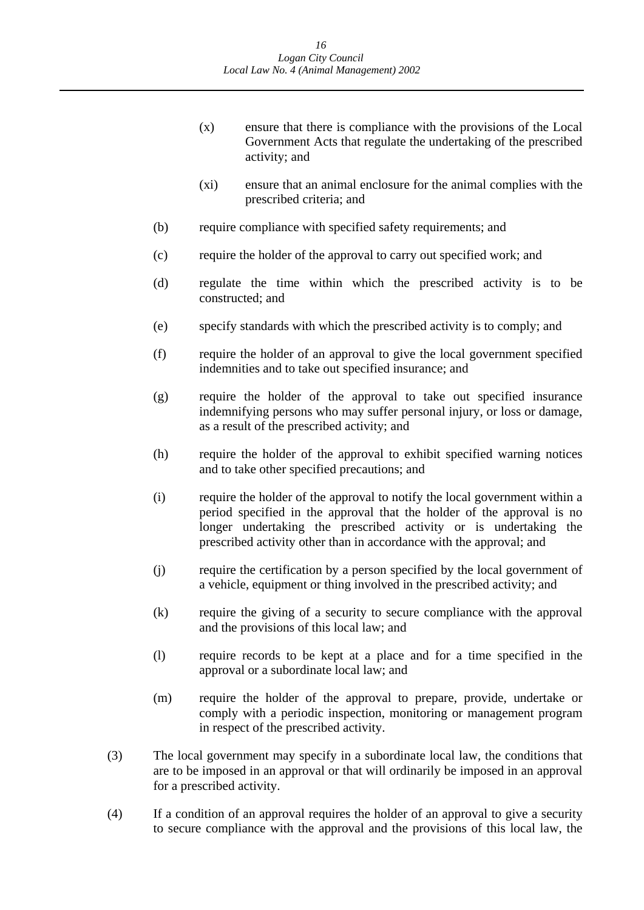(x) ensure that there is compliance with the provisions of the Local Government Acts that regulate the undertaking of the prescribed activity; and

(xi) ensure that an animal enclosure for the animal complies with the prescribed criteria; and

(b) require compliance with specified safety requirements; and

(c) require the holder of the approval to carry out specified work; and

(d) regulate the time within which the prescribed activity is to be constructed; and

(e) specify standards with which the prescribed activity is to comply; and

(f) require the holder of an approval to give the local government specified indemnities and to take out specified insurance; and

(g) require the holder of the approval to take out specified insurance indemnifying persons who may suffer personal injury, or loss or damage, as a result of the prescribed activity; and

(h) require the holder of the approval to exhibit specified warning notices and to take other specified precautions; and

(i) require the holder of the approval to notify the local government within a period specified in the approval that the holder of the approval is no longer undertaking the prescribed activity or is undertaking the prescribed activity other than in accordance with the approval; and

(j) require the certification by a person specified by the local government of a vehicle, equipment or thing involved in the prescribed activity; and

(k) require the giving of a security to secure compliance with the approval and the provisions of this local law; and

(l) require records to be kept at a place and for a time specified in the approval or a subordinate local law; and

(m) require the holder of the approval to prepare, provide, undertake or comply with a periodic inspection, monitoring or management program in respect of the prescribed activity.

(3) The local government may specify in a subordinate local law, the conditions that are to be imposed in an approval or that will ordinarily be imposed in an approval for a prescribed activity.

(4) If a condition of an approval requires the holder of an approval to give a security to secure compliance with the approval and the provisions of this local law, the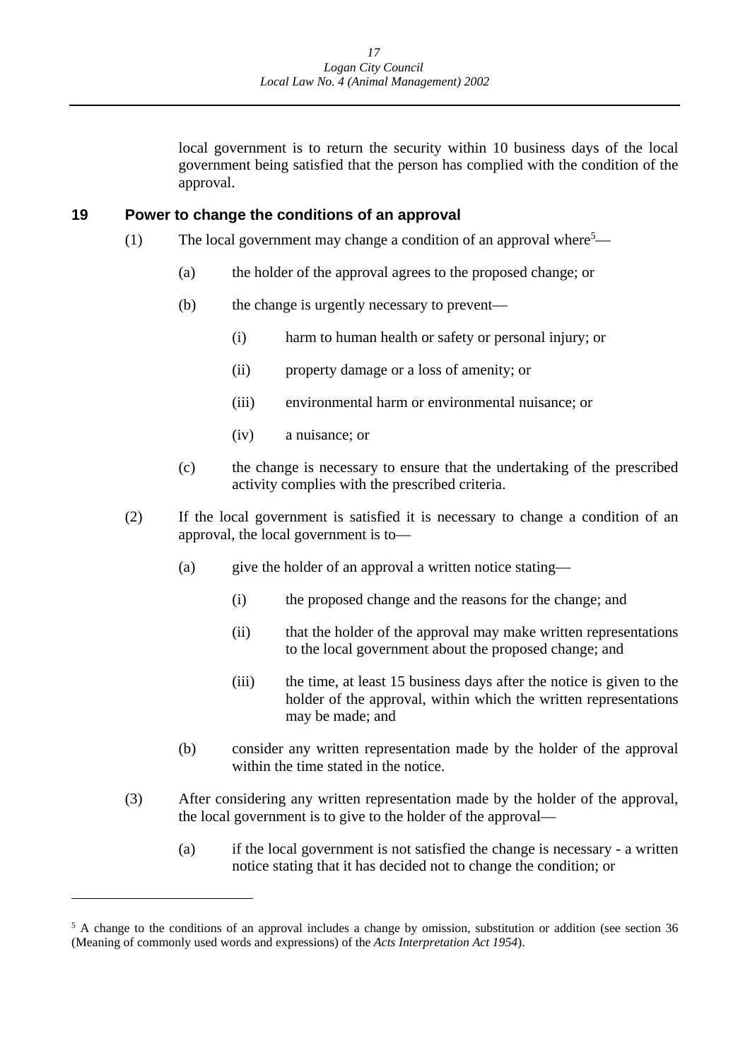local government is to return the security within 10 business days of the local government being satisfied that the person has complied with the condition of the approval.

## 19 Power to change the conditions of an approval

(1) The local government may change a condition of an approval where[5]—

(a) the holder of the approval agrees to the proposed change; or

(b) the change is urgently necessary to prevent—

(i) harm to human health or safety or personal injury; or

(ii) property damage or a loss of amenity; or

(iii) environmental harm or environmental nuisance; or

(iv) a nuisance; or

(c) the change is necessary to ensure that the undertaking of the prescribed activity complies with the prescribed criteria.

(2) If the local government is satisfied it is necessary to change a condition of an approval, the local government is to—

(a) give the holder of an approval a written notice stating—

(i) the proposed change and the reasons for the change; and

(ii) that the holder of the approval may make written representations to the local government about the proposed change; and

(iii) the time, at least 15 business days after the notice is given to the holder of the approval, within which the written representations may be made; and

(b) consider any written representation made by the holder of the approval within the time stated in the notice.

(3) After considering any written representation made by the holder of the approval, the local government is to give to the holder of the approval—

(a) if the local government is not satisfied the change is necessary - a written notice stating that it has decided not to change the condition; or

---

[5] A change to the conditions of an approval includes a change by omission, substitution or addition (see section 36 (Meaning of commonly used words and expressions) of the *Acts Interpretation Act 1954*).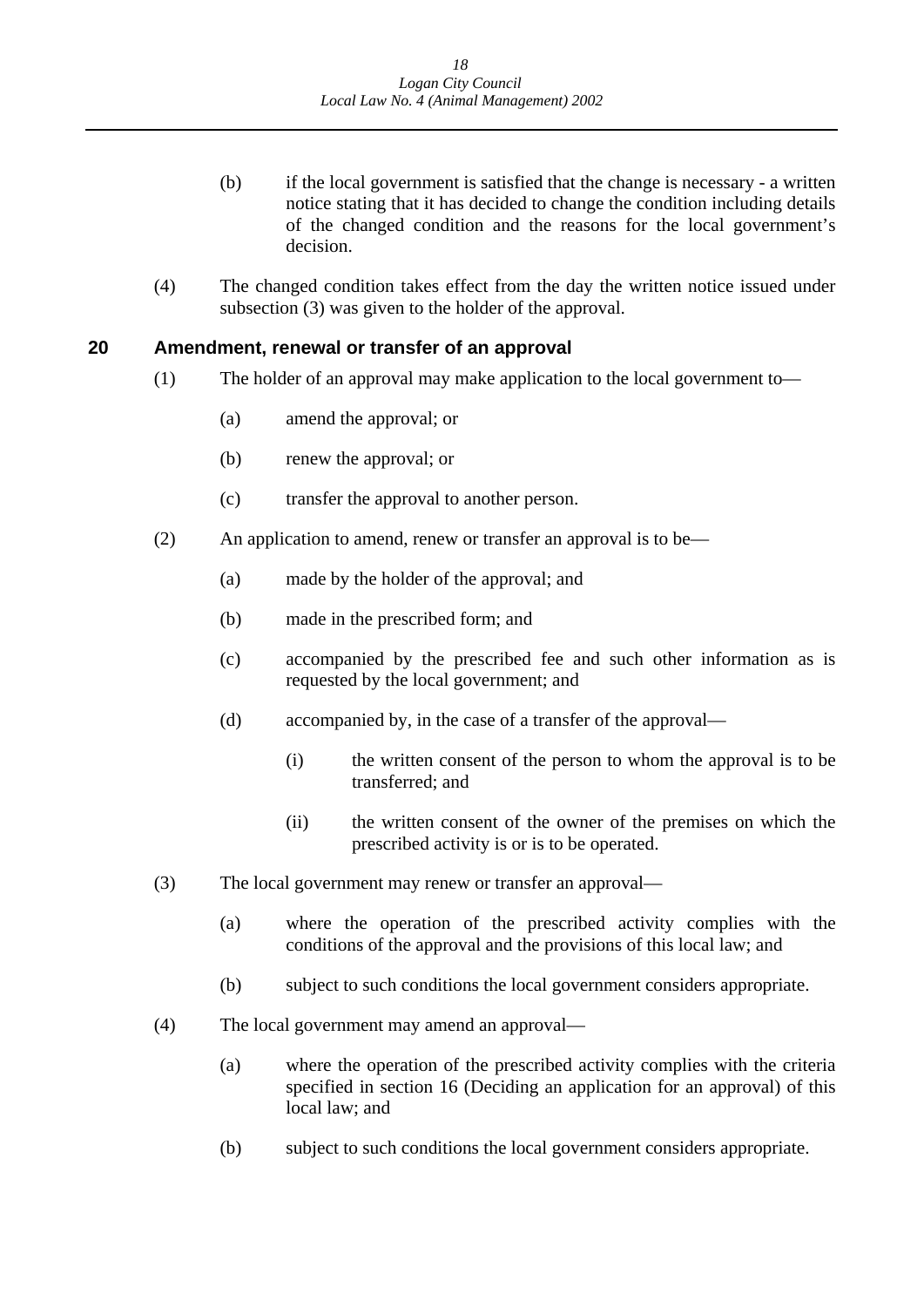(b) if the local government is satisfied that the change is necessary - a written notice stating that it has decided to change the condition including details of the changed condition and the reasons for the local government's decision.

(4) The changed condition takes effect from the day the written notice issued under subsection (3) was given to the holder of the approval.

## 20 Amendment, renewal or transfer of an approval

(1) The holder of an approval may make application to the local government to—

(a) amend the approval; or

(b) renew the approval; or

(c) transfer the approval to another person.

(2) An application to amend, renew or transfer an approval is to be—

(a) made by the holder of the approval; and

(b) made in the prescribed form; and

(c) accompanied by the prescribed fee and such other information as is requested by the local government; and

(d) accompanied by, in the case of a transfer of the approval—

(i) the written consent of the person to whom the approval is to be transferred; and

(ii) the written consent of the owner of the premises on which the prescribed activity is or is to be operated.

(3) The local government may renew or transfer an approval—

(a) where the operation of the prescribed activity complies with the conditions of the approval and the provisions of this local law; and

(b) subject to such conditions the local government considers appropriate.

(4) The local government may amend an approval—

(a) where the operation of the prescribed activity complies with the criteria specified in section 16 (Deciding an application for an approval) of this local law; and

(b) subject to such conditions the local government considers appropriate.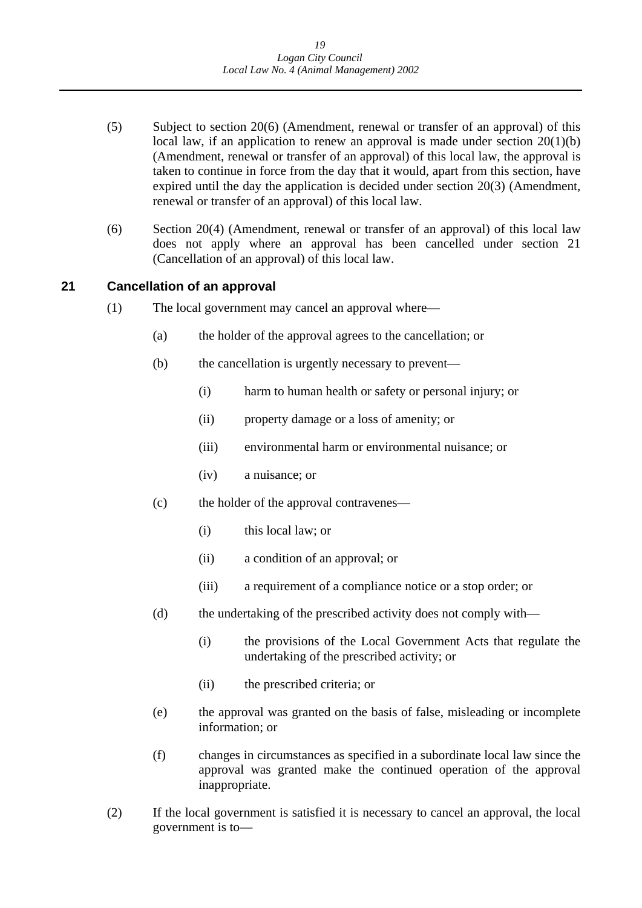(5) Subject to section 20(6) (Amendment, renewal or transfer of an approval) of this local law, if an application to renew an approval is made under section 20(1)(b) (Amendment, renewal or transfer of an approval) of this local law, the approval is taken to continue in force from the day that it would, apart from this section, have expired until the day the application is decided under section 20(3) (Amendment, renewal or transfer of an approval) of this local law.

(6) Section 20(4) (Amendment, renewal or transfer of an approval) of this local law does not apply where an approval has been cancelled under section 21 (Cancellation of an approval) of this local law.

## 21 Cancellation of an approval

(1) The local government may cancel an approval where—

(a) the holder of the approval agrees to the cancellation; or

(b) the cancellation is urgently necessary to prevent—

(i) harm to human health or safety or personal injury; or

(ii) property damage or a loss of amenity; or

(iii) environmental harm or environmental nuisance; or

(iv) a nuisance; or

(c) the holder of the approval contravenes—

(i) this local law; or

(ii) a condition of an approval; or

(iii) a requirement of a compliance notice or a stop order; or

(d) the undertaking of the prescribed activity does not comply with—

(i) the provisions of the Local Government Acts that regulate the undertaking of the prescribed activity; or

(ii) the prescribed criteria; or

(e) the approval was granted on the basis of false, misleading or incomplete information; or

(f) changes in circumstances as specified in a subordinate local law since the approval was granted make the continued operation of the approval inappropriate.

(2) If the local government is satisfied it is necessary to cancel an approval, the local government is to—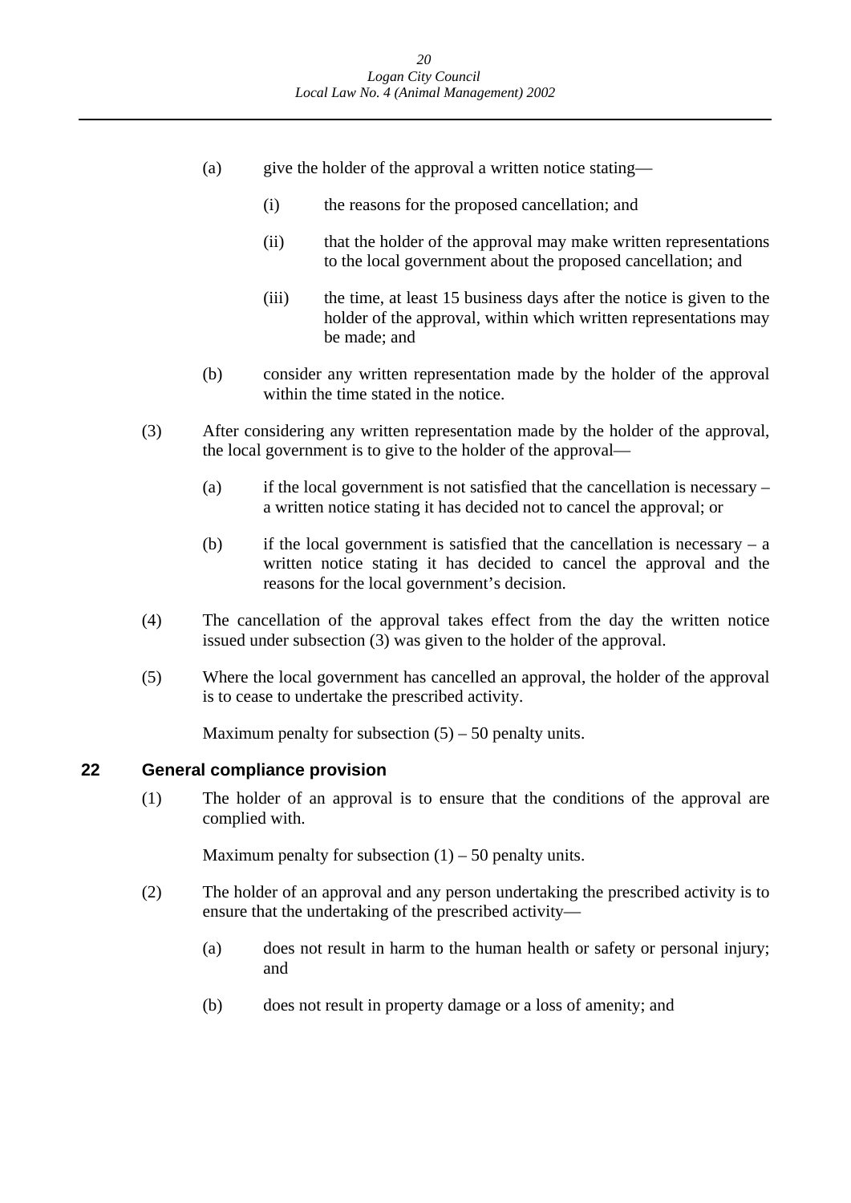(a) give the holder of the approval a written notice stating—

(i) the reasons for the proposed cancellation; and

(ii) that the holder of the approval may make written representations to the local government about the proposed cancellation; and

(iii) the time, at least 15 business days after the notice is given to the holder of the approval, within which written representations may be made; and

(b) consider any written representation made by the holder of the approval within the time stated in the notice.

(3) After considering any written representation made by the holder of the approval, the local government is to give to the holder of the approval—

(a) if the local government is not satisfied that the cancellation is necessary – a written notice stating it has decided not to cancel the approval; or

(b) if the local government is satisfied that the cancellation is necessary – a written notice stating it has decided to cancel the approval and the reasons for the local government's decision.

(4) The cancellation of the approval takes effect from the day the written notice issued under subsection (3) was given to the holder of the approval.

(5) Where the local government has cancelled an approval, the holder of the approval is to cease to undertake the prescribed activity.

Maximum penalty for subsection (5) – 50 penalty units.

## 22 General compliance provision

(1) The holder of an approval is to ensure that the conditions of the approval are complied with.

Maximum penalty for subsection (1) – 50 penalty units.

(2) The holder of an approval and any person undertaking the prescribed activity is to ensure that the undertaking of the prescribed activity—

(a) does not result in harm to the human health or safety or personal injury; and

(b) does not result in property damage or a loss of amenity; and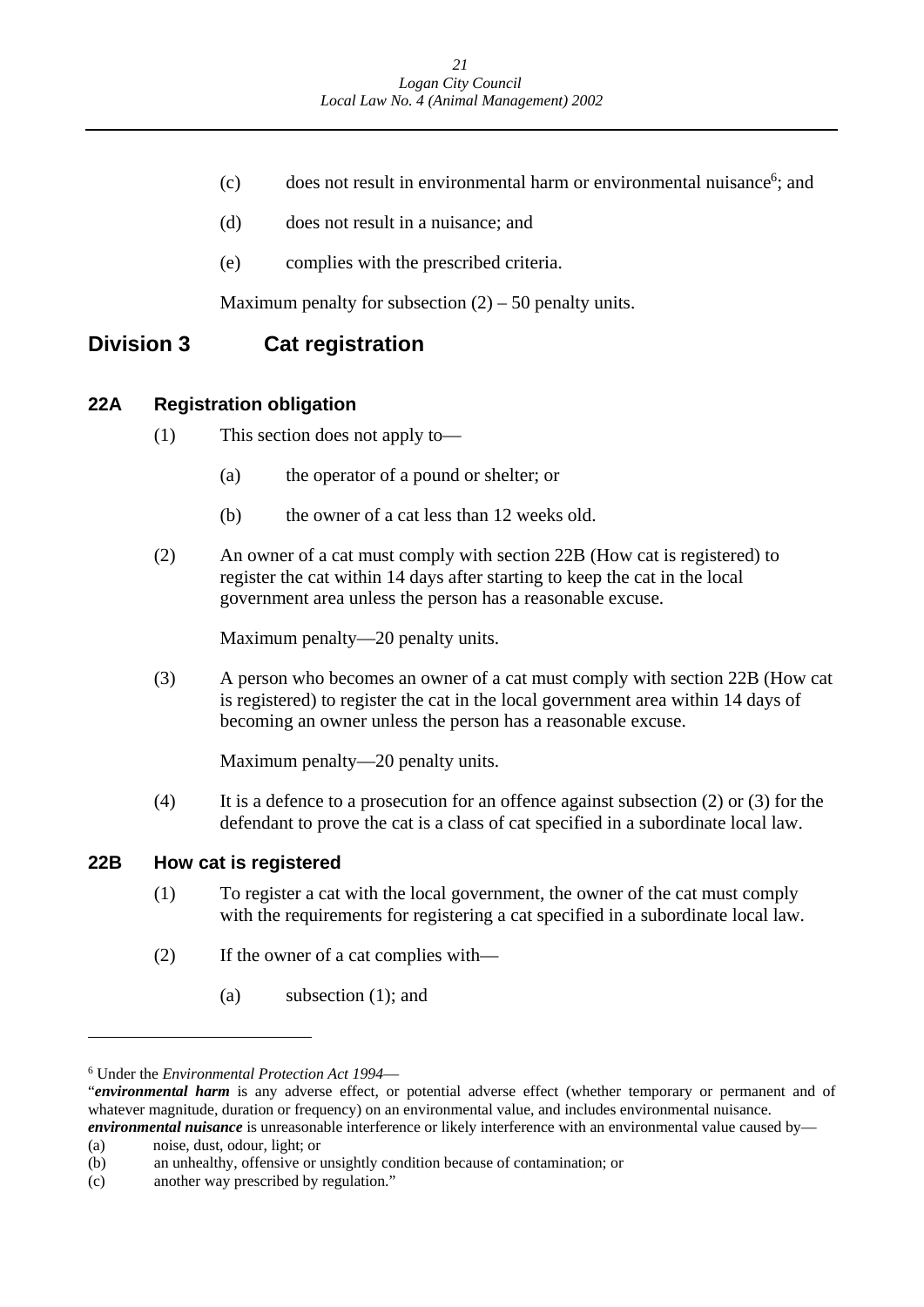(c) does not result in environmental harm or environmental nuisance[6]; and

(d) does not result in a nuisance; and

(e) complies with the prescribed criteria.

Maximum penalty for subsection (2) – 50 penalty units.

## Division 3 Cat registration

### 22A Registration obligation

(1) This section does not apply to—

(a) the operator of a pound or shelter; or

(b) the owner of a cat less than 12 weeks old.

(2) An owner of a cat must comply with section 22B (How cat is registered) to register the cat within 14 days after starting to keep the cat in the local government area unless the person has a reasonable excuse.

Maximum penalty—20 penalty units.

(3) A person who becomes an owner of a cat must comply with section 22B (How cat is registered) to register the cat in the local government area within 14 days of becoming an owner unless the person has a reasonable excuse.

Maximum penalty—20 penalty units.

(4) It is a defence to a prosecution for an offence against subsection (2) or (3) for the defendant to prove the cat is a class of cat specified in a subordinate local law.

### 22B How cat is registered

(1) To register a cat with the local government, the owner of the cat must comply with the requirements for registering a cat specified in a subordinate local law.

(2) If the owner of a cat complies with—

(a) subsection (1); and

---

[6] Under the *Environmental Protection Act 1994*—

"***environmental harm*** is any adverse effect, or potential adverse effect (whether temporary or permanent and of whatever magnitude, duration or frequency) on an environmental value, and includes environmental nuisance.

***environmental nuisance*** is unreasonable interference or likely interference with an environmental value caused by—

(a) noise, dust, odour, light; or

(b) an unhealthy, offensive or unsightly condition because of contamination; or

(c) another way prescribed by regulation."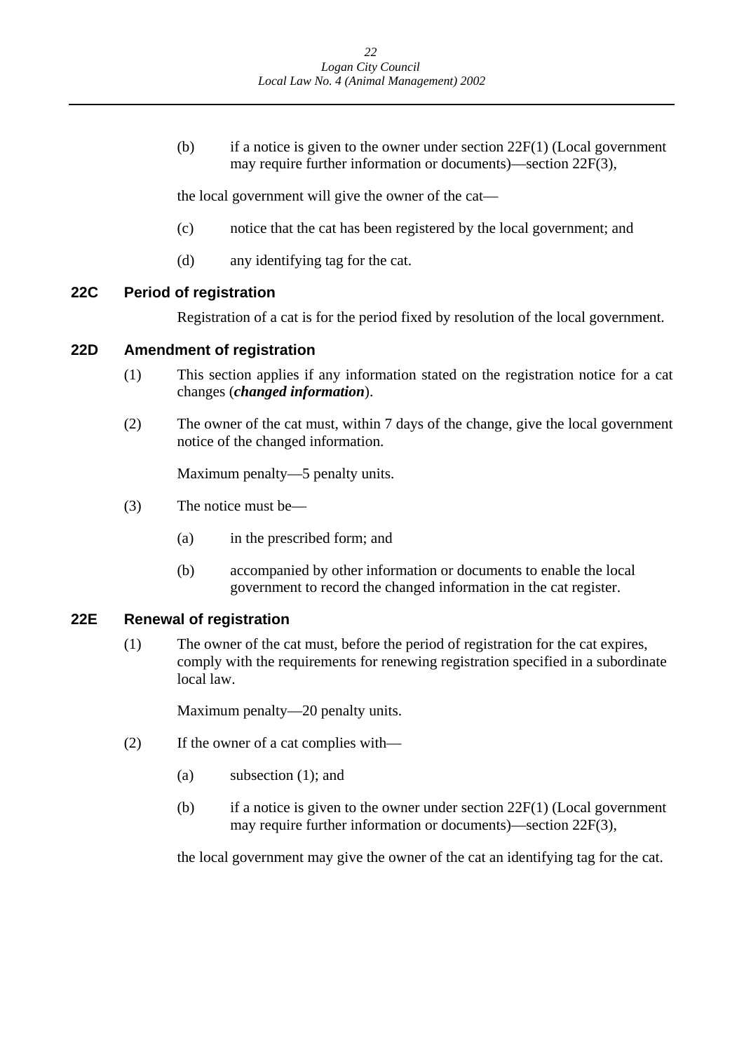(b) if a notice is given to the owner under section 22F(1) (Local government may require further information or documents)—section 22F(3),

the local government will give the owner of the cat—

(c) notice that the cat has been registered by the local government; and

(d) any identifying tag for the cat.

### 22C Period of registration

Registration of a cat is for the period fixed by resolution of the local government.

### 22D Amendment of registration

(1) This section applies if any information stated on the registration notice for a cat changes (***changed information***).

(2) The owner of the cat must, within 7 days of the change, give the local government notice of the changed information.

Maximum penalty—5 penalty units.

(3) The notice must be—

(a) in the prescribed form; and

(b) accompanied by other information or documents to enable the local government to record the changed information in the cat register.

### 22E Renewal of registration

(1) The owner of the cat must, before the period of registration for the cat expires, comply with the requirements for renewing registration specified in a subordinate local law.

Maximum penalty—20 penalty units.

(2) If the owner of a cat complies with—

(a) subsection (1); and

(b) if a notice is given to the owner under section 22F(1) (Local government may require further information or documents)—section 22F(3),

the local government may give the owner of the cat an identifying tag for the cat.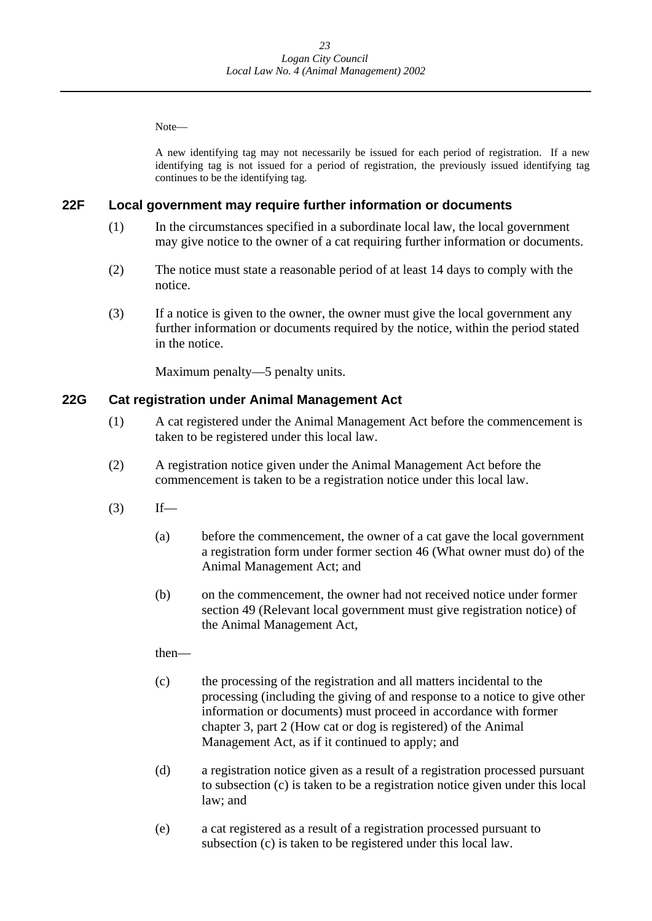Note—

A new identifying tag may not necessarily be issued for each period of registration. If a new identifying tag is not issued for a period of registration, the previously issued identifying tag continues to be the identifying tag.

## 22F Local government may require further information or documents

(1) In the circumstances specified in a subordinate local law, the local government may give notice to the owner of a cat requiring further information or documents.

(2) The notice must state a reasonable period of at least 14 days to comply with the notice.

(3) If a notice is given to the owner, the owner must give the local government any further information or documents required by the notice, within the period stated in the notice.

Maximum penalty—5 penalty units.

## 22G Cat registration under Animal Management Act

(1) A cat registered under the Animal Management Act before the commencement is taken to be registered under this local law.

(2) A registration notice given under the Animal Management Act before the commencement is taken to be a registration notice under this local law.

(3) If—

(a) before the commencement, the owner of a cat gave the local government a registration form under former section 46 (What owner must do) of the Animal Management Act; and

(b) on the commencement, the owner had not received notice under former section 49 (Relevant local government must give registration notice) of the Animal Management Act,

then—

(c) the processing of the registration and all matters incidental to the processing (including the giving of and response to a notice to give other information or documents) must proceed in accordance with former chapter 3, part 2 (How cat or dog is registered) of the Animal Management Act, as if it continued to apply; and

(d) a registration notice given as a result of a registration processed pursuant to subsection (c) is taken to be a registration notice given under this local law; and

(e) a cat registered as a result of a registration processed pursuant to subsection (c) is taken to be registered under this local law.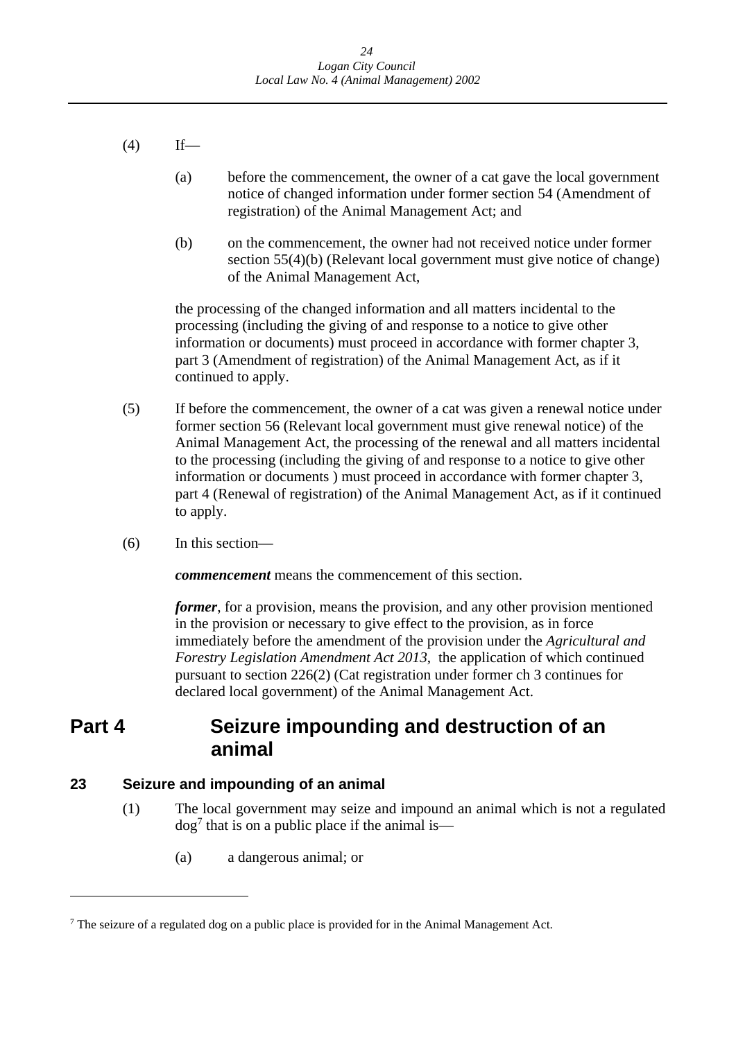(4) If—

(a) before the commencement, the owner of a cat gave the local government notice of changed information under former section 54 (Amendment of registration) of the Animal Management Act; and

(b) on the commencement, the owner had not received notice under former section 55(4)(b) (Relevant local government must give notice of change) of the Animal Management Act,

the processing of the changed information and all matters incidental to the processing (including the giving of and response to a notice to give other information or documents) must proceed in accordance with former chapter 3, part 3 (Amendment of registration) of the Animal Management Act, as if it continued to apply.

(5) If before the commencement, the owner of a cat was given a renewal notice under former section 56 (Relevant local government must give renewal notice) of the Animal Management Act, the processing of the renewal and all matters incidental to the processing (including the giving of and response to a notice to give other information or documents ) must proceed in accordance with former chapter 3, part 4 (Renewal of registration) of the Animal Management Act, as if it continued to apply.

(6) In this section—

***commencement*** means the commencement of this section.

***former***, for a provision, means the provision, and any other provision mentioned in the provision or necessary to give effect to the provision, as in force immediately before the amendment of the provision under the *Agricultural and Forestry Legislation Amendment Act 2013*, the application of which continued pursuant to section 226(2) (Cat registration under former ch 3 continues for declared local government) of the Animal Management Act.

# Part 4 Seizure impounding and destruction of an animal

### 23 Seizure and impounding of an animal

(1) The local government may seize and impound an animal which is not a regulated dog[7] that is on a public place if the animal is—

(a) a dangerous animal; or

---

[7] The seizure of a regulated dog on a public place is provided for in the Animal Management Act.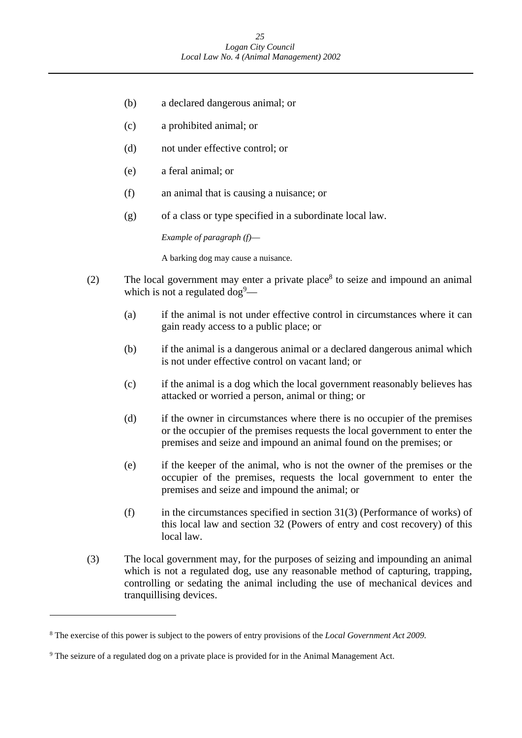(b) a declared dangerous animal; or

(c) a prohibited animal; or

(d) not under effective control; or

(e) a feral animal; or

(f) an animal that is causing a nuisance; or

(g) of a class or type specified in a subordinate local law.

*Example of paragraph (f)*—

A barking dog may cause a nuisance.

(2) The local government may enter a private place[8] to seize and impound an animal which is not a regulated dog[9]—

(a) if the animal is not under effective control in circumstances where it can gain ready access to a public place; or

(b) if the animal is a dangerous animal or a declared dangerous animal which is not under effective control on vacant land; or

(c) if the animal is a dog which the local government reasonably believes has attacked or worried a person, animal or thing; or

(d) if the owner in circumstances where there is no occupier of the premises or the occupier of the premises requests the local government to enter the premises and seize and impound an animal found on the premises; or

(e) if the keeper of the animal, who is not the owner of the premises or the occupier of the premises, requests the local government to enter the premises and seize and impound the animal; or

(f) in the circumstances specified in section 31(3) (Performance of works) of this local law and section 32 (Powers of entry and cost recovery) of this local law.

(3) The local government may, for the purposes of seizing and impounding an animal which is not a regulated dog, use any reasonable method of capturing, trapping, controlling or sedating the animal including the use of mechanical devices and tranquillising devices.

---

[8] The exercise of this power is subject to the powers of entry provisions of the *Local Government Act 2009*.

[9] The seizure of a regulated dog on a private place is provided for in the Animal Management Act.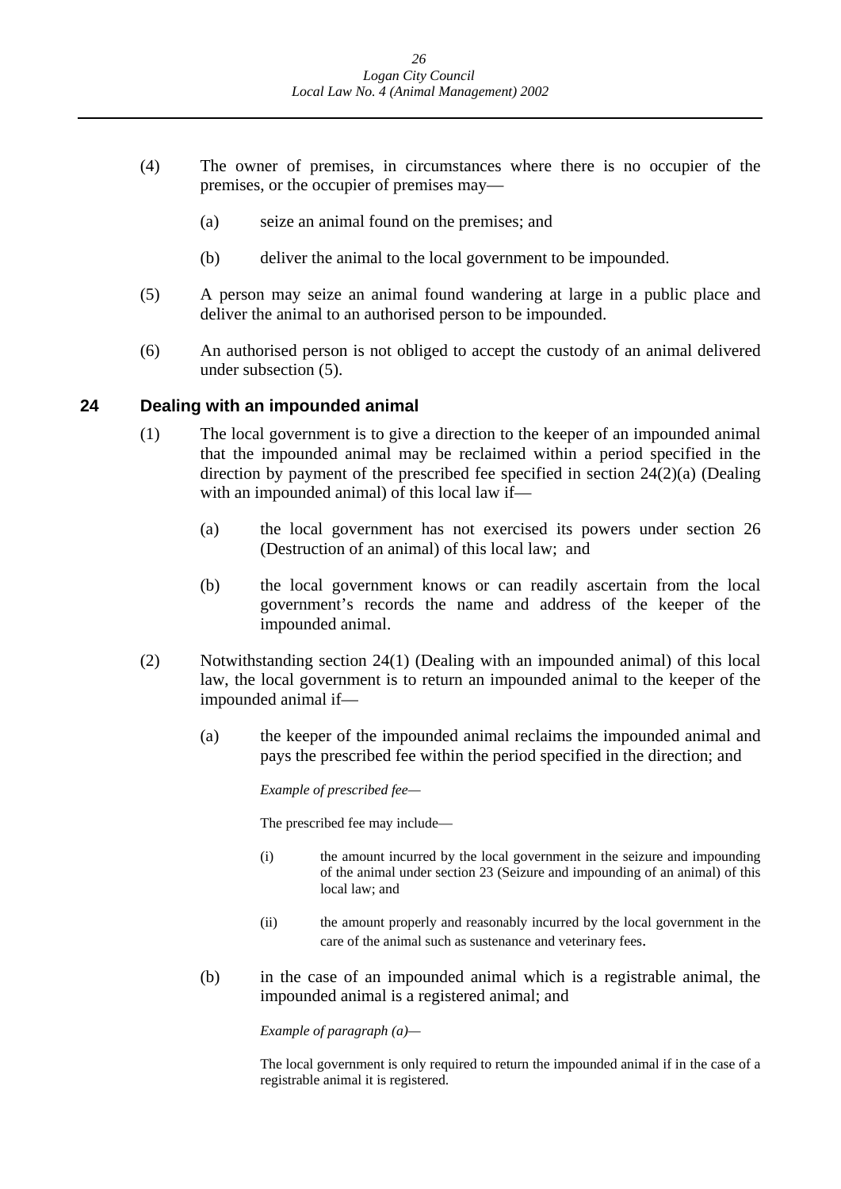(4) The owner of premises, in circumstances where there is no occupier of the premises, or the occupier of premises may—

(a) seize an animal found on the premises; and

(b) deliver the animal to the local government to be impounded.

(5) A person may seize an animal found wandering at large in a public place and deliver the animal to an authorised person to be impounded.

(6) An authorised person is not obliged to accept the custody of an animal delivered under subsection (5).

### 24 Dealing with an impounded animal

(1) The local government is to give a direction to the keeper of an impounded animal that the impounded animal may be reclaimed within a period specified in the direction by payment of the prescribed fee specified in section 24(2)(a) (Dealing with an impounded animal) of this local law if—

(a) the local government has not exercised its powers under section 26 (Destruction of an animal) of this local law; and

(b) the local government knows or can readily ascertain from the local government's records the name and address of the keeper of the impounded animal.

(2) Notwithstanding section 24(1) (Dealing with an impounded animal) of this local law, the local government is to return an impounded animal to the keeper of the impounded animal if—

(a) the keeper of the impounded animal reclaims the impounded animal and pays the prescribed fee within the period specified in the direction; and

*Example of prescribed fee—*

The prescribed fee may include—

(i) the amount incurred by the local government in the seizure and impounding of the animal under section 23 (Seizure and impounding of an animal) of this local law; and

(ii) the amount properly and reasonably incurred by the local government in the care of the animal such as sustenance and veterinary fees.

(b) in the case of an impounded animal which is a registrable animal, the impounded animal is a registered animal; and

*Example of paragraph (a)—*

The local government is only required to return the impounded animal if in the case of a registrable animal it is registered.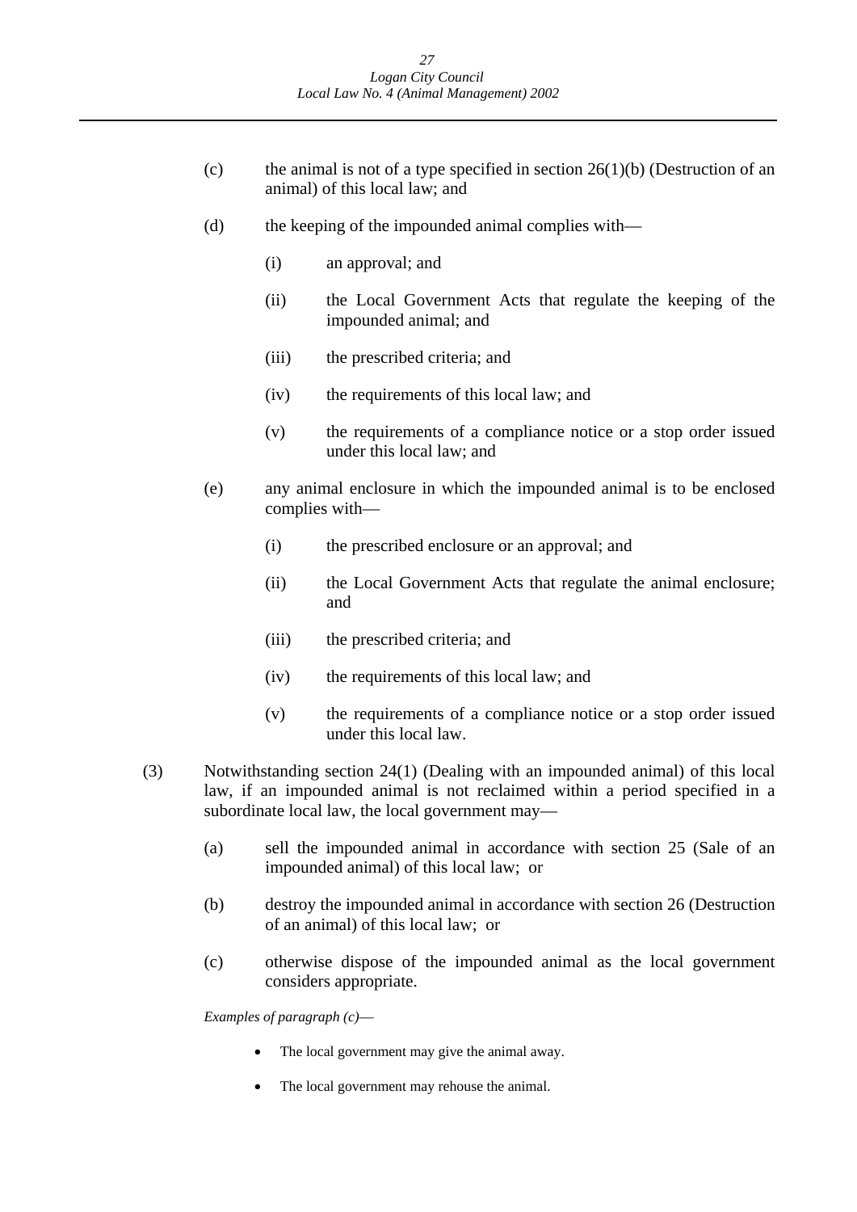(c) the animal is not of a type specified in section 26(1)(b) (Destruction of an animal) of this local law; and

(d) the keeping of the impounded animal complies with—

(i) an approval; and

(ii) the Local Government Acts that regulate the keeping of the impounded animal; and

(iii) the prescribed criteria; and

(iv) the requirements of this local law; and

(v) the requirements of a compliance notice or a stop order issued under this local law; and

(e) any animal enclosure in which the impounded animal is to be enclosed complies with—

(i) the prescribed enclosure or an approval; and

(ii) the Local Government Acts that regulate the animal enclosure; and

(iii) the prescribed criteria; and

(iv) the requirements of this local law; and

(v) the requirements of a compliance notice or a stop order issued under this local law.

(3) Notwithstanding section 24(1) (Dealing with an impounded animal) of this local law, if an impounded animal is not reclaimed within a period specified in a subordinate local law, the local government may—

(a) sell the impounded animal in accordance with section 25 (Sale of an impounded animal) of this local law; or

(b) destroy the impounded animal in accordance with section 26 (Destruction of an animal) of this local law; or

(c) otherwise dispose of the impounded animal as the local government considers appropriate.

*Examples of paragraph (c)*—

- The local government may give the animal away.
- The local government may rehouse the animal.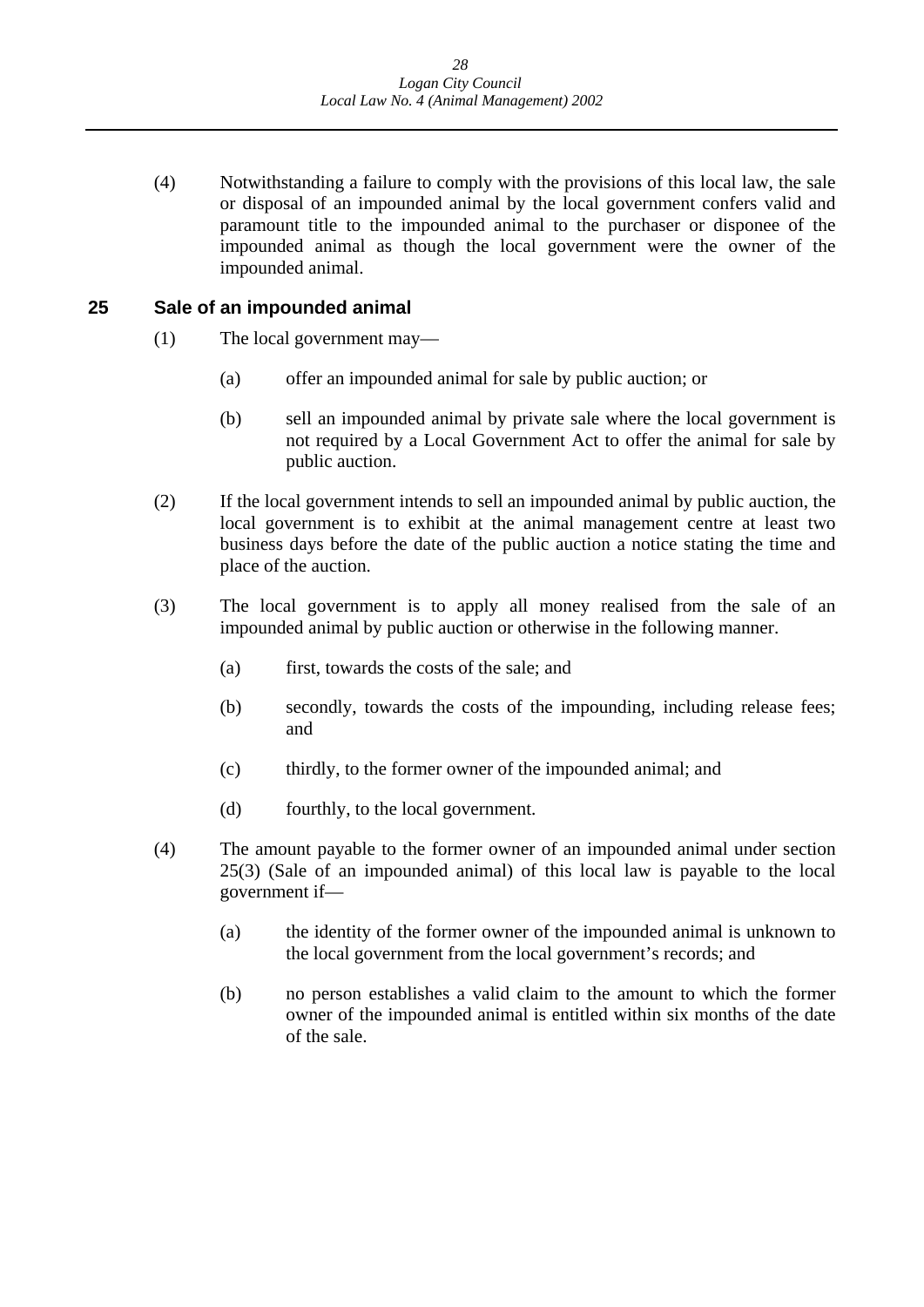(4) Notwithstanding a failure to comply with the provisions of this local law, the sale or disposal of an impounded animal by the local government confers valid and paramount title to the impounded animal to the purchaser or disponee of the impounded animal as though the local government were the owner of the impounded animal.

## 25 Sale of an impounded animal

(1) The local government may—

(a) offer an impounded animal for sale by public auction; or

(b) sell an impounded animal by private sale where the local government is not required by a Local Government Act to offer the animal for sale by public auction.

(2) If the local government intends to sell an impounded animal by public auction, the local government is to exhibit at the animal management centre at least two business days before the date of the public auction a notice stating the time and place of the auction.

(3) The local government is to apply all money realised from the sale of an impounded animal by public auction or otherwise in the following manner.

(a) first, towards the costs of the sale; and

(b) secondly, towards the costs of the impounding, including release fees; and

(c) thirdly, to the former owner of the impounded animal; and

(d) fourthly, to the local government.

(4) The amount payable to the former owner of an impounded animal under section 25(3) (Sale of an impounded animal) of this local law is payable to the local government if—

(a) the identity of the former owner of the impounded animal is unknown to the local government from the local government's records; and

(b) no person establishes a valid claim to the amount to which the former owner of the impounded animal is entitled within six months of the date of the sale.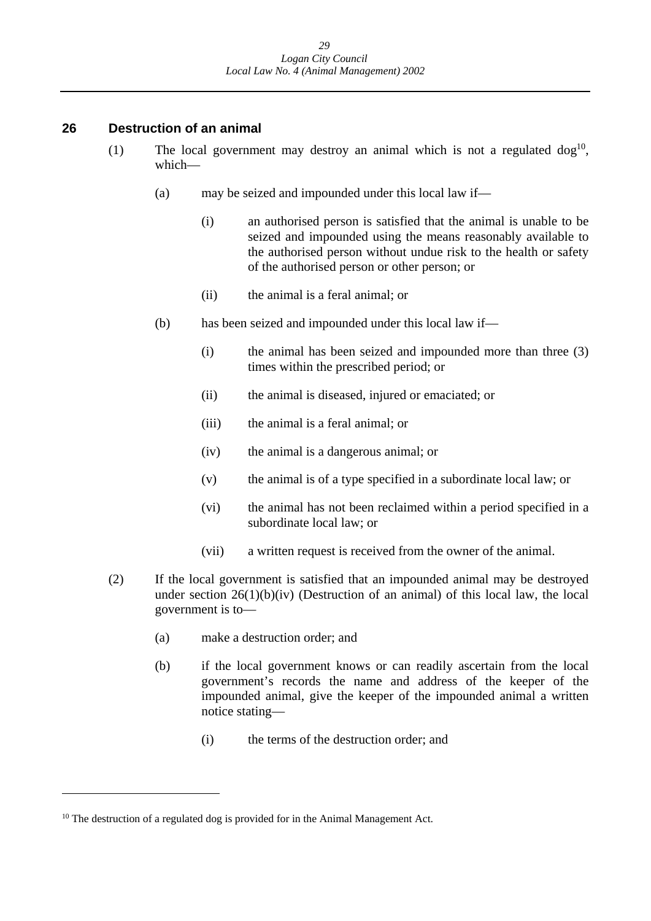## 26 Destruction of an animal

(1) The local government may destroy an animal which is not a regulated dog[10], which—

(a) may be seized and impounded under this local law if—

(i) an authorised person is satisfied that the animal is unable to be seized and impounded using the means reasonably available to the authorised person without undue risk to the health or safety of the authorised person or other person; or

(ii) the animal is a feral animal; or

(b) has been seized and impounded under this local law if—

(i) the animal has been seized and impounded more than three (3) times within the prescribed period; or

(ii) the animal is diseased, injured or emaciated; or

(iii) the animal is a feral animal; or

(iv) the animal is a dangerous animal; or

(v) the animal is of a type specified in a subordinate local law; or

(vi) the animal has not been reclaimed within a period specified in a subordinate local law; or

(vii) a written request is received from the owner of the animal.

(2) If the local government is satisfied that an impounded animal may be destroyed under section 26(1)(b)(iv) (Destruction of an animal) of this local law, the local government is to—

(a) make a destruction order; and

(b) if the local government knows or can readily ascertain from the local government's records the name and address of the keeper of the impounded animal, give the keeper of the impounded animal a written notice stating—

(i) the terms of the destruction order; and

[10] The destruction of a regulated dog is provided for in the Animal Management Act.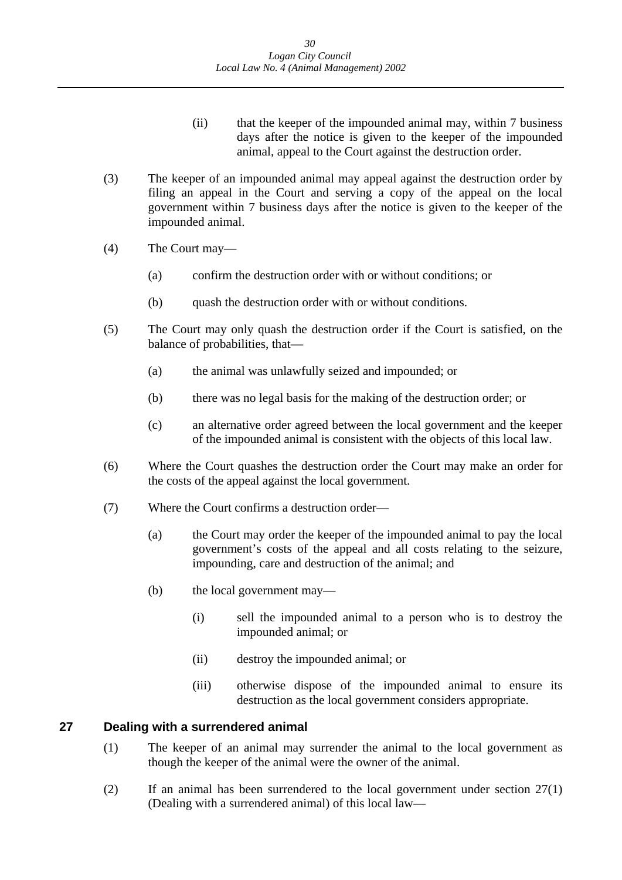(ii) that the keeper of the impounded animal may, within 7 business days after the notice is given to the keeper of the impounded animal, appeal to the Court against the destruction order.

(3) The keeper of an impounded animal may appeal against the destruction order by filing an appeal in the Court and serving a copy of the appeal on the local government within 7 business days after the notice is given to the keeper of the impounded animal.

(4) The Court may—

(a) confirm the destruction order with or without conditions; or

(b) quash the destruction order with or without conditions.

(5) The Court may only quash the destruction order if the Court is satisfied, on the balance of probabilities, that—

(a) the animal was unlawfully seized and impounded; or

(b) there was no legal basis for the making of the destruction order; or

(c) an alternative order agreed between the local government and the keeper of the impounded animal is consistent with the objects of this local law.

(6) Where the Court quashes the destruction order the Court may make an order for the costs of the appeal against the local government.

(7) Where the Court confirms a destruction order—

(a) the Court may order the keeper of the impounded animal to pay the local government's costs of the appeal and all costs relating to the seizure, impounding, care and destruction of the animal; and

(b) the local government may—

(i) sell the impounded animal to a person who is to destroy the impounded animal; or

(ii) destroy the impounded animal; or

(iii) otherwise dispose of the impounded animal to ensure its destruction as the local government considers appropriate.

## 27 Dealing with a surrendered animal

(1) The keeper of an animal may surrender the animal to the local government as though the keeper of the animal were the owner of the animal.

(2) If an animal has been surrendered to the local government under section 27(1) (Dealing with a surrendered animal) of this local law—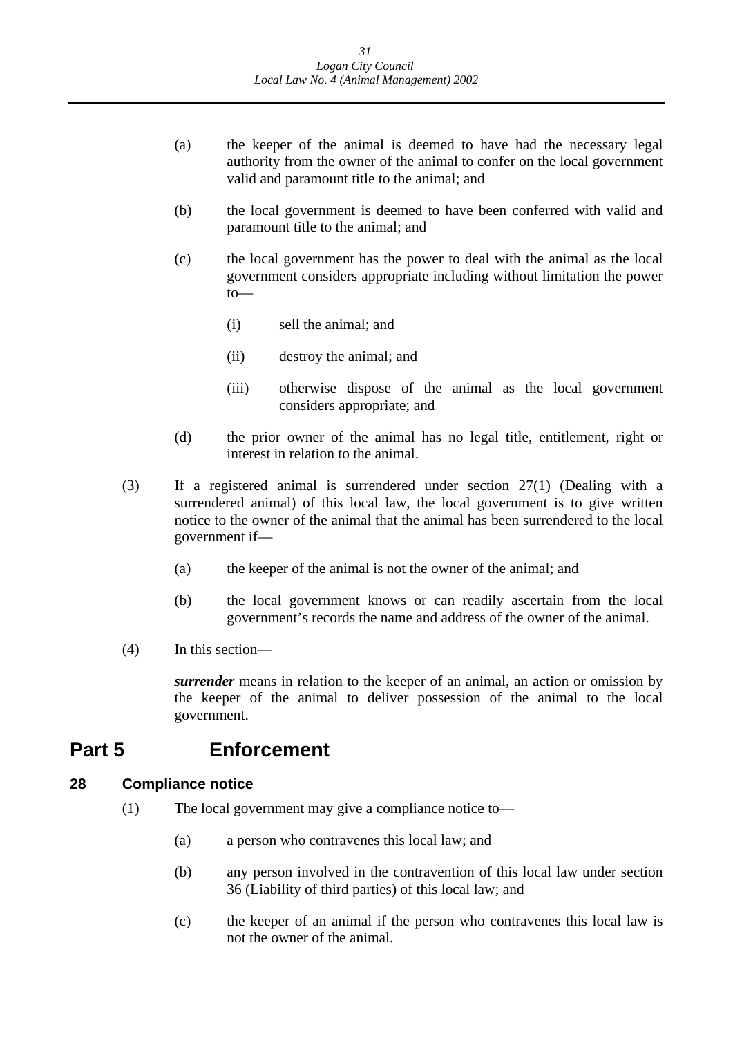(a) the keeper of the animal is deemed to have had the necessary legal authority from the owner of the animal to confer on the local government valid and paramount title to the animal; and

(b) the local government is deemed to have been conferred with valid and paramount title to the animal; and

(c) the local government has the power to deal with the animal as the local government considers appropriate including without limitation the power to—

(i) sell the animal; and

(ii) destroy the animal; and

(iii) otherwise dispose of the animal as the local government considers appropriate; and

(d) the prior owner of the animal has no legal title, entitlement, right or interest in relation to the animal.

(3) If a registered animal is surrendered under section 27(1) (Dealing with a surrendered animal) of this local law, the local government is to give written notice to the owner of the animal that the animal has been surrendered to the local government if—

(a) the keeper of the animal is not the owner of the animal; and

(b) the local government knows or can readily ascertain from the local government's records the name and address of the owner of the animal.

(4) In this section—

***surrender*** means in relation to the keeper of an animal, an action or omission by the keeper of the animal to deliver possession of the animal to the local government.

# Part 5 Enforcement

## 28 Compliance notice

(1) The local government may give a compliance notice to—

(a) a person who contravenes this local law; and

(b) any person involved in the contravention of this local law under section 36 (Liability of third parties) of this local law; and

(c) the keeper of an animal if the person who contravenes this local law is not the owner of the animal.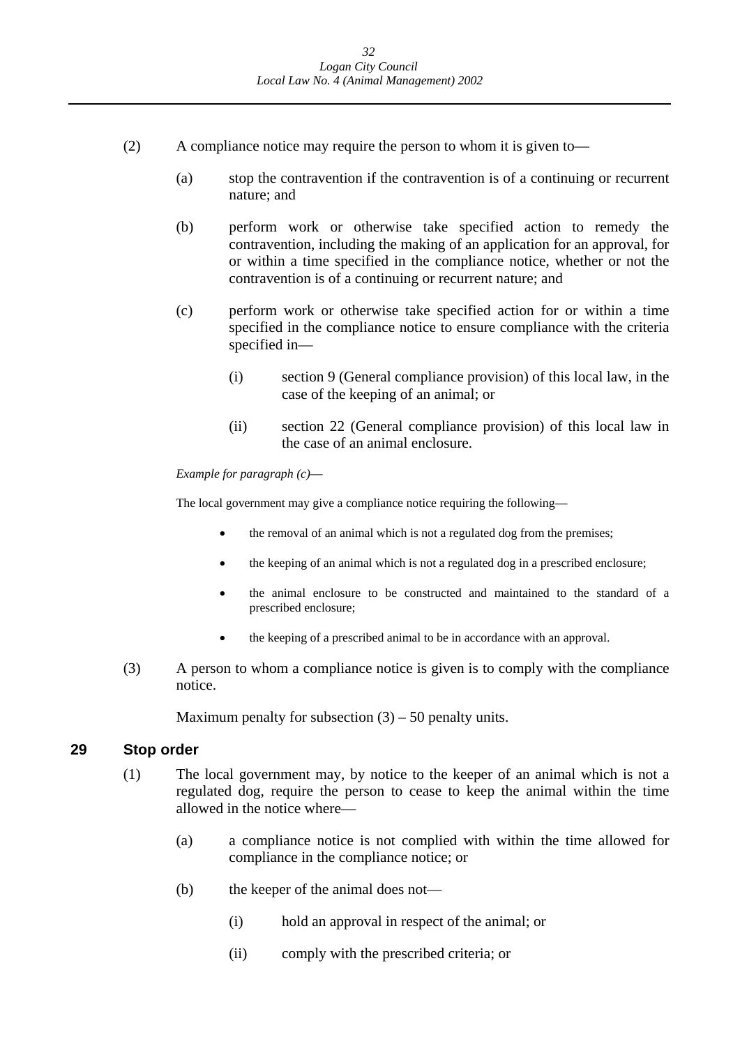(2) A compliance notice may require the person to whom it is given to—

(a) stop the contravention if the contravention is of a continuing or recurrent nature; and

(b) perform work or otherwise take specified action to remedy the contravention, including the making of an application for an approval, for or within a time specified in the compliance notice, whether or not the contravention is of a continuing or recurrent nature; and

(c) perform work or otherwise take specified action for or within a time specified in the compliance notice to ensure compliance with the criteria specified in—

(i) section 9 (General compliance provision) of this local law, in the case of the keeping of an animal; or

(ii) section 22 (General compliance provision) of this local law in the case of an animal enclosure.

*Example for paragraph (c)*—

The local government may give a compliance notice requiring the following—

- the removal of an animal which is not a regulated dog from the premises;
- the keeping of an animal which is not a regulated dog in a prescribed enclosure;
- the animal enclosure to be constructed and maintained to the standard of a prescribed enclosure;
- the keeping of a prescribed animal to be in accordance with an approval.

(3) A person to whom a compliance notice is given is to comply with the compliance notice.

Maximum penalty for subsection (3) – 50 penalty units.

## 29 Stop order

(1) The local government may, by notice to the keeper of an animal which is not a regulated dog, require the person to cease to keep the animal within the time allowed in the notice where—

(a) a compliance notice is not complied with within the time allowed for compliance in the compliance notice; or

(b) the keeper of the animal does not—

(i) hold an approval in respect of the animal; or

(ii) comply with the prescribed criteria; or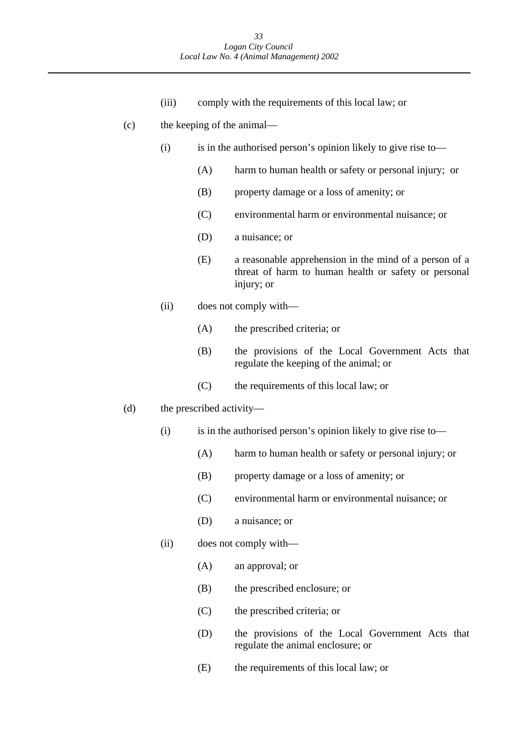(iii) comply with the requirements of this local law; or

(c) the keeping of the animal—

(i) is in the authorised person's opinion likely to give rise to—

(A) harm to human health or safety or personal injury; or

(B) property damage or a loss of amenity; or

(C) environmental harm or environmental nuisance; or

(D) a nuisance; or

(E) a reasonable apprehension in the mind of a person of a threat of harm to human health or safety or personal injury; or

(ii) does not comply with—

(A) the prescribed criteria; or

(B) the provisions of the Local Government Acts that regulate the keeping of the animal; or

(C) the requirements of this local law; or

(d) the prescribed activity—

(i) is in the authorised person's opinion likely to give rise to—

(A) harm to human health or safety or personal injury; or

(B) property damage or a loss of amenity; or

(C) environmental harm or environmental nuisance; or

(D) a nuisance; or

(ii) does not comply with—

(A) an approval; or

(B) the prescribed enclosure; or

(C) the prescribed criteria; or

(D) the provisions of the Local Government Acts that regulate the animal enclosure; or

(E) the requirements of this local law; or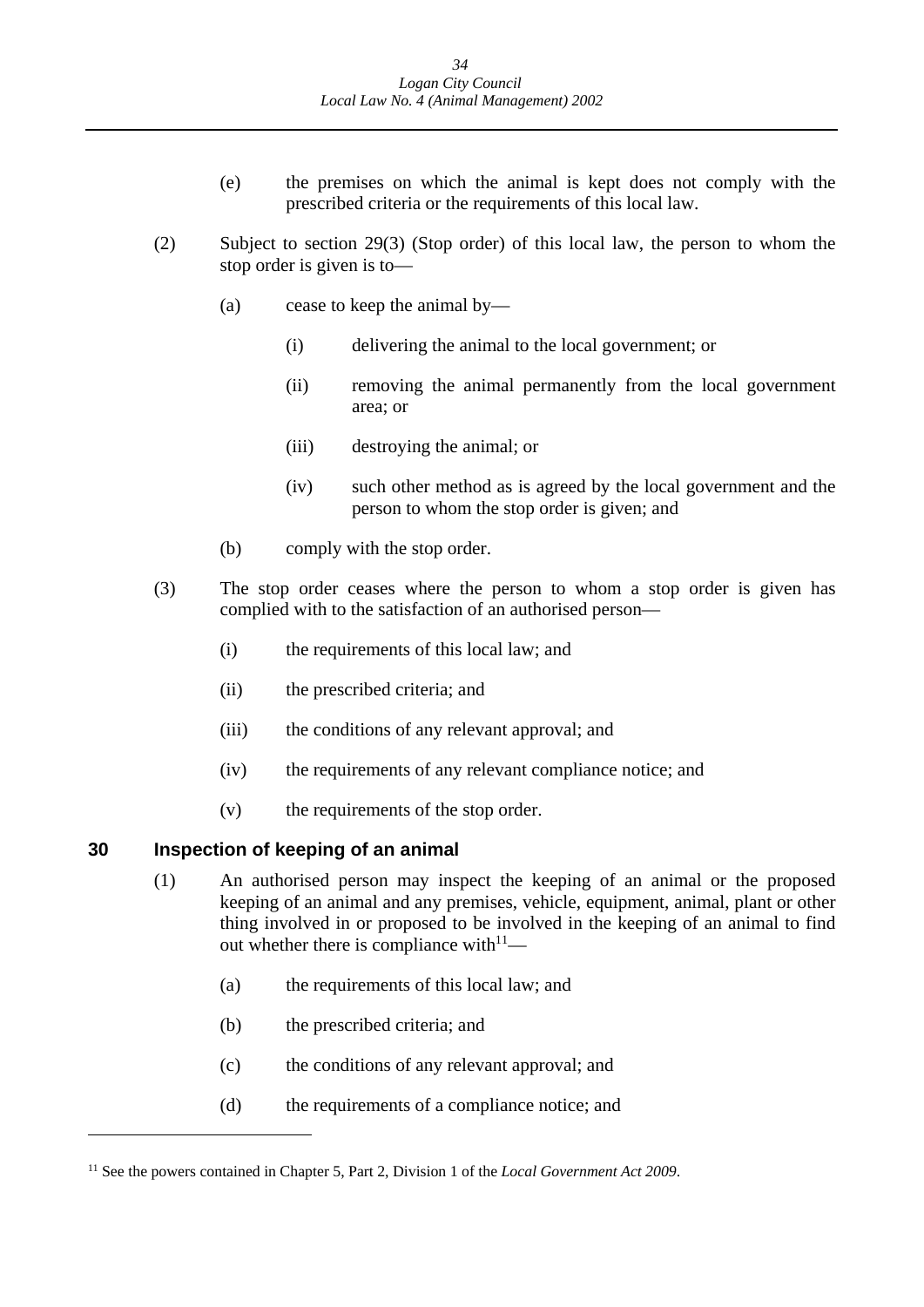(e) the premises on which the animal is kept does not comply with the prescribed criteria or the requirements of this local law.

(2) Subject to section 29(3) (Stop order) of this local law, the person to whom the stop order is given is to—

(a) cease to keep the animal by—

(i) delivering the animal to the local government; or

(ii) removing the animal permanently from the local government area; or

(iii) destroying the animal; or

(iv) such other method as is agreed by the local government and the person to whom the stop order is given; and

(b) comply with the stop order.

(3) The stop order ceases where the person to whom a stop order is given has complied with to the satisfaction of an authorised person—

(i) the requirements of this local law; and

(ii) the prescribed criteria; and

(iii) the conditions of any relevant approval; and

(iv) the requirements of any relevant compliance notice; and

(v) the requirements of the stop order.

## 30 Inspection of keeping of an animal

(1) An authorised person may inspect the keeping of an animal or the proposed keeping of an animal and any premises, vehicle, equipment, animal, plant or other thing involved in or proposed to be involved in the keeping of an animal to find out whether there is compliance with[11]—

(a) the requirements of this local law; and

(b) the prescribed criteria; and

(c) the conditions of any relevant approval; and

(d) the requirements of a compliance notice; and

---

[11] See the powers contained in Chapter 5, Part 2, Division 1 of the *Local Government Act 2009*.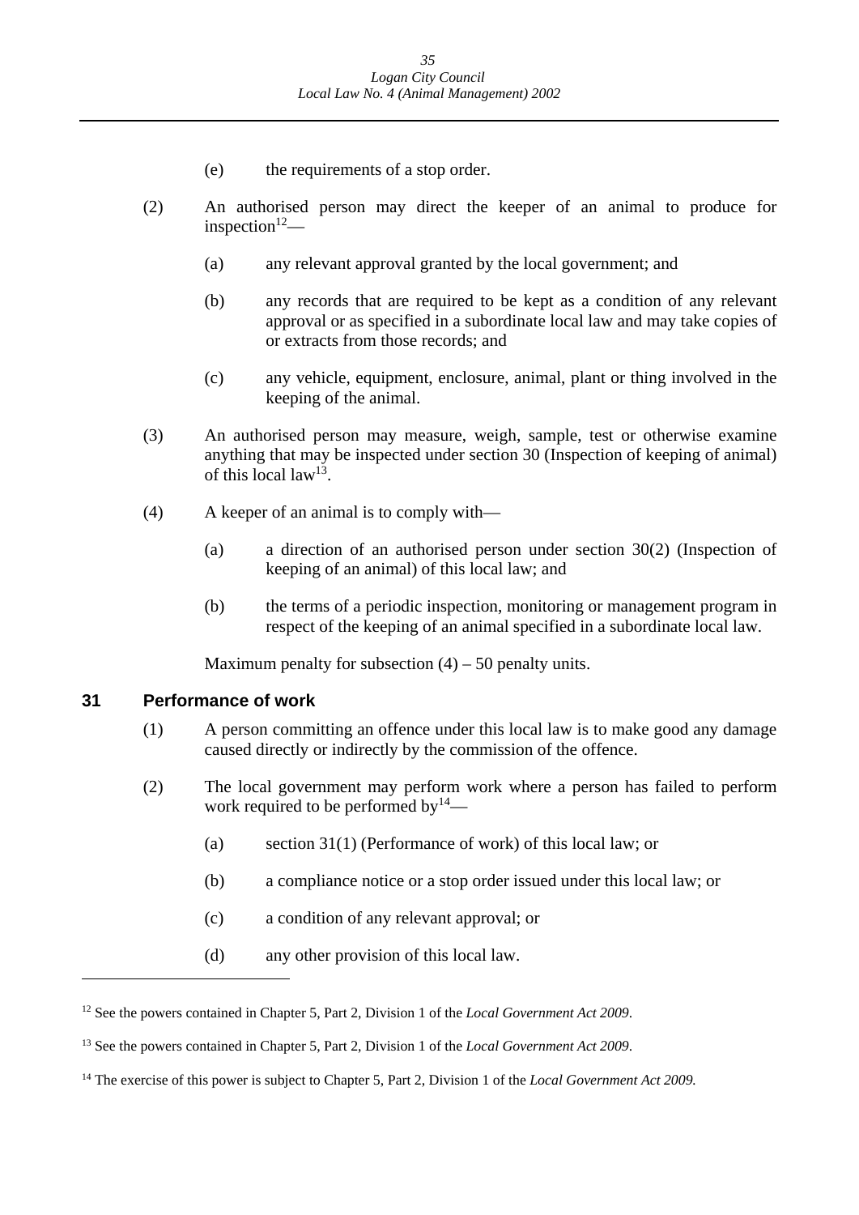(e) the requirements of a stop order.

(2) An authorised person may direct the keeper of an animal to produce for inspection[12]—

(a) any relevant approval granted by the local government; and

(b) any records that are required to be kept as a condition of any relevant approval or as specified in a subordinate local law and may take copies of or extracts from those records; and

(c) any vehicle, equipment, enclosure, animal, plant or thing involved in the keeping of the animal.

(3) An authorised person may measure, weigh, sample, test or otherwise examine anything that may be inspected under section 30 (Inspection of keeping of animal) of this local law[13].

(4) A keeper of an animal is to comply with—

(a) a direction of an authorised person under section 30(2) (Inspection of keeping of an animal) of this local law; and

(b) the terms of a periodic inspection, monitoring or management program in respect of the keeping of an animal specified in a subordinate local law.

Maximum penalty for subsection (4) – 50 penalty units.

## 31 Performance of work

(1) A person committing an offence under this local law is to make good any damage caused directly or indirectly by the commission of the offence.

(2) The local government may perform work where a person has failed to perform work required to be performed by[14]—

(a) section 31(1) (Performance of work) of this local law; or

(b) a compliance notice or a stop order issued under this local law; or

(c) a condition of any relevant approval; or

(d) any other provision of this local law.

---

[12] See the powers contained in Chapter 5, Part 2, Division 1 of the *Local Government Act 2009*.

[13] See the powers contained in Chapter 5, Part 2, Division 1 of the *Local Government Act 2009*.

[14] The exercise of this power is subject to Chapter 5, Part 2, Division 1 of the *Local Government Act 2009.*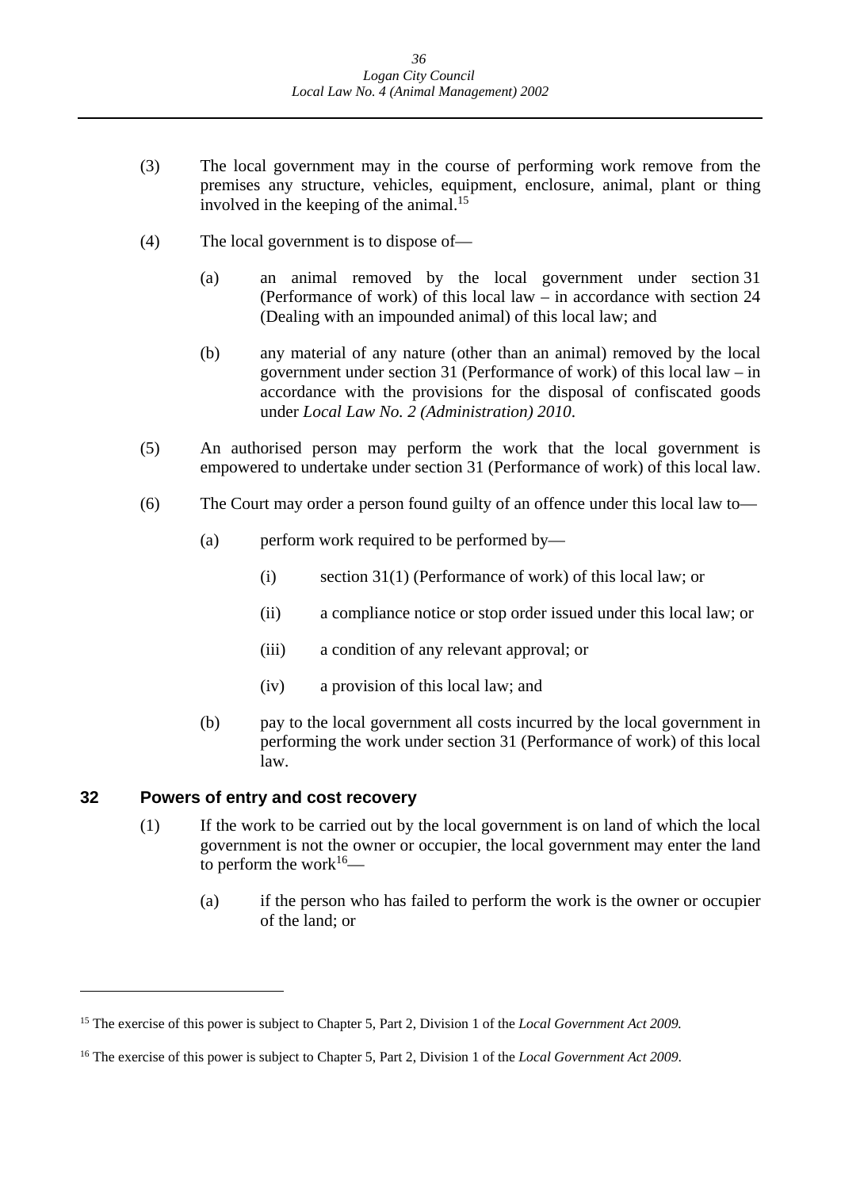(3) The local government may in the course of performing work remove from the premises any structure, vehicles, equipment, enclosure, animal, plant or thing involved in the keeping of the animal.[15]

(4) The local government is to dispose of—

(a) an animal removed by the local government under section 31 (Performance of work) of this local law – in accordance with section 24 (Dealing with an impounded animal) of this local law; and

(b) any material of any nature (other than an animal) removed by the local government under section 31 (Performance of work) of this local law – in accordance with the provisions for the disposal of confiscated goods under *Local Law No. 2 (Administration) 2010*.

(5) An authorised person may perform the work that the local government is empowered to undertake under section 31 (Performance of work) of this local law.

(6) The Court may order a person found guilty of an offence under this local law to—

(a) perform work required to be performed by—

(i) section 31(1) (Performance of work) of this local law; or

(ii) a compliance notice or stop order issued under this local law; or

(iii) a condition of any relevant approval; or

(iv) a provision of this local law; and

(b) pay to the local government all costs incurred by the local government in performing the work under section 31 (Performance of work) of this local law.

## 32 Powers of entry and cost recovery

(1) If the work to be carried out by the local government is on land of which the local government is not the owner or occupier, the local government may enter the land to perform the work[16]—

(a) if the person who has failed to perform the work is the owner or occupier of the land; or

---

[15] The exercise of this power is subject to Chapter 5, Part 2, Division 1 of the *Local Government Act 2009.*

[16] The exercise of this power is subject to Chapter 5, Part 2, Division 1 of the *Local Government Act 2009*.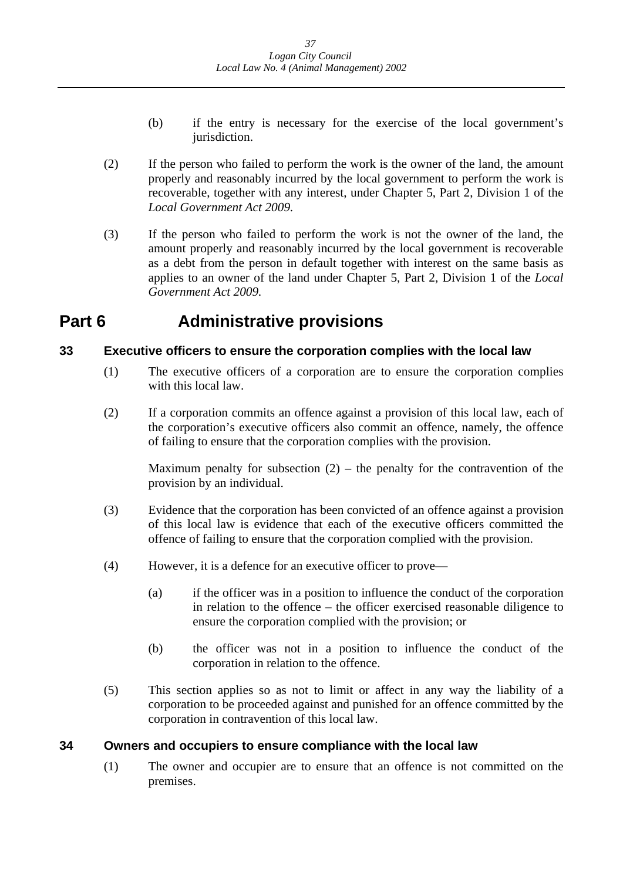(b) if the entry is necessary for the exercise of the local government's jurisdiction.

(2) If the person who failed to perform the work is the owner of the land, the amount properly and reasonably incurred by the local government to perform the work is recoverable, together with any interest, under Chapter 5, Part 2, Division 1 of the *Local Government Act 2009.*

(3) If the person who failed to perform the work is not the owner of the land, the amount properly and reasonably incurred by the local government is recoverable as a debt from the person in default together with interest on the same basis as applies to an owner of the land under Chapter 5, Part 2, Division 1 of the *Local Government Act 2009.*

# Part 6 Administrative provisions

### 33 Executive officers to ensure the corporation complies with the local law

(1) The executive officers of a corporation are to ensure the corporation complies with this local law.

(2) If a corporation commits an offence against a provision of this local law, each of the corporation's executive officers also commit an offence, namely, the offence of failing to ensure that the corporation complies with the provision.

Maximum penalty for subsection (2) – the penalty for the contravention of the provision by an individual.

(3) Evidence that the corporation has been convicted of an offence against a provision of this local law is evidence that each of the executive officers committed the offence of failing to ensure that the corporation complied with the provision.

(4) However, it is a defence for an executive officer to prove—

(a) if the officer was in a position to influence the conduct of the corporation in relation to the offence – the officer exercised reasonable diligence to ensure the corporation complied with the provision; or

(b) the officer was not in a position to influence the conduct of the corporation in relation to the offence.

(5) This section applies so as not to limit or affect in any way the liability of a corporation to be proceeded against and punished for an offence committed by the corporation in contravention of this local law.

### 34 Owners and occupiers to ensure compliance with the local law

(1) The owner and occupier are to ensure that an offence is not committed on the premises.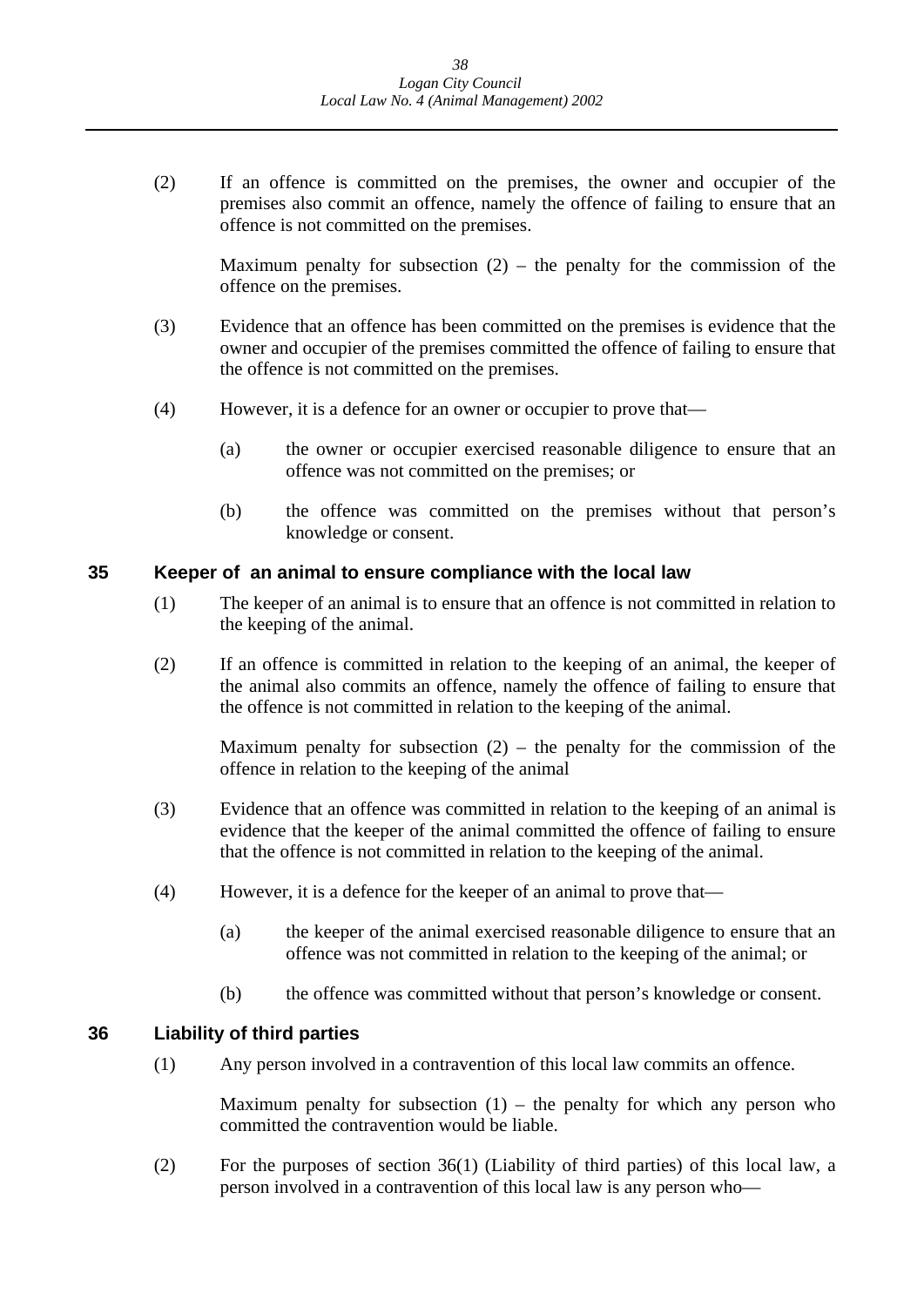(2) If an offence is committed on the premises, the owner and occupier of the premises also commit an offence, namely the offence of failing to ensure that an offence is not committed on the premises.

Maximum penalty for subsection (2) – the penalty for the commission of the offence on the premises.

(3) Evidence that an offence has been committed on the premises is evidence that the owner and occupier of the premises committed the offence of failing to ensure that the offence is not committed on the premises.

(4) However, it is a defence for an owner or occupier to prove that—

(a) the owner or occupier exercised reasonable diligence to ensure that an offence was not committed on the premises; or

(b) the offence was committed on the premises without that person's knowledge or consent.

### 35 Keeper of an animal to ensure compliance with the local law

(1) The keeper of an animal is to ensure that an offence is not committed in relation to the keeping of the animal.

(2) If an offence is committed in relation to the keeping of an animal, the keeper of the animal also commits an offence, namely the offence of failing to ensure that the offence is not committed in relation to the keeping of the animal.

Maximum penalty for subsection (2) – the penalty for the commission of the offence in relation to the keeping of the animal

(3) Evidence that an offence was committed in relation to the keeping of an animal is evidence that the keeper of the animal committed the offence of failing to ensure that the offence is not committed in relation to the keeping of the animal.

(4) However, it is a defence for the keeper of an animal to prove that—

(a) the keeper of the animal exercised reasonable diligence to ensure that an offence was not committed in relation to the keeping of the animal; or

(b) the offence was committed without that person's knowledge or consent.

### 36 Liability of third parties

(1) Any person involved in a contravention of this local law commits an offence.

Maximum penalty for subsection (1) – the penalty for which any person who committed the contravention would be liable.

(2) For the purposes of section 36(1) (Liability of third parties) of this local law, a person involved in a contravention of this local law is any person who—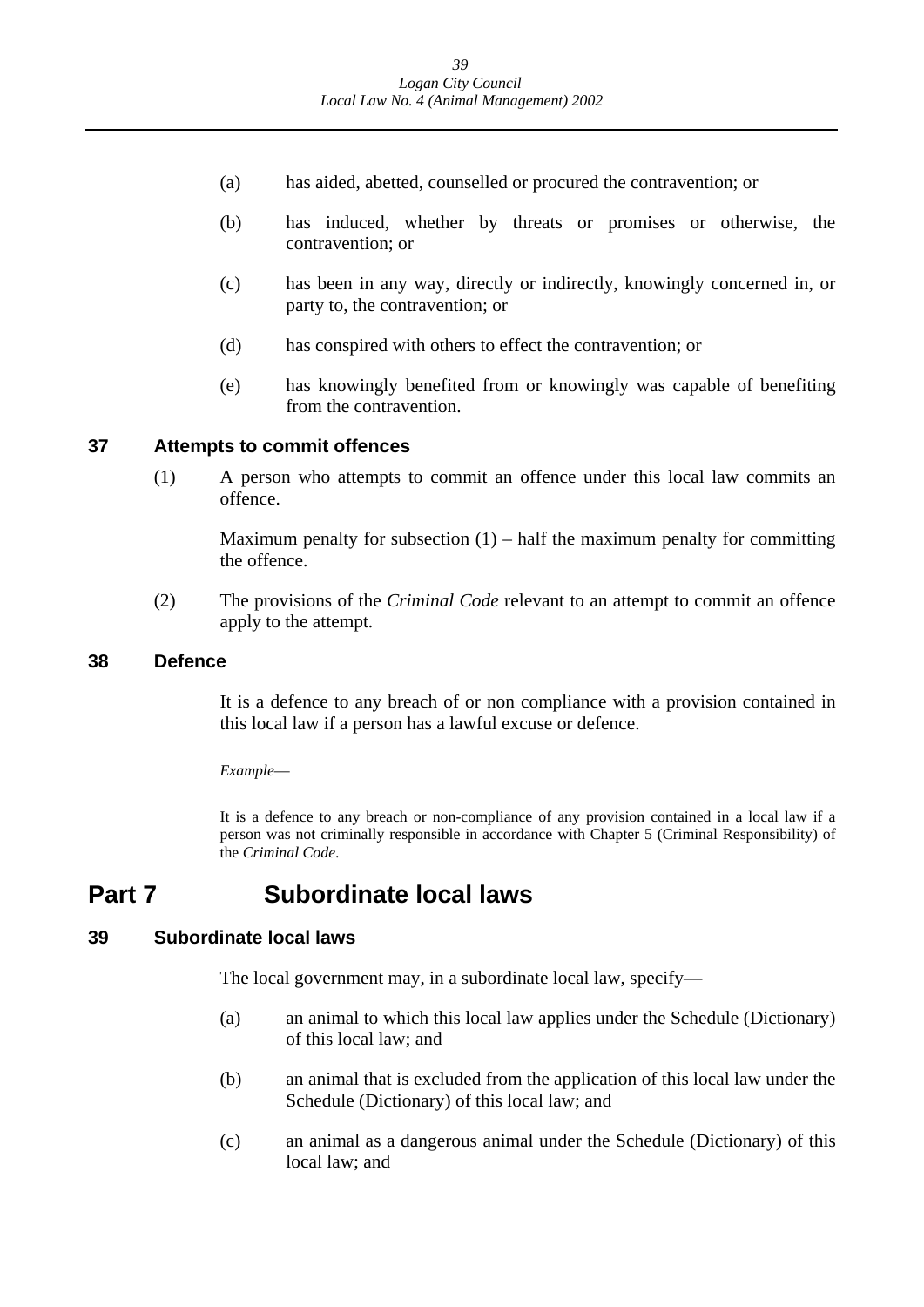(a) has aided, abetted, counselled or procured the contravention; or

(b) has induced, whether by threats or promises or otherwise, the contravention; or

(c) has been in any way, directly or indirectly, knowingly concerned in, or party to, the contravention; or

(d) has conspired with others to effect the contravention; or

(e) has knowingly benefited from or knowingly was capable of benefiting from the contravention.

### 37 Attempts to commit offences

(1) A person who attempts to commit an offence under this local law commits an offence.

Maximum penalty for subsection (1) – half the maximum penalty for committing the offence.

(2) The provisions of the *Criminal Code* relevant to an attempt to commit an offence apply to the attempt.

### 38 Defence

It is a defence to any breach of or non compliance with a provision contained in this local law if a person has a lawful excuse or defence.

*Example*—

It is a defence to any breach or non-compliance of any provision contained in a local law if a person was not criminally responsible in accordance with Chapter 5 (Criminal Responsibility) of the *Criminal Code*.

## Part 7 Subordinate local laws

### 39 Subordinate local laws

The local government may, in a subordinate local law, specify—

(a) an animal to which this local law applies under the Schedule (Dictionary) of this local law; and

(b) an animal that is excluded from the application of this local law under the Schedule (Dictionary) of this local law; and

(c) an animal as a dangerous animal under the Schedule (Dictionary) of this local law; and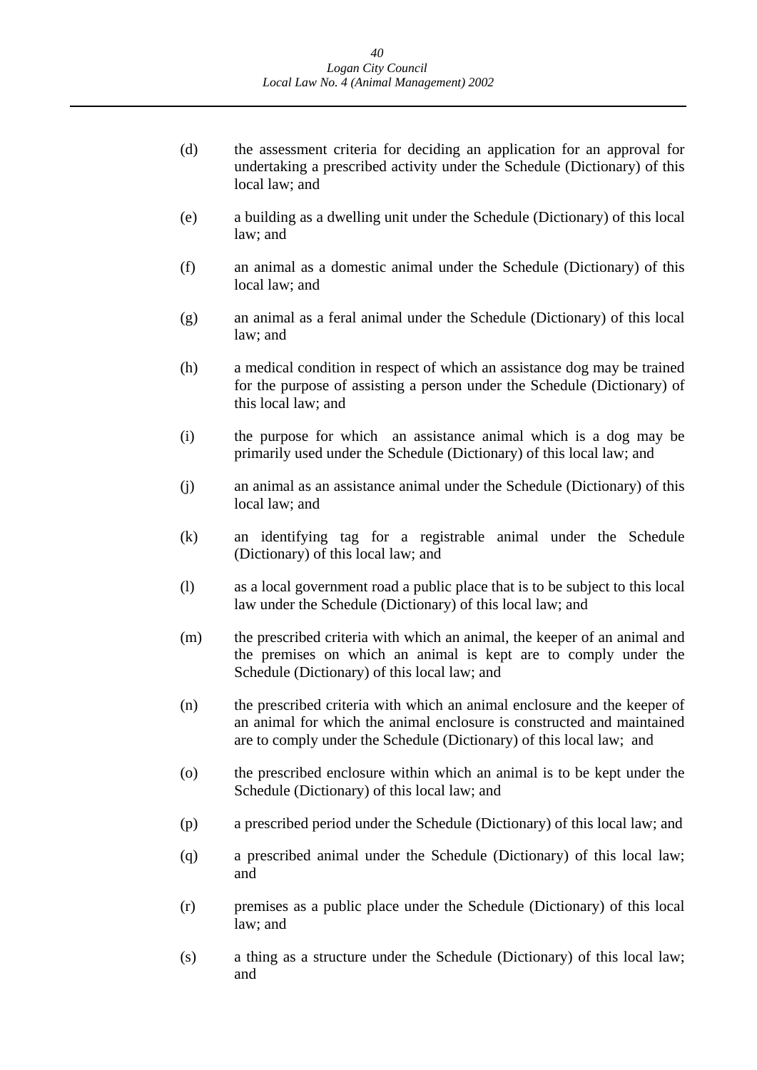(d) the assessment criteria for deciding an application for an approval for undertaking a prescribed activity under the Schedule (Dictionary) of this local law; and

(e) a building as a dwelling unit under the Schedule (Dictionary) of this local law; and

(f) an animal as a domestic animal under the Schedule (Dictionary) of this local law; and

(g) an animal as a feral animal under the Schedule (Dictionary) of this local law; and

(h) a medical condition in respect of which an assistance dog may be trained for the purpose of assisting a person under the Schedule (Dictionary) of this local law; and

(i) the purpose for which an assistance animal which is a dog may be primarily used under the Schedule (Dictionary) of this local law; and

(j) an animal as an assistance animal under the Schedule (Dictionary) of this local law; and

(k) an identifying tag for a registrable animal under the Schedule (Dictionary) of this local law; and

(l) as a local government road a public place that is to be subject to this local law under the Schedule (Dictionary) of this local law; and

(m) the prescribed criteria with which an animal, the keeper of an animal and the premises on which an animal is kept are to comply under the Schedule (Dictionary) of this local law; and

(n) the prescribed criteria with which an animal enclosure and the keeper of an animal for which the animal enclosure is constructed and maintained are to comply under the Schedule (Dictionary) of this local law; and

(o) the prescribed enclosure within which an animal is to be kept under the Schedule (Dictionary) of this local law; and

(p) a prescribed period under the Schedule (Dictionary) of this local law; and

(q) a prescribed animal under the Schedule (Dictionary) of this local law; and

(r) premises as a public place under the Schedule (Dictionary) of this local law; and

(s) a thing as a structure under the Schedule (Dictionary) of this local law; and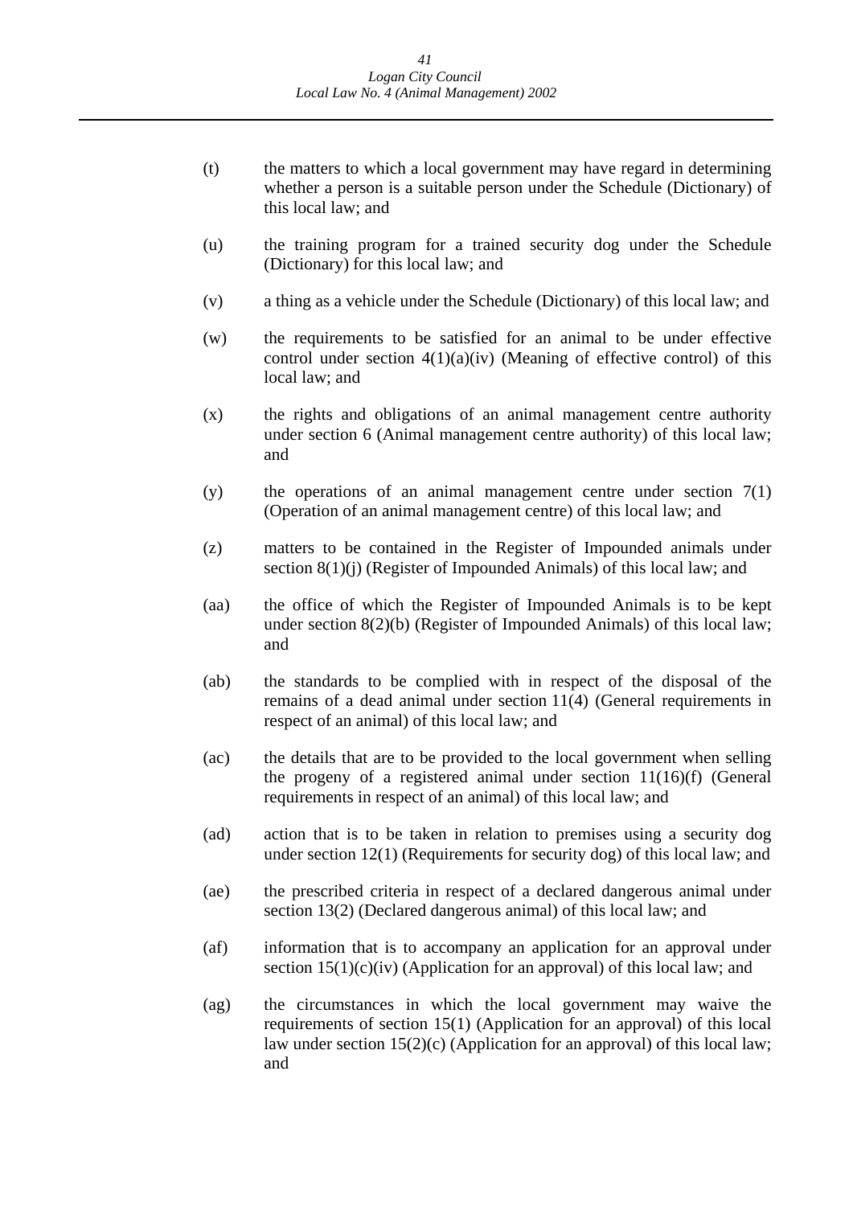(t) the matters to which a local government may have regard in determining whether a person is a suitable person under the Schedule (Dictionary) of this local law; and

(u) the training program for a trained security dog under the Schedule (Dictionary) for this local law; and

(v) a thing as a vehicle under the Schedule (Dictionary) of this local law; and

(w) the requirements to be satisfied for an animal to be under effective control under section 4(1)(a)(iv) (Meaning of effective control) of this local law; and

(x) the rights and obligations of an animal management centre authority under section 6 (Animal management centre authority) of this local law; and

(y) the operations of an animal management centre under section 7(1) (Operation of an animal management centre) of this local law; and

(z) matters to be contained in the Register of Impounded animals under section 8(1)(j) (Register of Impounded Animals) of this local law; and

(aa) the office of which the Register of Impounded Animals is to be kept under section 8(2)(b) (Register of Impounded Animals) of this local law; and

(ab) the standards to be complied with in respect of the disposal of the remains of a dead animal under section 11(4) (General requirements in respect of an animal) of this local law; and

(ac) the details that are to be provided to the local government when selling the progeny of a registered animal under section 11(16)(f) (General requirements in respect of an animal) of this local law; and

(ad) action that is to be taken in relation to premises using a security dog under section 12(1) (Requirements for security dog) of this local law; and

(ae) the prescribed criteria in respect of a declared dangerous animal under section 13(2) (Declared dangerous animal) of this local law; and

(af) information that is to accompany an application for an approval under section 15(1)(c)(iv) (Application for an approval) of this local law; and

(ag) the circumstances in which the local government may waive the requirements of section 15(1) (Application for an approval) of this local law under section 15(2)(c) (Application for an approval) of this local law; and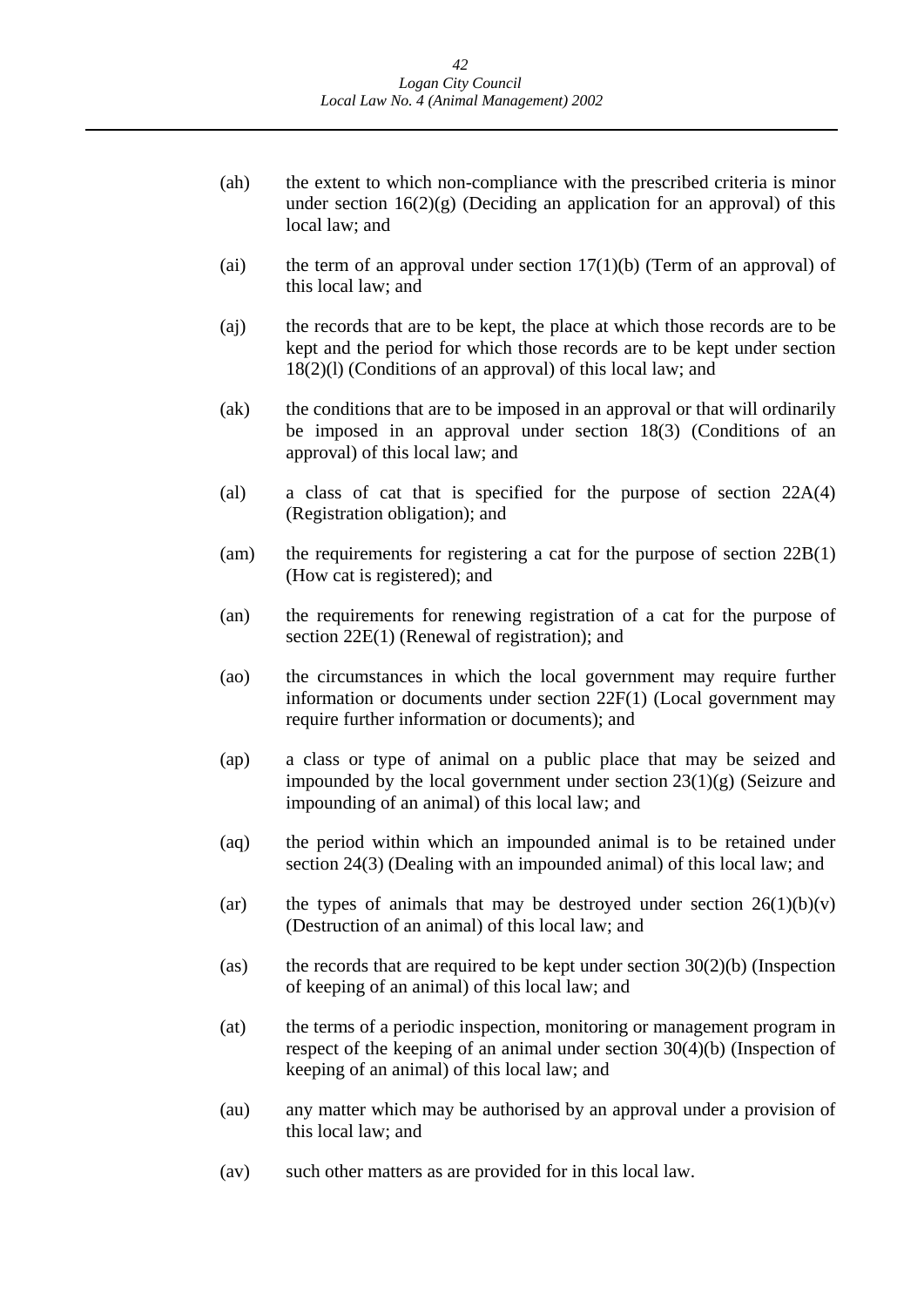(ah) the extent to which non-compliance with the prescribed criteria is minor under section 16(2)(g) (Deciding an application for an approval) of this local law; and

(ai) the term of an approval under section 17(1)(b) (Term of an approval) of this local law; and

(aj) the records that are to be kept, the place at which those records are to be kept and the period for which those records are to be kept under section 18(2)(l) (Conditions of an approval) of this local law; and

(ak) the conditions that are to be imposed in an approval or that will ordinarily be imposed in an approval under section 18(3) (Conditions of an approval) of this local law; and

(al) a class of cat that is specified for the purpose of section 22A(4) (Registration obligation); and

(am) the requirements for registering a cat for the purpose of section 22B(1) (How cat is registered); and

(an) the requirements for renewing registration of a cat for the purpose of section 22E(1) (Renewal of registration); and

(ao) the circumstances in which the local government may require further information or documents under section 22F(1) (Local government may require further information or documents); and

(ap) a class or type of animal on a public place that may be seized and impounded by the local government under section 23(1)(g) (Seizure and impounding of an animal) of this local law; and

(aq) the period within which an impounded animal is to be retained under section 24(3) (Dealing with an impounded animal) of this local law; and

(ar) the types of animals that may be destroyed under section 26(1)(b)(v) (Destruction of an animal) of this local law; and

(as) the records that are required to be kept under section 30(2)(b) (Inspection of keeping of an animal) of this local law; and

(at) the terms of a periodic inspection, monitoring or management program in respect of the keeping of an animal under section 30(4)(b) (Inspection of keeping of an animal) of this local law; and

(au) any matter which may be authorised by an approval under a provision of this local law; and

(av) such other matters as are provided for in this local law.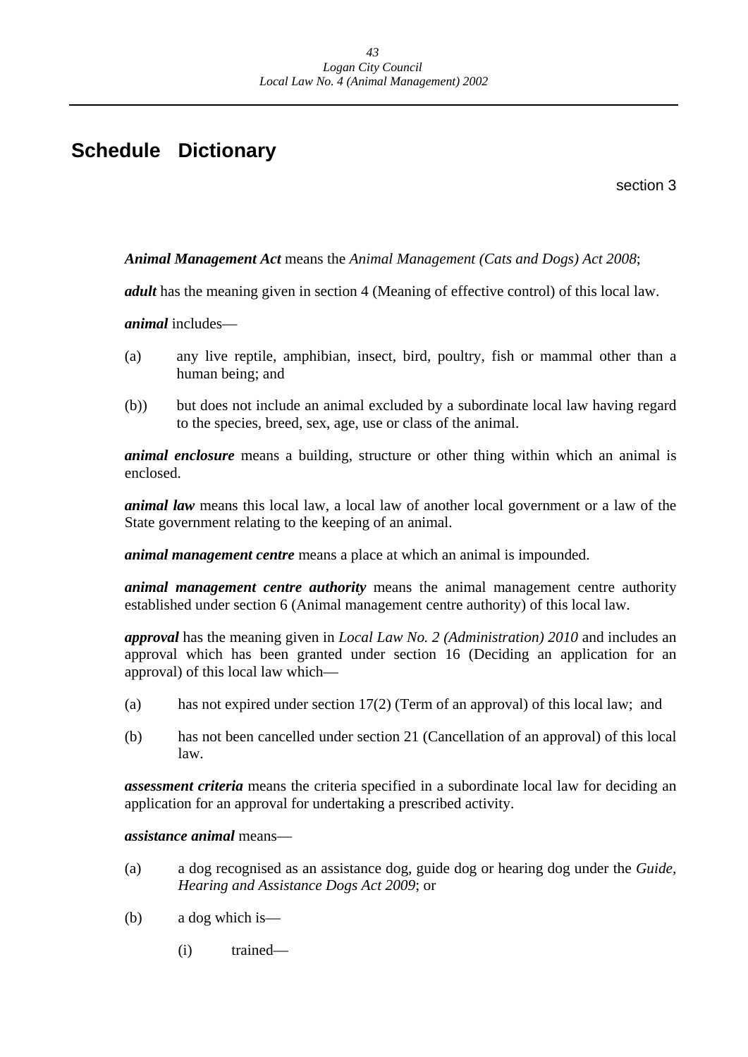# Schedule Dictionary

section 3

***Animal Management Act*** means the *Animal Management (Cats and Dogs) Act 2008*;

***adult*** has the meaning given in section 4 (Meaning of effective control) of this local law.

***animal*** includes—

(a) any live reptile, amphibian, insect, bird, poultry, fish or mammal other than a human being; and

(b)) but does not include an animal excluded by a subordinate local law having regard to the species, breed, sex, age, use or class of the animal.

***animal enclosure*** means a building, structure or other thing within which an animal is enclosed.

***animal law*** means this local law, a local law of another local government or a law of the State government relating to the keeping of an animal.

***animal management centre*** means a place at which an animal is impounded.

***animal management centre authority*** means the animal management centre authority established under section 6 (Animal management centre authority) of this local law.

***approval*** has the meaning given in *Local Law No. 2 (Administration) 2010* and includes an approval which has been granted under section 16 (Deciding an application for an approval) of this local law which—

(a) has not expired under section 17(2) (Term of an approval) of this local law; and

(b) has not been cancelled under section 21 (Cancellation of an approval) of this local law.

***assessment criteria*** means the criteria specified in a subordinate local law for deciding an application for an approval for undertaking a prescribed activity.

***assistance animal*** means—

(a) a dog recognised as an assistance dog, guide dog or hearing dog under the *Guide, Hearing and Assistance Dogs Act 2009*; or

(b) a dog which is—

  (i) trained—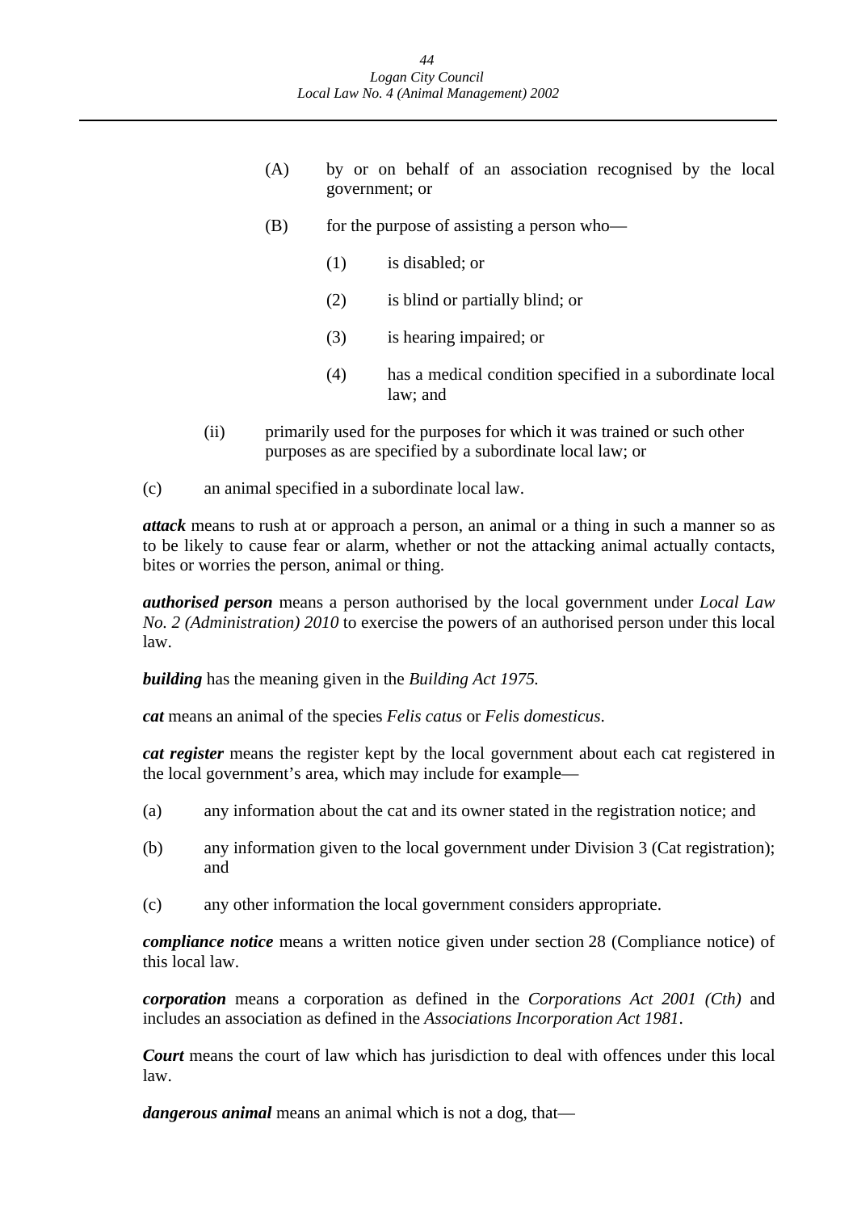(A) by or on behalf of an association recognised by the local government; or

(B) for the purpose of assisting a person who—

(1) is disabled; or

(2) is blind or partially blind; or

(3) is hearing impaired; or

(4) has a medical condition specified in a subordinate local law; and

(ii) primarily used for the purposes for which it was trained or such other purposes as are specified by a subordinate local law; or

(c) an animal specified in a subordinate local law.

***attack*** means to rush at or approach a person, an animal or a thing in such a manner so as to be likely to cause fear or alarm, whether or not the attacking animal actually contacts, bites or worries the person, animal or thing.

***authorised person*** means a person authorised by the local government under *Local Law No. 2 (Administration) 2010* to exercise the powers of an authorised person under this local law.

***building*** has the meaning given in the *Building Act 1975.*

***cat*** means an animal of the species *Felis catus* or *Felis domesticus*.

***cat register*** means the register kept by the local government about each cat registered in the local government's area, which may include for example—

(a) any information about the cat and its owner stated in the registration notice; and

(b) any information given to the local government under Division 3 (Cat registration); and

(c) any other information the local government considers appropriate.

***compliance notice*** means a written notice given under section 28 (Compliance notice) of this local law.

***corporation*** means a corporation as defined in the *Corporations Act 2001 (Cth)* and includes an association as defined in the *Associations Incorporation Act 1981*.

***Court*** means the court of law which has jurisdiction to deal with offences under this local law.

***dangerous animal*** means an animal which is not a dog, that—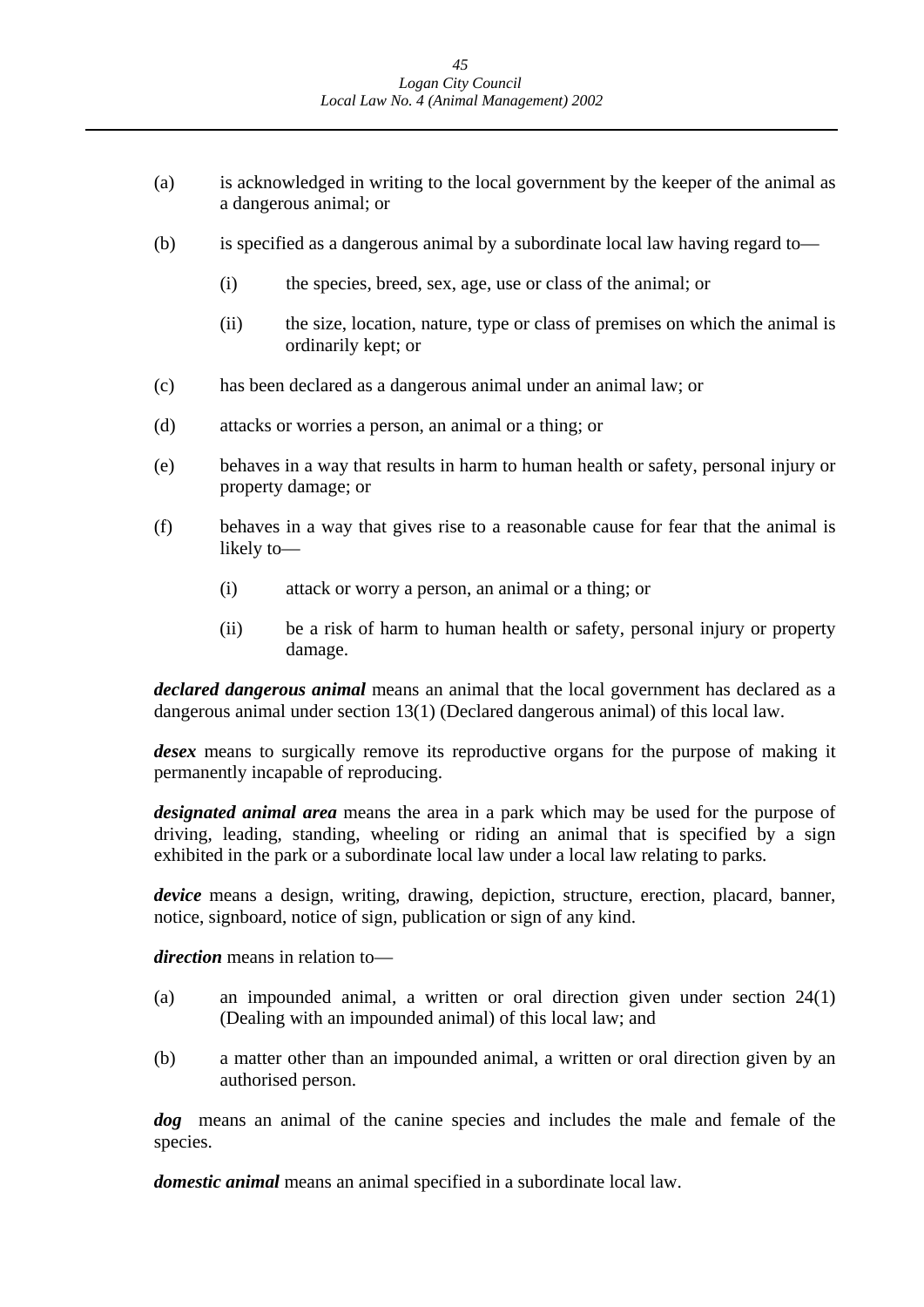(a) is acknowledged in writing to the local government by the keeper of the animal as a dangerous animal; or

(b) is specified as a dangerous animal by a subordinate local law having regard to—

 (i) the species, breed, sex, age, use or class of the animal; or

 (ii) the size, location, nature, type or class of premises on which the animal is ordinarily kept; or

(c) has been declared as a dangerous animal under an animal law; or

(d) attacks or worries a person, an animal or a thing; or

(e) behaves in a way that results in harm to human health or safety, personal injury or property damage; or

(f) behaves in a way that gives rise to a reasonable cause for fear that the animal is likely to—

 (i) attack or worry a person, an animal or a thing; or

 (ii) be a risk of harm to human health or safety, personal injury or property damage.

***declared dangerous animal*** means an animal that the local government has declared as a dangerous animal under section 13(1) (Declared dangerous animal) of this local law.

***desex*** means to surgically remove its reproductive organs for the purpose of making it permanently incapable of reproducing.

***designated animal area*** means the area in a park which may be used for the purpose of driving, leading, standing, wheeling or riding an animal that is specified by a sign exhibited in the park or a subordinate local law under a local law relating to parks.

***device*** means a design, writing, drawing, depiction, structure, erection, placard, banner, notice, signboard, notice of sign, publication or sign of any kind.

***direction*** means in relation to—

(a) an impounded animal, a written or oral direction given under section 24(1) (Dealing with an impounded animal) of this local law; and

(b) a matter other than an impounded animal, a written or oral direction given by an authorised person.

***dog*** means an animal of the canine species and includes the male and female of the species.

***domestic animal*** means an animal specified in a subordinate local law.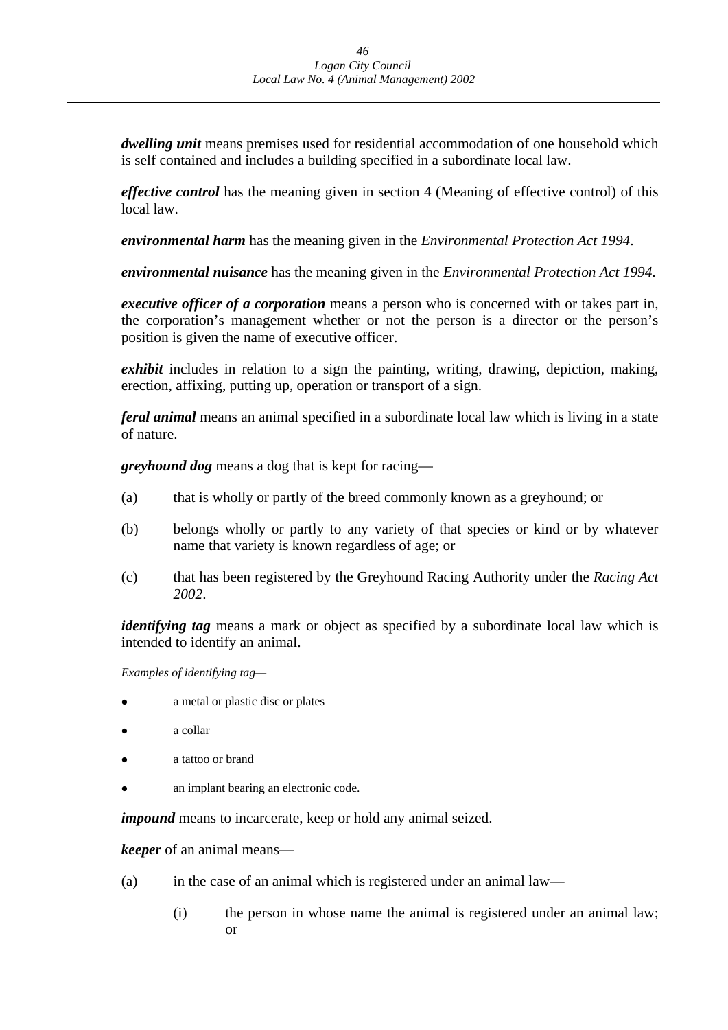***dwelling unit*** means premises used for residential accommodation of one household which is self contained and includes a building specified in a subordinate local law.

***effective control*** has the meaning given in section 4 (Meaning of effective control) of this local law.

***environmental harm*** has the meaning given in the *Environmental Protection Act 1994*.

***environmental nuisance*** has the meaning given in the *Environmental Protection Act 1994*.

***executive officer of a corporation*** means a person who is concerned with or takes part in, the corporation's management whether or not the person is a director or the person's position is given the name of executive officer.

***exhibit*** includes in relation to a sign the painting, writing, drawing, depiction, making, erection, affixing, putting up, operation or transport of a sign.

***feral animal*** means an animal specified in a subordinate local law which is living in a state of nature.

***greyhound dog*** means a dog that is kept for racing—

(a) that is wholly or partly of the breed commonly known as a greyhound; or

(b) belongs wholly or partly to any variety of that species or kind or by whatever name that variety is known regardless of age; or

(c) that has been registered by the Greyhound Racing Authority under the *Racing Act 2002*.

***identifying tag*** means a mark or object as specified by a subordinate local law which is intended to identify an animal.

*Examples of identifying tag—*

- a metal or plastic disc or plates
- a collar
- a tattoo or brand
- an implant bearing an electronic code.

***impound*** means to incarcerate, keep or hold any animal seized.

***keeper*** of an animal means—

(a) in the case of an animal which is registered under an animal law—

 (i) the person in whose name the animal is registered under an animal law; or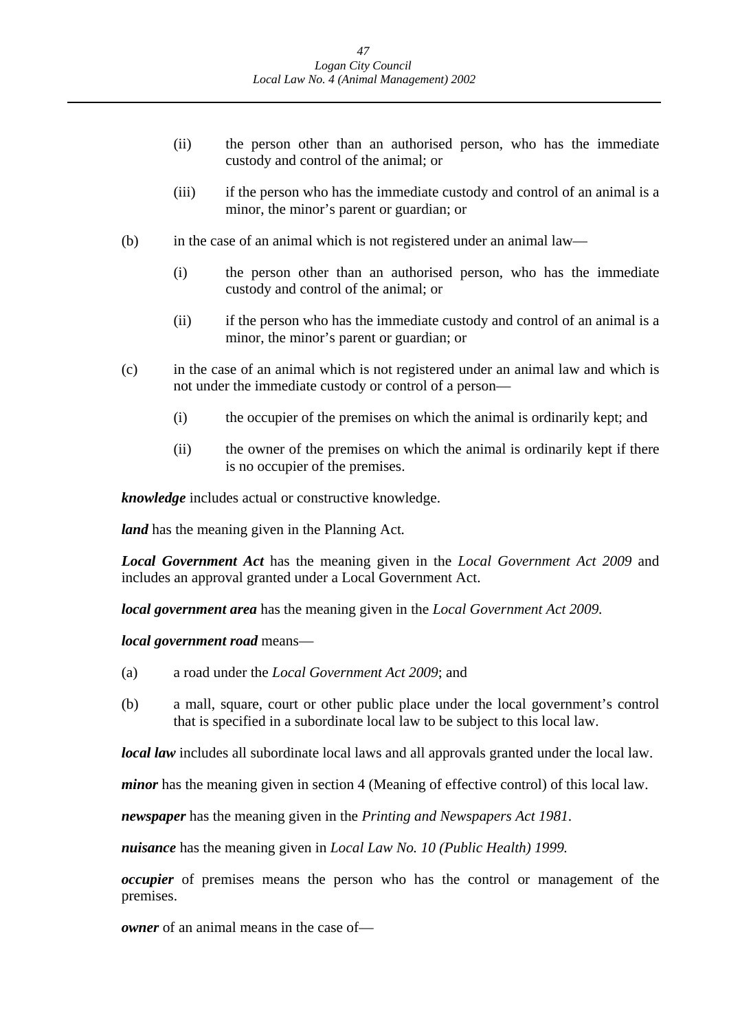(ii) the person other than an authorised person, who has the immediate custody and control of the animal; or

(iii) if the person who has the immediate custody and control of an animal is a minor, the minor's parent or guardian; or

(b) in the case of an animal which is not registered under an animal law—

(i) the person other than an authorised person, who has the immediate custody and control of the animal; or

(ii) if the person who has the immediate custody and control of an animal is a minor, the minor's parent or guardian; or

(c) in the case of an animal which is not registered under an animal law and which is not under the immediate custody or control of a person—

(i) the occupier of the premises on which the animal is ordinarily kept; and

(ii) the owner of the premises on which the animal is ordinarily kept if there is no occupier of the premises.

***knowledge*** includes actual or constructive knowledge.

***land*** has the meaning given in the Planning Act.

***Local Government Act*** has the meaning given in the *Local Government Act 2009* and includes an approval granted under a Local Government Act.

***local government area*** has the meaning given in the *Local Government Act 2009.*

***local government road*** means—

(a) a road under the *Local Government Act 2009*; and

(b) a mall, square, court or other public place under the local government's control that is specified in a subordinate local law to be subject to this local law.

***local law*** includes all subordinate local laws and all approvals granted under the local law.

***minor*** has the meaning given in section 4 (Meaning of effective control) of this local law.

***newspaper*** has the meaning given in the *Printing and Newspapers Act 1981*.

***nuisance*** has the meaning given in *Local Law No. 10 (Public Health) 1999.*

***occupier*** of premises means the person who has the control or management of the premises.

***owner*** of an animal means in the case of—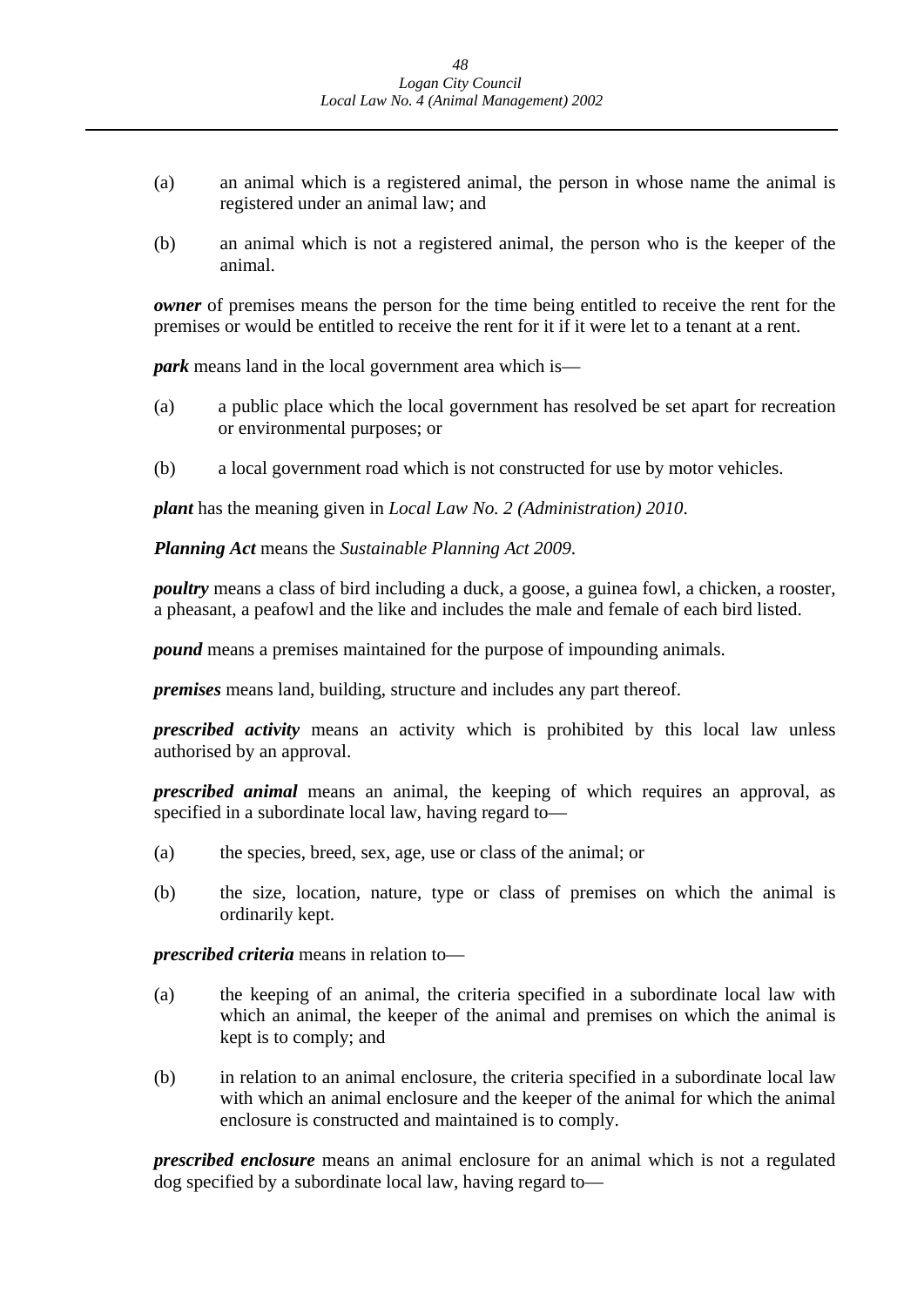(a) an animal which is a registered animal, the person in whose name the animal is registered under an animal law; and

(b) an animal which is not a registered animal, the person who is the keeper of the animal.

***owner*** of premises means the person for the time being entitled to receive the rent for the premises or would be entitled to receive the rent for it if it were let to a tenant at a rent.

***park*** means land in the local government area which is—

(a) a public place which the local government has resolved be set apart for recreation or environmental purposes; or

(b) a local government road which is not constructed for use by motor vehicles.

***plant*** has the meaning given in *Local Law No. 2 (Administration) 2010*.

***Planning Act*** means the *Sustainable Planning Act 2009*.

***poultry*** means a class of bird including a duck, a goose, a guinea fowl, a chicken, a rooster, a pheasant, a peafowl and the like and includes the male and female of each bird listed.

***pound*** means a premises maintained for the purpose of impounding animals.

***premises*** means land, building, structure and includes any part thereof.

***prescribed activity*** means an activity which is prohibited by this local law unless authorised by an approval.

***prescribed animal*** means an animal, the keeping of which requires an approval, as specified in a subordinate local law, having regard to—

(a) the species, breed, sex, age, use or class of the animal; or

(b) the size, location, nature, type or class of premises on which the animal is ordinarily kept.

***prescribed criteria*** means in relation to—

(a) the keeping of an animal, the criteria specified in a subordinate local law with which an animal, the keeper of the animal and premises on which the animal is kept is to comply; and

(b) in relation to an animal enclosure, the criteria specified in a subordinate local law with which an animal enclosure and the keeper of the animal for which the animal enclosure is constructed and maintained is to comply.

***prescribed enclosure*** means an animal enclosure for an animal which is not a regulated dog specified by a subordinate local law, having regard to—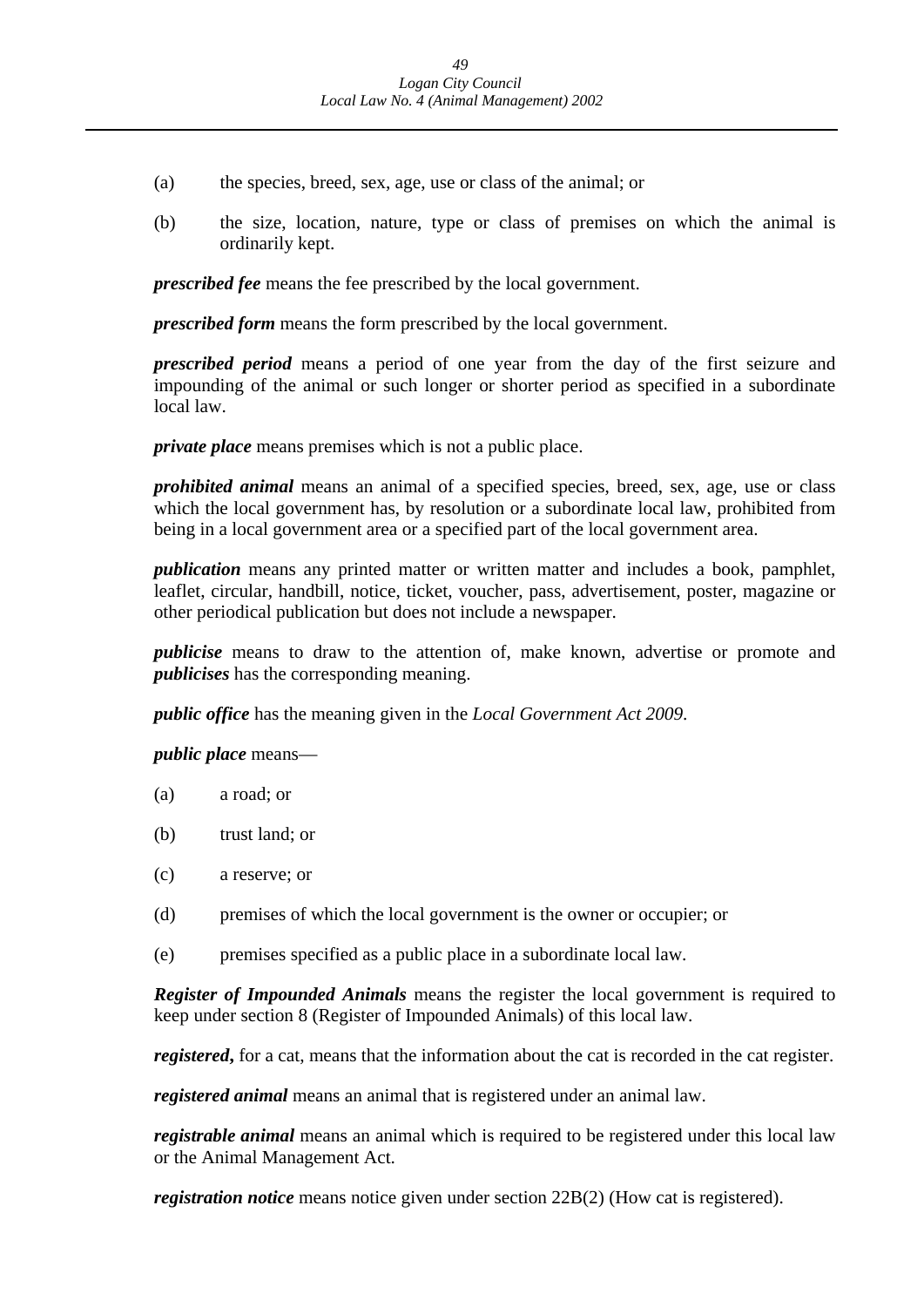(a) the species, breed, sex, age, use or class of the animal; or

(b) the size, location, nature, type or class of premises on which the animal is ordinarily kept.

***prescribed fee*** means the fee prescribed by the local government.

***prescribed form*** means the form prescribed by the local government.

***prescribed period*** means a period of one year from the day of the first seizure and impounding of the animal or such longer or shorter period as specified in a subordinate local law.

***private place*** means premises which is not a public place.

***prohibited animal*** means an animal of a specified species, breed, sex, age, use or class which the local government has, by resolution or a subordinate local law, prohibited from being in a local government area or a specified part of the local government area.

***publication*** means any printed matter or written matter and includes a book, pamphlet, leaflet, circular, handbill, notice, ticket, voucher, pass, advertisement, poster, magazine or other periodical publication but does not include a newspaper.

***publicise*** means to draw to the attention of, make known, advertise or promote and ***publicises*** has the corresponding meaning.

***public office*** has the meaning given in the *Local Government Act 2009*.

***public place*** means—

(a) a road; or

(b) trust land; or

(c) a reserve; or

(d) premises of which the local government is the owner or occupier; or

(e) premises specified as a public place in a subordinate local law.

***Register of Impounded Animals*** means the register the local government is required to keep under section 8 (Register of Impounded Animals) of this local law.

***registered*,** for a cat, means that the information about the cat is recorded in the cat register.

***registered animal*** means an animal that is registered under an animal law.

***registrable animal*** means an animal which is required to be registered under this local law or the Animal Management Act.

***registration notice*** means notice given under section 22B(2) (How cat is registered).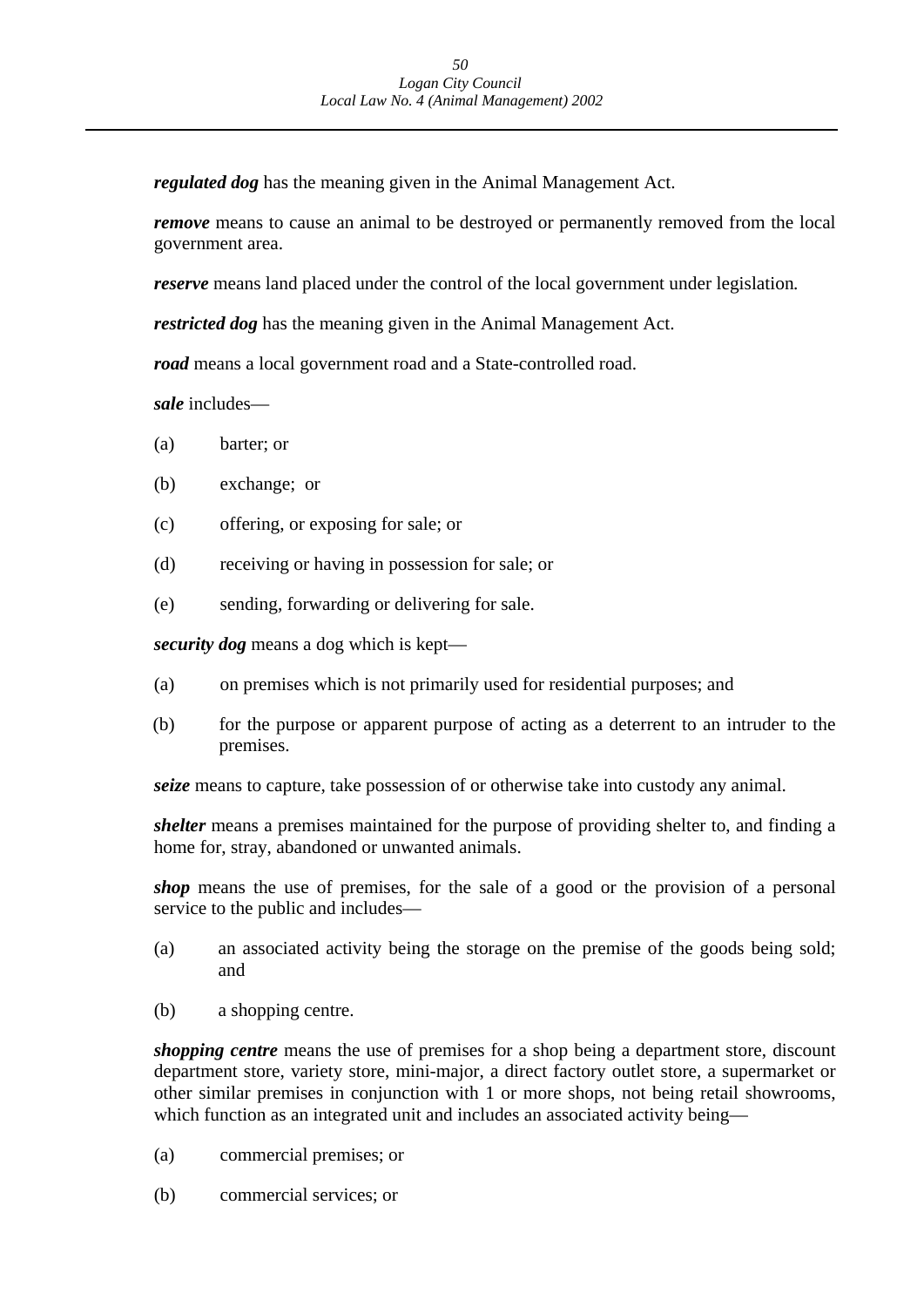***regulated dog*** has the meaning given in the Animal Management Act.

***remove*** means to cause an animal to be destroyed or permanently removed from the local government area.

***reserve*** means land placed under the control of the local government under legislation.

***restricted dog*** has the meaning given in the Animal Management Act.

***road*** means a local government road and a State-controlled road.

***sale*** includes—

(a) barter; or

(b) exchange; or

(c) offering, or exposing for sale; or

(d) receiving or having in possession for sale; or

(e) sending, forwarding or delivering for sale.

***security dog*** means a dog which is kept—

(a) on premises which is not primarily used for residential purposes; and

(b) for the purpose or apparent purpose of acting as a deterrent to an intruder to the premises.

***seize*** means to capture, take possession of or otherwise take into custody any animal.

***shelter*** means a premises maintained for the purpose of providing shelter to, and finding a home for, stray, abandoned or unwanted animals.

***shop*** means the use of premises, for the sale of a good or the provision of a personal service to the public and includes—

(a) an associated activity being the storage on the premise of the goods being sold; and

(b) a shopping centre.

***shopping centre*** means the use of premises for a shop being a department store, discount department store, variety store, mini-major, a direct factory outlet store, a supermarket or other similar premises in conjunction with 1 or more shops, not being retail showrooms, which function as an integrated unit and includes an associated activity being—

(a) commercial premises; or

(b) commercial services; or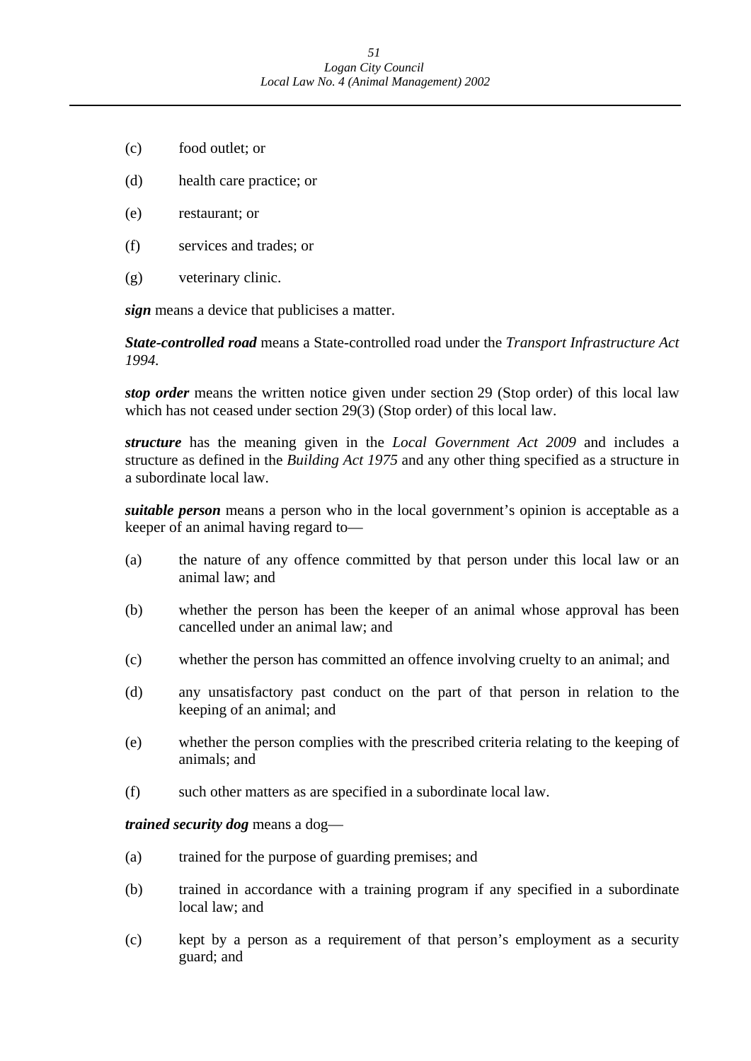(c) food outlet; or

(d) health care practice; or

(e) restaurant; or

(f) services and trades; or

(g) veterinary clinic.

***sign*** means a device that publicises a matter.

***State-controlled road*** means a State-controlled road under the *Transport Infrastructure Act 1994*.

***stop order*** means the written notice given under section 29 (Stop order) of this local law which has not ceased under section 29(3) (Stop order) of this local law.

***structure*** has the meaning given in the *Local Government Act 2009* and includes a structure as defined in the *Building Act 1975* and any other thing specified as a structure in a subordinate local law.

***suitable person*** means a person who in the local government's opinion is acceptable as a keeper of an animal having regard to—

(a) the nature of any offence committed by that person under this local law or an animal law; and

(b) whether the person has been the keeper of an animal whose approval has been cancelled under an animal law; and

(c) whether the person has committed an offence involving cruelty to an animal; and

(d) any unsatisfactory past conduct on the part of that person in relation to the keeping of an animal; and

(e) whether the person complies with the prescribed criteria relating to the keeping of animals; and

(f) such other matters as are specified in a subordinate local law.

***trained security dog*** means a dog—

(a) trained for the purpose of guarding premises; and

(b) trained in accordance with a training program if any specified in a subordinate local law; and

(c) kept by a person as a requirement of that person's employment as a security guard; and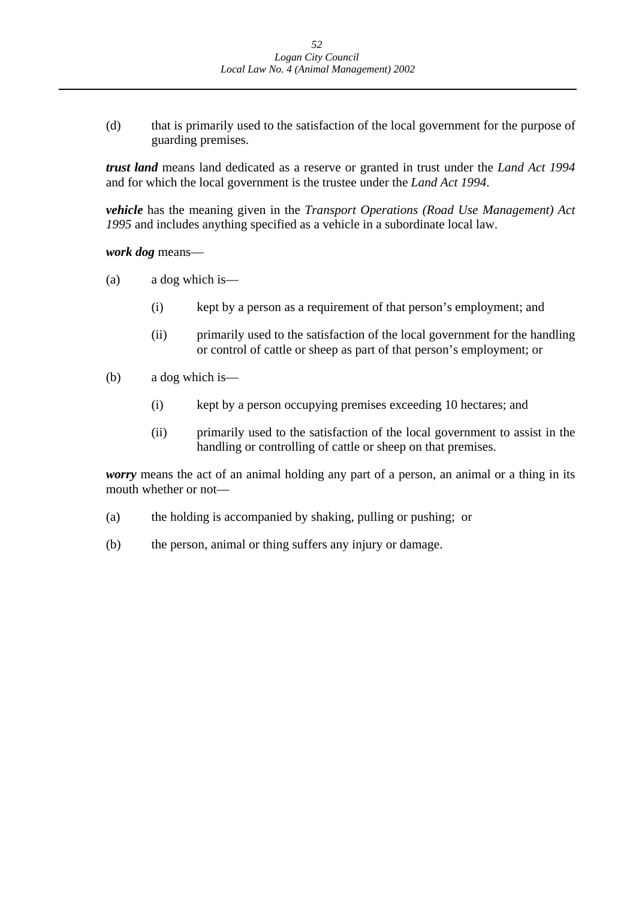(d) that is primarily used to the satisfaction of the local government for the purpose of guarding premises.

***trust land*** means land dedicated as a reserve or granted in trust under the *Land Act 1994* and for which the local government is the trustee under the *Land Act 1994*.

***vehicle*** has the meaning given in the *Transport Operations (Road Use Management) Act 1995* and includes anything specified as a vehicle in a subordinate local law.

***work dog*** means—

(a) a dog which is—

  (i) kept by a person as a requirement of that person's employment; and

  (ii) primarily used to the satisfaction of the local government for the handling or control of cattle or sheep as part of that person's employment; or

(b) a dog which is—

  (i) kept by a person occupying premises exceeding 10 hectares; and

  (ii) primarily used to the satisfaction of the local government to assist in the handling or controlling of cattle or sheep on that premises.

***worry*** means the act of an animal holding any part of a person, an animal or a thing in its mouth whether or not—

(a) the holding is accompanied by shaking, pulling or pushing; or

(b) the person, animal or thing suffers any injury or damage.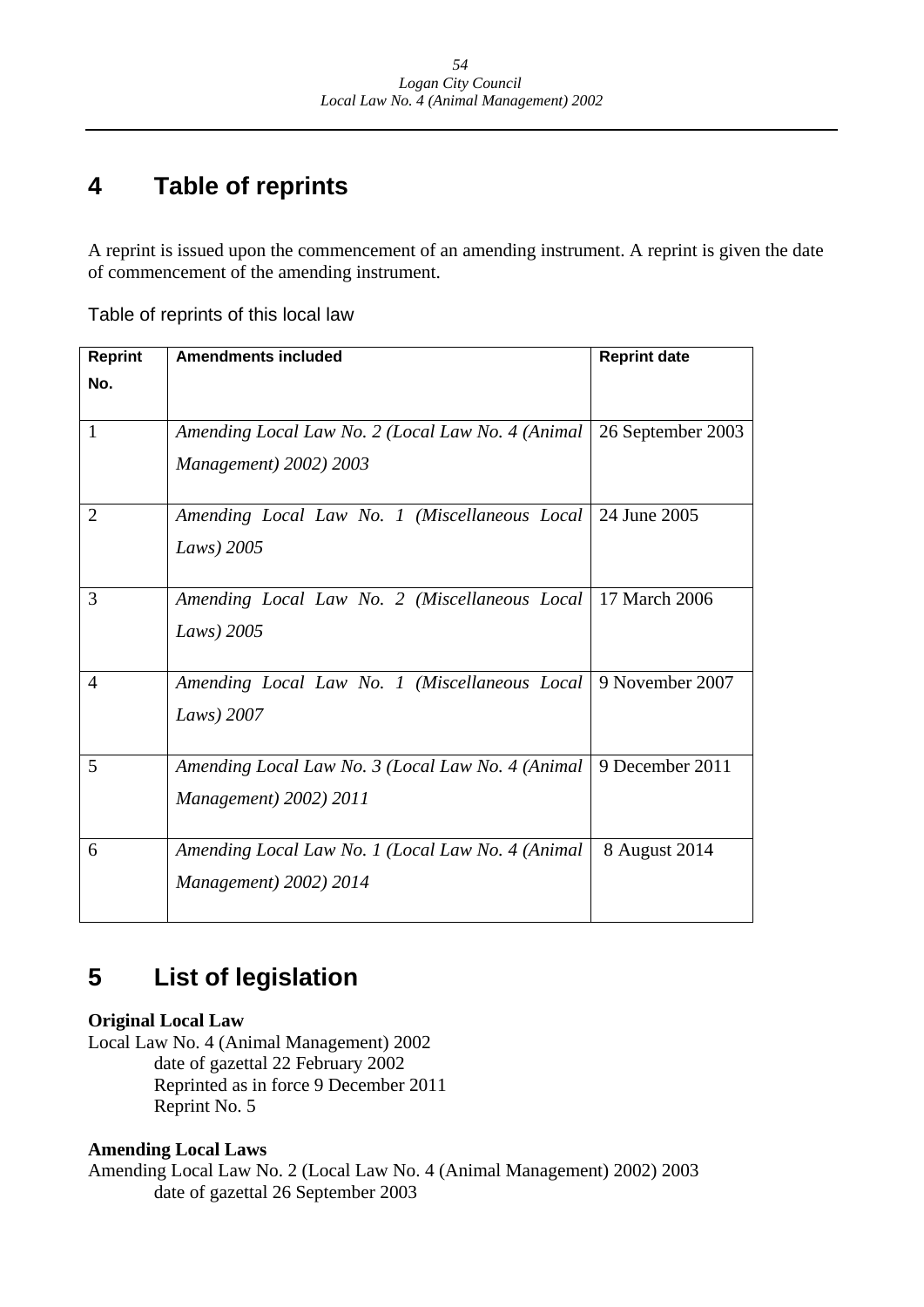# 4 Table of reprints

A reprint is issued upon the commencement of an amending instrument. A reprint is given the date of commencement of the amending instrument.

Table of reprints of this local law

| Reprint No. | Amendments included | Reprint date |
|---|---|---|
| 1 | *Amending Local Law No. 2 (Local Law No. 4 (Animal Management) 2002) 2003* | 26 September 2003 |
| 2 | *Amending Local Law No. 1 (Miscellaneous Local Laws) 2005* | 24 June 2005 |
| 3 | *Amending Local Law No. 2 (Miscellaneous Local Laws) 2005* | 17 March 2006 |
| 4 | *Amending Local Law No. 1 (Miscellaneous Local Laws) 2007* | 9 November 2007 |
| 5 | *Amending Local Law No. 3 (Local Law No. 4 (Animal Management) 2002) 2011* | 9 December 2011 |
| 6 | *Amending Local Law No. 1 (Local Law No. 4 (Animal Management) 2002) 2014* | 8 August 2014 |

# 5 List of legislation

**Original Local Law**

Local Law No. 4 (Animal Management) 2002
date of gazettal 22 February 2002
Reprinted as in force 9 December 2011
Reprint No. 5

**Amending Local Laws**

Amending Local Law No. 2 (Local Law No. 4 (Animal Management) 2002) 2003
date of gazettal 26 September 2003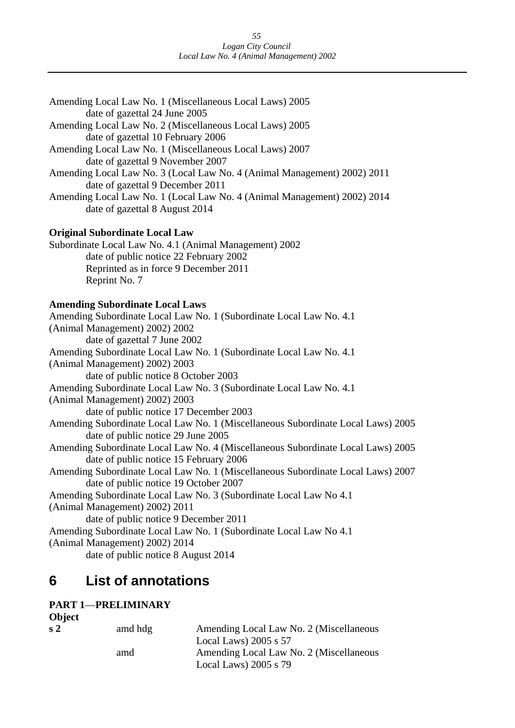Amending Local Law No. 1 (Miscellaneous Local Laws) 2005
    date of gazettal 24 June 2005
Amending Local Law No. 2 (Miscellaneous Local Laws) 2005
    date of gazettal 10 February 2006
Amending Local Law No. 1 (Miscellaneous Local Laws) 2007
    date of gazettal 9 November 2007
Amending Local Law No. 3 (Local Law No. 4 (Animal Management) 2002) 2011
    date of gazettal 9 December 2011
Amending Local Law No. 1 (Local Law No. 4 (Animal Management) 2002) 2014
    date of gazettal 8 August 2014

**Original Subordinate Local Law**

Subordinate Local Law No. 4.1 (Animal Management) 2002
    date of public notice 22 February 2002
    Reprinted as in force 9 December 2011
    Reprint No. 7

**Amending Subordinate Local Laws**

Amending Subordinate Local Law No. 1 (Subordinate Local Law No. 4.1 (Animal Management) 2002) 2002
    date of gazettal 7 June 2002
Amending Subordinate Local Law No. 1 (Subordinate Local Law No. 4.1 (Animal Management) 2002) 2003
    date of public notice 8 October 2003
Amending Subordinate Local Law No. 3 (Subordinate Local Law No. 4.1 (Animal Management) 2002) 2003
    date of public notice 17 December 2003
Amending Subordinate Local Law No. 1 (Miscellaneous Subordinate Local Laws) 2005
    date of public notice 29 June 2005
Amending Subordinate Local Law No. 4 (Miscellaneous Subordinate Local Laws) 2005
    date of public notice 15 February 2006
Amending Subordinate Local Law No. 1 (Miscellaneous Subordinate Local Laws) 2007
    date of public notice 19 October 2007
Amending Subordinate Local Law No. 3 (Subordinate Local Law No 4.1 (Animal Management) 2002) 2011
    date of public notice 9 December 2011
Amending Subordinate Local Law No. 1 (Subordinate Local Law No 4.1 (Animal Management) 2002) 2014
    date of public notice 8 August 2014

## 6 List of annotations

**PART 1—PRELIMINARY**

**Object**

| | | |
|---|---|---|
| **s 2** | amd hdg | Amending Local Law No. 2 (Miscellaneous Local Laws) 2005 s 57 |
| | amd | Amending Local Law No. 2 (Miscellaneous Local Laws) 2005 s 79 |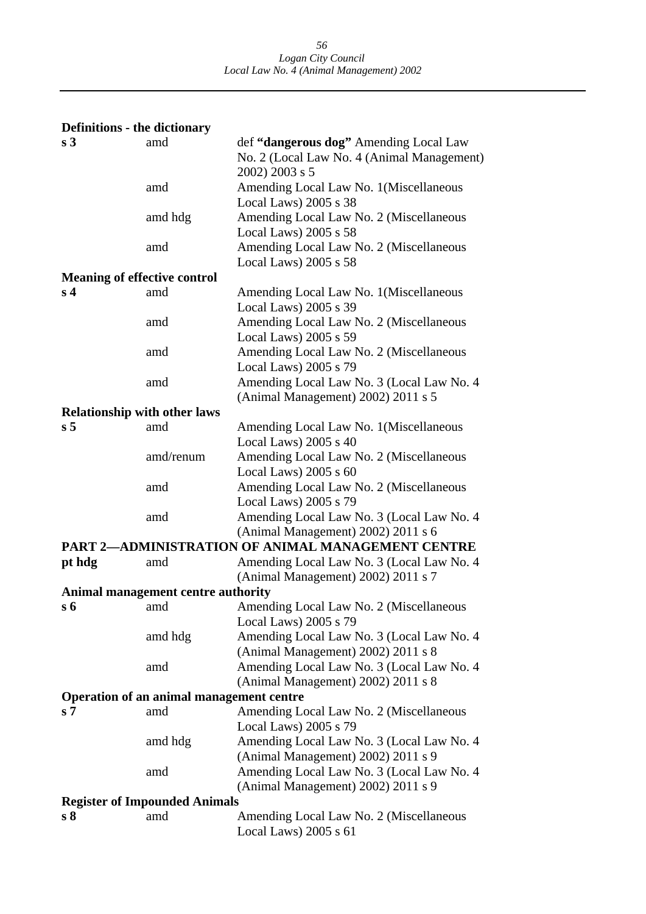**Definitions - the dictionary**

| | | |
|---|---|---|
| **s 3** | amd | def **"dangerous dog"** Amending Local Law No. 2 (Local Law No. 4 (Animal Management) 2002) 2003 s 5 |
| | amd | Amending Local Law No. 1(Miscellaneous Local Laws) 2005 s 38 |
| | amd hdg | Amending Local Law No. 2 (Miscellaneous Local Laws) 2005 s 58 |
| | amd | Amending Local Law No. 2 (Miscellaneous Local Laws) 2005 s 58 |

**Meaning of effective control**

| | | |
|---|---|---|
| **s 4** | amd | Amending Local Law No. 1(Miscellaneous Local Laws) 2005 s 39 |
| | amd | Amending Local Law No. 2 (Miscellaneous Local Laws) 2005 s 59 |
| | amd | Amending Local Law No. 2 (Miscellaneous Local Laws) 2005 s 79 |
| | amd | Amending Local Law No. 3 (Local Law No. 4 (Animal Management) 2002) 2011 s 5 |

**Relationship with other laws**

| | | |
|---|---|---|
| **s 5** | amd | Amending Local Law No. 1(Miscellaneous Local Laws) 2005 s 40 |
| | amd/renum | Amending Local Law No. 2 (Miscellaneous Local Laws) 2005 s 60 |
| | amd | Amending Local Law No. 2 (Miscellaneous Local Laws) 2005 s 79 |
| | amd | Amending Local Law No. 3 (Local Law No. 4 (Animal Management) 2002) 2011 s 6 |

**PART 2—ADMINISTRATION OF ANIMAL MANAGEMENT CENTRE**

| | | |
|---|---|---|
| **pt hdg** | amd | Amending Local Law No. 3 (Local Law No. 4 (Animal Management) 2002) 2011 s 7 |

**Animal management centre authority**

| | | |
|---|---|---|
| **s 6** | amd | Amending Local Law No. 2 (Miscellaneous Local Laws) 2005 s 79 |
| | amd hdg | Amending Local Law No. 3 (Local Law No. 4 (Animal Management) 2002) 2011 s 8 |
| | amd | Amending Local Law No. 3 (Local Law No. 4 (Animal Management) 2002) 2011 s 8 |

**Operation of an animal management centre**

| | | |
|---|---|---|
| **s 7** | amd | Amending Local Law No. 2 (Miscellaneous Local Laws) 2005 s 79 |
| | amd hdg | Amending Local Law No. 3 (Local Law No. 4 (Animal Management) 2002) 2011 s 9 |
| | amd | Amending Local Law No. 3 (Local Law No. 4 (Animal Management) 2002) 2011 s 9 |

**Register of Impounded Animals**

| | | |
|---|---|---|
| **s 8** | amd | Amending Local Law No. 2 (Miscellaneous Local Laws) 2005 s 61 |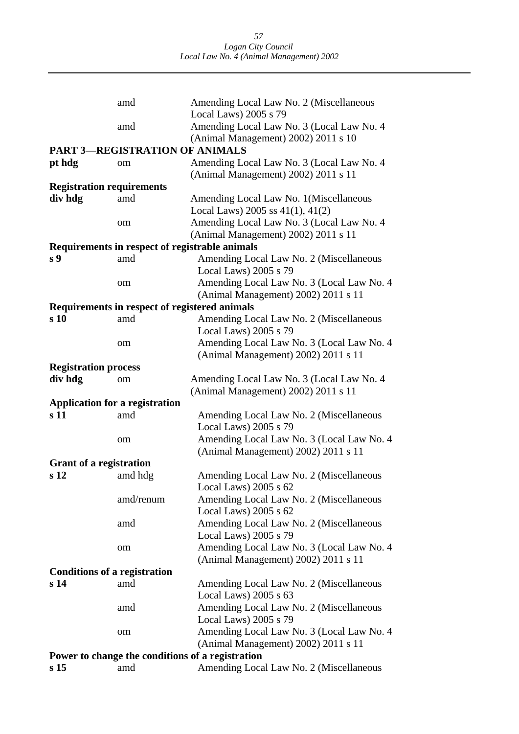| | amd | Amending Local Law No. 2 (Miscellaneous Local Laws) 2005 s 79 |
|---|---|---|
| | amd | Amending Local Law No. 3 (Local Law No. 4 (Animal Management) 2002) 2011 s 10 |

**PART 3—REGISTRATION OF ANIMALS**

| | | |
|---|---|---|
| **pt hdg** | om | Amending Local Law No. 3 (Local Law No. 4 (Animal Management) 2002) 2011 s 11 |

**Registration requirements**

| | | |
|---|---|---|
| **div hdg** | amd | Amending Local Law No. 1(Miscellaneous Local Laws) 2005 ss 41(1), 41(2) |
| | om | Amending Local Law No. 3 (Local Law No. 4 (Animal Management) 2002) 2011 s 11 |

**Requirements in respect of registrable animals**

| | | |
|---|---|---|
| **s 9** | amd | Amending Local Law No. 2 (Miscellaneous Local Laws) 2005 s 79 |
| | om | Amending Local Law No. 3 (Local Law No. 4 (Animal Management) 2002) 2011 s 11 |

**Requirements in respect of registered animals**

| | | |
|---|---|---|
| **s 10** | amd | Amending Local Law No. 2 (Miscellaneous Local Laws) 2005 s 79 |
| | om | Amending Local Law No. 3 (Local Law No. 4 (Animal Management) 2002) 2011 s 11 |

**Registration process**

| | | |
|---|---|---|
| **div hdg** | om | Amending Local Law No. 3 (Local Law No. 4 (Animal Management) 2002) 2011 s 11 |

**Application for a registration**

| | | |
|---|---|---|
| **s 11** | amd | Amending Local Law No. 2 (Miscellaneous Local Laws) 2005 s 79 |
| | om | Amending Local Law No. 3 (Local Law No. 4 (Animal Management) 2002) 2011 s 11 |

**Grant of a registration**

| | | |
|---|---|---|
| **s 12** | amd hdg | Amending Local Law No. 2 (Miscellaneous Local Laws) 2005 s 62 |
| | amd/renum | Amending Local Law No. 2 (Miscellaneous Local Laws) 2005 s 62 |
| | amd | Amending Local Law No. 2 (Miscellaneous Local Laws) 2005 s 79 |
| | om | Amending Local Law No. 3 (Local Law No. 4 (Animal Management) 2002) 2011 s 11 |

**Conditions of a registration**

| | | |
|---|---|---|
| **s 14** | amd | Amending Local Law No. 2 (Miscellaneous Local Laws) 2005 s 63 |
| | amd | Amending Local Law No. 2 (Miscellaneous Local Laws) 2005 s 79 |
| | om | Amending Local Law No. 3 (Local Law No. 4 (Animal Management) 2002) 2011 s 11 |

**Power to change the conditions of a registration**

| | | |
|---|---|---|
| **s 15** | amd | Amending Local Law No. 2 (Miscellaneous |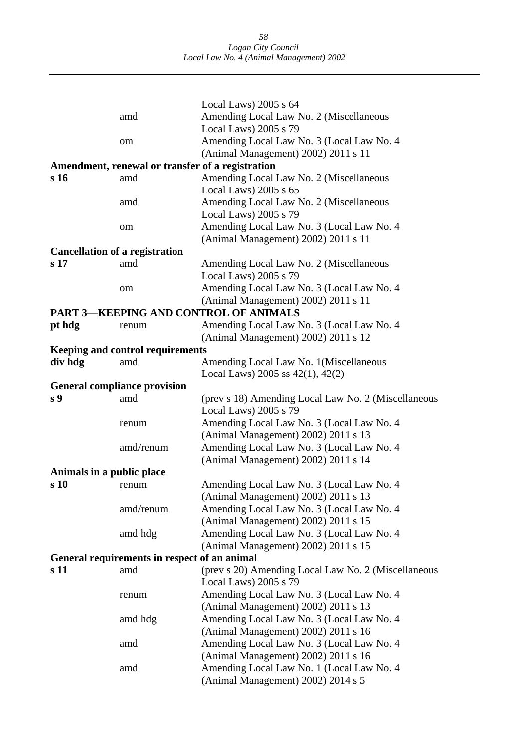| | | |
|---|---|---|
| | | Local Laws) 2005 s 64 |
| | amd | Amending Local Law No. 2 (Miscellaneous Local Laws) 2005 s 79 |
| | om | Amending Local Law No. 3 (Local Law No. 4 (Animal Management) 2002) 2011 s 11 |

**Amendment, renewal or transfer of a registration**

| | | |
|---|---|---|
| **s 16** | amd | Amending Local Law No. 2 (Miscellaneous Local Laws) 2005 s 65 |
| | amd | Amending Local Law No. 2 (Miscellaneous Local Laws) 2005 s 79 |
| | om | Amending Local Law No. 3 (Local Law No. 4 (Animal Management) 2002) 2011 s 11 |

**Cancellation of a registration**

| | | |
|---|---|---|
| **s 17** | amd | Amending Local Law No. 2 (Miscellaneous Local Laws) 2005 s 79 |
| | om | Amending Local Law No. 3 (Local Law No. 4 (Animal Management) 2002) 2011 s 11 |

**PART 3—KEEPING AND CONTROL OF ANIMALS**

| | | |
|---|---|---|
| **pt hdg** | renum | Amending Local Law No. 3 (Local Law No. 4 (Animal Management) 2002) 2011 s 12 |

**Keeping and control requirements**

| | | |
|---|---|---|
| **div hdg** | amd | Amending Local Law No. 1(Miscellaneous Local Laws) 2005 ss 42(1), 42(2) |

**General compliance provision**

| | | |
|---|---|---|
| **s 9** | amd | (prev s 18) Amending Local Law No. 2 (Miscellaneous Local Laws) 2005 s 79 |
| | renum | Amending Local Law No. 3 (Local Law No. 4 (Animal Management) 2002) 2011 s 13 |
| | amd/renum | Amending Local Law No. 3 (Local Law No. 4 (Animal Management) 2002) 2011 s 14 |

**Animals in a public place**

| | | |
|---|---|---|
| **s 10** | renum | Amending Local Law No. 3 (Local Law No. 4 (Animal Management) 2002) 2011 s 13 |
| | amd/renum | Amending Local Law No. 3 (Local Law No. 4 (Animal Management) 2002) 2011 s 15 |
| | amd hdg | Amending Local Law No. 3 (Local Law No. 4 (Animal Management) 2002) 2011 s 15 |

**General requirements in respect of an animal**

| | | |
|---|---|---|
| **s 11** | amd | (prev s 20) Amending Local Law No. 2 (Miscellaneous Local Laws) 2005 s 79 |
| | renum | Amending Local Law No. 3 (Local Law No. 4 (Animal Management) 2002) 2011 s 13 |
| | amd hdg | Amending Local Law No. 3 (Local Law No. 4 (Animal Management) 2002) 2011 s 16 |
| | amd | Amending Local Law No. 3 (Local Law No. 4 (Animal Management) 2002) 2011 s 16 |
| | amd | Amending Local Law No. 1 (Local Law No. 4 (Animal Management) 2002) 2014 s 5 |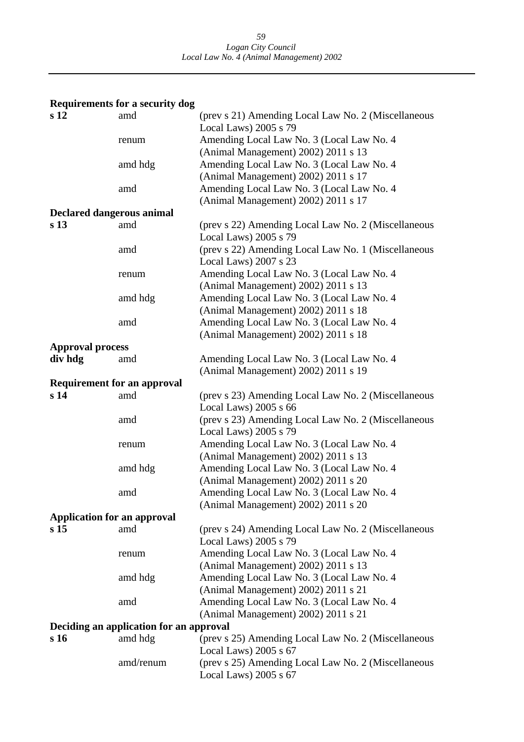**Requirements for a security dog**

| | | |
|---|---|---|
| **s 12** | amd | (prev s 21) Amending Local Law No. 2 (Miscellaneous Local Laws) 2005 s 79 |
| | renum | Amending Local Law No. 3 (Local Law No. 4 (Animal Management) 2002) 2011 s 13 |
| | amd hdg | Amending Local Law No. 3 (Local Law No. 4 (Animal Management) 2002) 2011 s 17 |
| | amd | Amending Local Law No. 3 (Local Law No. 4 (Animal Management) 2002) 2011 s 17 |

**Declared dangerous animal**

| | | |
|---|---|---|
| **s 13** | amd | (prev s 22) Amending Local Law No. 2 (Miscellaneous Local Laws) 2005 s 79 |
| | amd | (prev s 22) Amending Local Law No. 1 (Miscellaneous Local Laws) 2007 s 23 |
| | renum | Amending Local Law No. 3 (Local Law No. 4 (Animal Management) 2002) 2011 s 13 |
| | amd hdg | Amending Local Law No. 3 (Local Law No. 4 (Animal Management) 2002) 2011 s 18 |
| | amd | Amending Local Law No. 3 (Local Law No. 4 (Animal Management) 2002) 2011 s 18 |

**Approval process**

| | | |
|---|---|---|
| **div hdg** | amd | Amending Local Law No. 3 (Local Law No. 4 (Animal Management) 2002) 2011 s 19 |

**Requirement for an approval**

| | | |
|---|---|---|
| **s 14** | amd | (prev s 23) Amending Local Law No. 2 (Miscellaneous Local Laws) 2005 s 66 |
| | amd | (prev s 23) Amending Local Law No. 2 (Miscellaneous Local Laws) 2005 s 79 |
| | renum | Amending Local Law No. 3 (Local Law No. 4 (Animal Management) 2002) 2011 s 13 |
| | amd hdg | Amending Local Law No. 3 (Local Law No. 4 (Animal Management) 2002) 2011 s 20 |
| | amd | Amending Local Law No. 3 (Local Law No. 4 (Animal Management) 2002) 2011 s 20 |

**Application for an approval**

| | | |
|---|---|---|
| **s 15** | amd | (prev s 24) Amending Local Law No. 2 (Miscellaneous Local Laws) 2005 s 79 |
| | renum | Amending Local Law No. 3 (Local Law No. 4 (Animal Management) 2002) 2011 s 13 |
| | amd hdg | Amending Local Law No. 3 (Local Law No. 4 (Animal Management) 2002) 2011 s 21 |
| | amd | Amending Local Law No. 3 (Local Law No. 4 (Animal Management) 2002) 2011 s 21 |

**Deciding an application for an approval**

| | | |
|---|---|---|
| **s 16** | amd hdg | (prev s 25) Amending Local Law No. 2 (Miscellaneous Local Laws) 2005 s 67 |
| | amd/renum | (prev s 25) Amending Local Law No. 2 (Miscellaneous Local Laws) 2005 s 67 |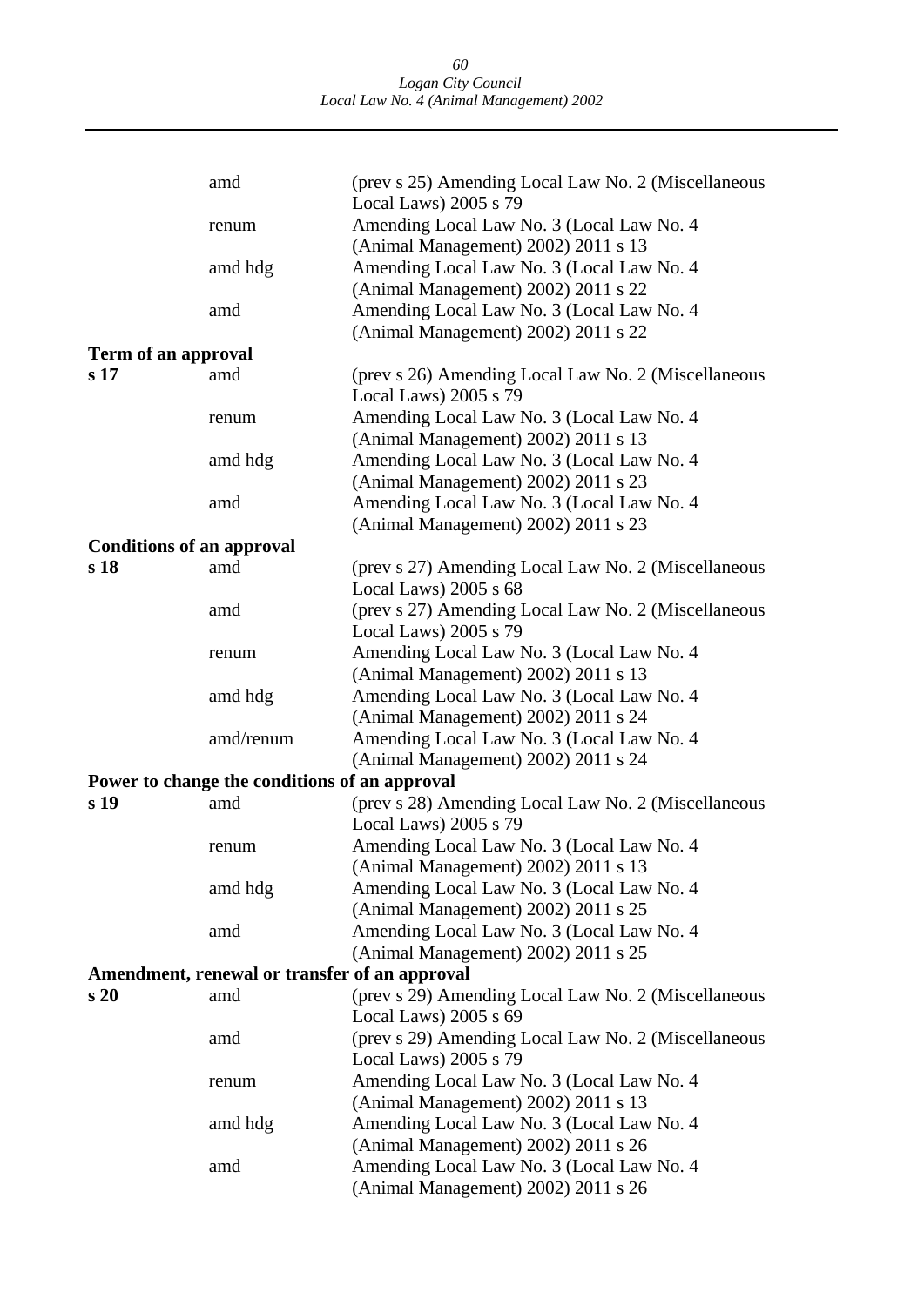| | amd | (prev s 25) Amending Local Law No. 2 (Miscellaneous Local Laws) 2005 s 79 |
|---|---|---|
| | renum | Amending Local Law No. 3 (Local Law No. 4 (Animal Management) 2002) 2011 s 13 |
| | amd hdg | Amending Local Law No. 3 (Local Law No. 4 (Animal Management) 2002) 2011 s 22 |
| | amd | Amending Local Law No. 3 (Local Law No. 4 (Animal Management) 2002) 2011 s 22 |
| **Term of an approval** | | |
| **s 17** | amd | (prev s 26) Amending Local Law No. 2 (Miscellaneous Local Laws) 2005 s 79 |
| | renum | Amending Local Law No. 3 (Local Law No. 4 (Animal Management) 2002) 2011 s 13 |
| | amd hdg | Amending Local Law No. 3 (Local Law No. 4 (Animal Management) 2002) 2011 s 23 |
| | amd | Amending Local Law No. 3 (Local Law No. 4 (Animal Management) 2002) 2011 s 23 |
| **Conditions of an approval** | | |
| **s 18** | amd | (prev s 27) Amending Local Law No. 2 (Miscellaneous Local Laws) 2005 s 68 |
| | amd | (prev s 27) Amending Local Law No. 2 (Miscellaneous Local Laws) 2005 s 79 |
| | renum | Amending Local Law No. 3 (Local Law No. 4 (Animal Management) 2002) 2011 s 13 |
| | amd hdg | Amending Local Law No. 3 (Local Law No. 4 (Animal Management) 2002) 2011 s 24 |
| | amd/renum | Amending Local Law No. 3 (Local Law No. 4 (Animal Management) 2002) 2011 s 24 |
| **Power to change the conditions of an approval** | | |
| **s 19** | amd | (prev s 28) Amending Local Law No. 2 (Miscellaneous Local Laws) 2005 s 79 |
| | renum | Amending Local Law No. 3 (Local Law No. 4 (Animal Management) 2002) 2011 s 13 |
| | amd hdg | Amending Local Law No. 3 (Local Law No. 4 (Animal Management) 2002) 2011 s 25 |
| | amd | Amending Local Law No. 3 (Local Law No. 4 (Animal Management) 2002) 2011 s 25 |
| **Amendment, renewal or transfer of an approval** | | |
| **s 20** | amd | (prev s 29) Amending Local Law No. 2 (Miscellaneous Local Laws) 2005 s 69 |
| | amd | (prev s 29) Amending Local Law No. 2 (Miscellaneous Local Laws) 2005 s 79 |
| | renum | Amending Local Law No. 3 (Local Law No. 4 (Animal Management) 2002) 2011 s 13 |
| | amd hdg | Amending Local Law No. 3 (Local Law No. 4 (Animal Management) 2002) 2011 s 26 |
| | amd | Amending Local Law No. 3 (Local Law No. 4 (Animal Management) 2002) 2011 s 26 |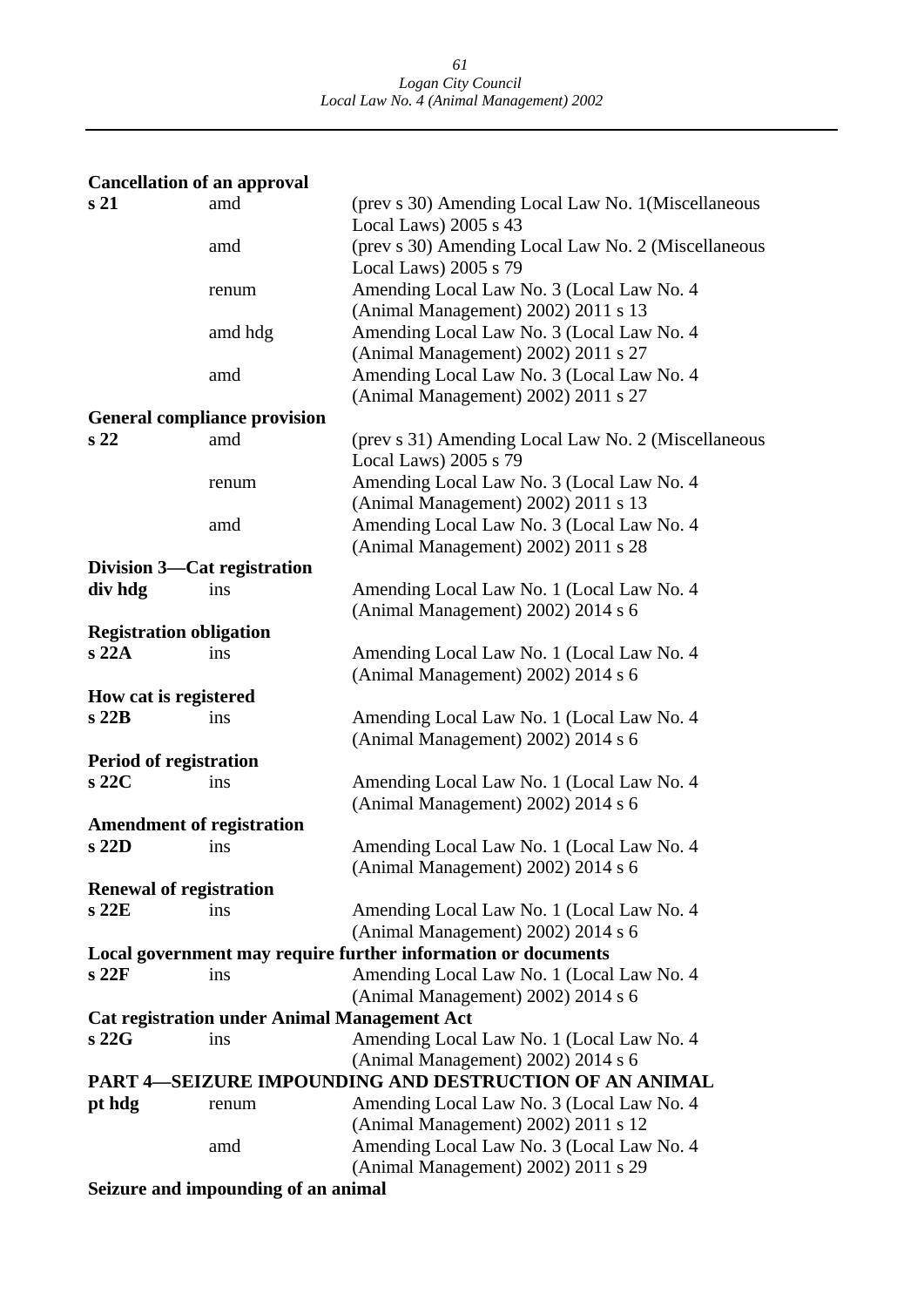**Cancellation of an approval**

| | | |
|---|---|---|
| **s 21** | amd | (prev s 30) Amending Local Law No. 1(Miscellaneous Local Laws) 2005 s 43 |
| | amd | (prev s 30) Amending Local Law No. 2 (Miscellaneous Local Laws) 2005 s 79 |
| | renum | Amending Local Law No. 3 (Local Law No. 4 (Animal Management) 2002) 2011 s 13 |
| | amd hdg | Amending Local Law No. 3 (Local Law No. 4 (Animal Management) 2002) 2011 s 27 |
| | amd | Amending Local Law No. 3 (Local Law No. 4 (Animal Management) 2002) 2011 s 27 |

**General compliance provision**

| | | |
|---|---|---|
| **s 22** | amd | (prev s 31) Amending Local Law No. 2 (Miscellaneous Local Laws) 2005 s 79 |
| | renum | Amending Local Law No. 3 (Local Law No. 4 (Animal Management) 2002) 2011 s 13 |
| | amd | Amending Local Law No. 3 (Local Law No. 4 (Animal Management) 2002) 2011 s 28 |

**Division 3—Cat registration**

| | | |
|---|---|---|
| **div hdg** | ins | Amending Local Law No. 1 (Local Law No. 4 (Animal Management) 2002) 2014 s 6 |

**Registration obligation**

| | | |
|---|---|---|
| **s 22A** | ins | Amending Local Law No. 1 (Local Law No. 4 (Animal Management) 2002) 2014 s 6 |

**How cat is registered**

| | | |
|---|---|---|
| **s 22B** | ins | Amending Local Law No. 1 (Local Law No. 4 (Animal Management) 2002) 2014 s 6 |

**Period of registration**

| | | |
|---|---|---|
| **s 22C** | ins | Amending Local Law No. 1 (Local Law No. 4 (Animal Management) 2002) 2014 s 6 |

**Amendment of registration**

| | | |
|---|---|---|
| **s 22D** | ins | Amending Local Law No. 1 (Local Law No. 4 (Animal Management) 2002) 2014 s 6 |

**Renewal of registration**

| | | |
|---|---|---|
| **s 22E** | ins | Amending Local Law No. 1 (Local Law No. 4 (Animal Management) 2002) 2014 s 6 |

**Local government may require further information or documents**

| | | |
|---|---|---|
| **s 22F** | ins | Amending Local Law No. 1 (Local Law No. 4 (Animal Management) 2002) 2014 s 6 |

**Cat registration under Animal Management Act**

| | | |
|---|---|---|
| **s 22G** | ins | Amending Local Law No. 1 (Local Law No. 4 (Animal Management) 2002) 2014 s 6 |

**PART 4—SEIZURE IMPOUNDING AND DESTRUCTION OF AN ANIMAL**

| | | |
|---|---|---|
| **pt hdg** | renum | Amending Local Law No. 3 (Local Law No. 4 (Animal Management) 2002) 2011 s 12 |
| | amd | Amending Local Law No. 3 (Local Law No. 4 (Animal Management) 2002) 2011 s 29 |

**Seizure and impounding of an animal**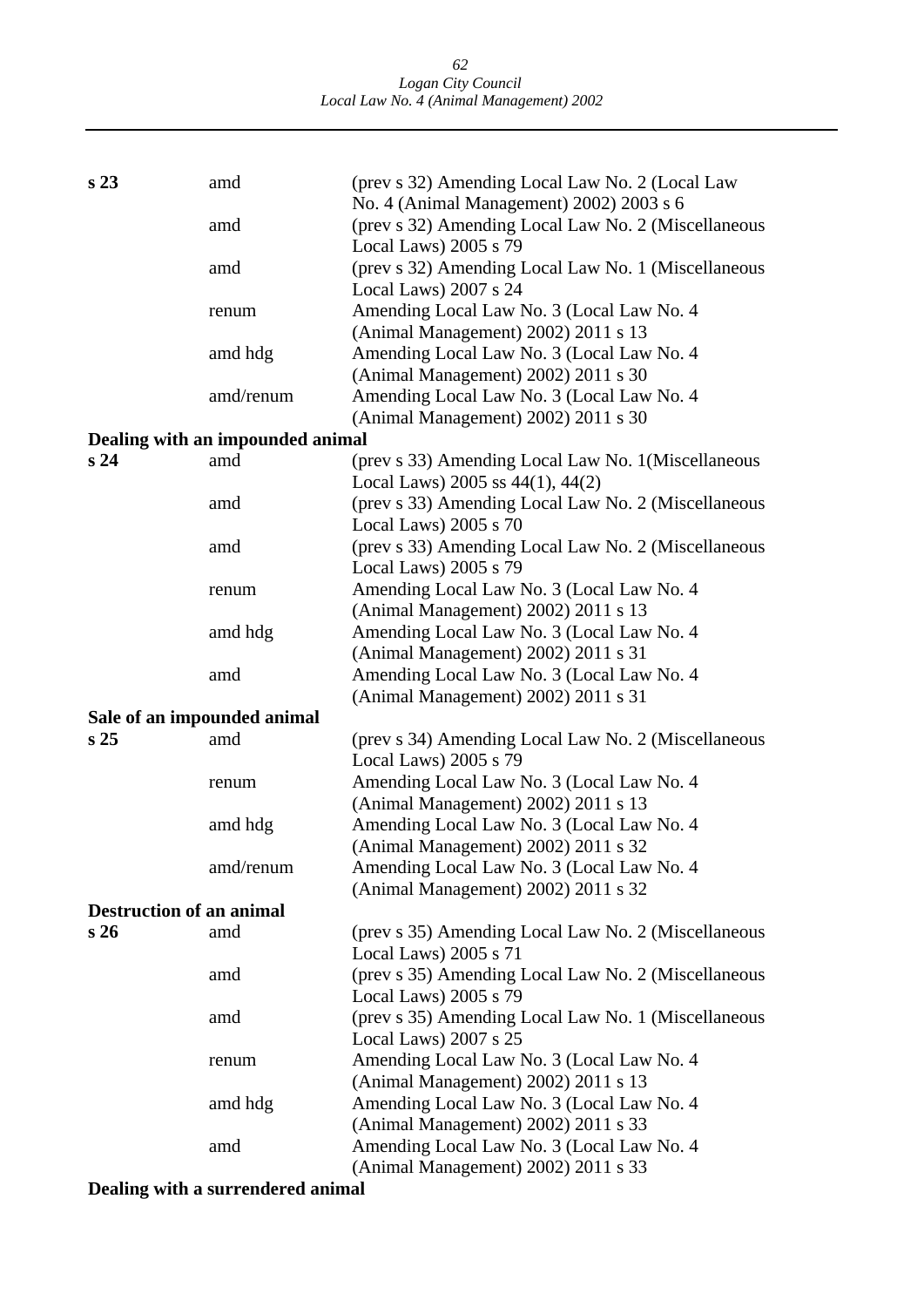| | | |
|---|---|---|
| **s 23** | amd | (prev s 32) Amending Local Law No. 2 (Local Law No. 4 (Animal Management) 2002) 2003 s 6 |
| | amd | (prev s 32) Amending Local Law No. 2 (Miscellaneous Local Laws) 2005 s 79 |
| | amd | (prev s 32) Amending Local Law No. 1 (Miscellaneous Local Laws) 2007 s 24 |
| | renum | Amending Local Law No. 3 (Local Law No. 4 (Animal Management) 2002) 2011 s 13 |
| | amd hdg | Amending Local Law No. 3 (Local Law No. 4 (Animal Management) 2002) 2011 s 30 |
| | amd/renum | Amending Local Law No. 3 (Local Law No. 4 (Animal Management) 2002) 2011 s 30 |
| **Dealing with an impounded animal** | | |
| **s 24** | amd | (prev s 33) Amending Local Law No. 1(Miscellaneous Local Laws) 2005 ss 44(1), 44(2) |
| | amd | (prev s 33) Amending Local Law No. 2 (Miscellaneous Local Laws) 2005 s 70 |
| | amd | (prev s 33) Amending Local Law No. 2 (Miscellaneous Local Laws) 2005 s 79 |
| | renum | Amending Local Law No. 3 (Local Law No. 4 (Animal Management) 2002) 2011 s 13 |
| | amd hdg | Amending Local Law No. 3 (Local Law No. 4 (Animal Management) 2002) 2011 s 31 |
| | amd | Amending Local Law No. 3 (Local Law No. 4 (Animal Management) 2002) 2011 s 31 |
| **Sale of an impounded animal** | | |
| **s 25** | amd | (prev s 34) Amending Local Law No. 2 (Miscellaneous Local Laws) 2005 s 79 |
| | renum | Amending Local Law No. 3 (Local Law No. 4 (Animal Management) 2002) 2011 s 13 |
| | amd hdg | Amending Local Law No. 3 (Local Law No. 4 (Animal Management) 2002) 2011 s 32 |
| | amd/renum | Amending Local Law No. 3 (Local Law No. 4 (Animal Management) 2002) 2011 s 32 |
| **Destruction of an animal** | | |
| **s 26** | amd | (prev s 35) Amending Local Law No. 2 (Miscellaneous Local Laws) 2005 s 71 |
| | amd | (prev s 35) Amending Local Law No. 2 (Miscellaneous Local Laws) 2005 s 79 |
| | amd | (prev s 35) Amending Local Law No. 1 (Miscellaneous Local Laws) 2007 s 25 |
| | renum | Amending Local Law No. 3 (Local Law No. 4 (Animal Management) 2002) 2011 s 13 |
| | amd hdg | Amending Local Law No. 3 (Local Law No. 4 (Animal Management) 2002) 2011 s 33 |
| | amd | Amending Local Law No. 3 (Local Law No. 4 (Animal Management) 2002) 2011 s 33 |
| **Dealing with a surrendered animal** | | |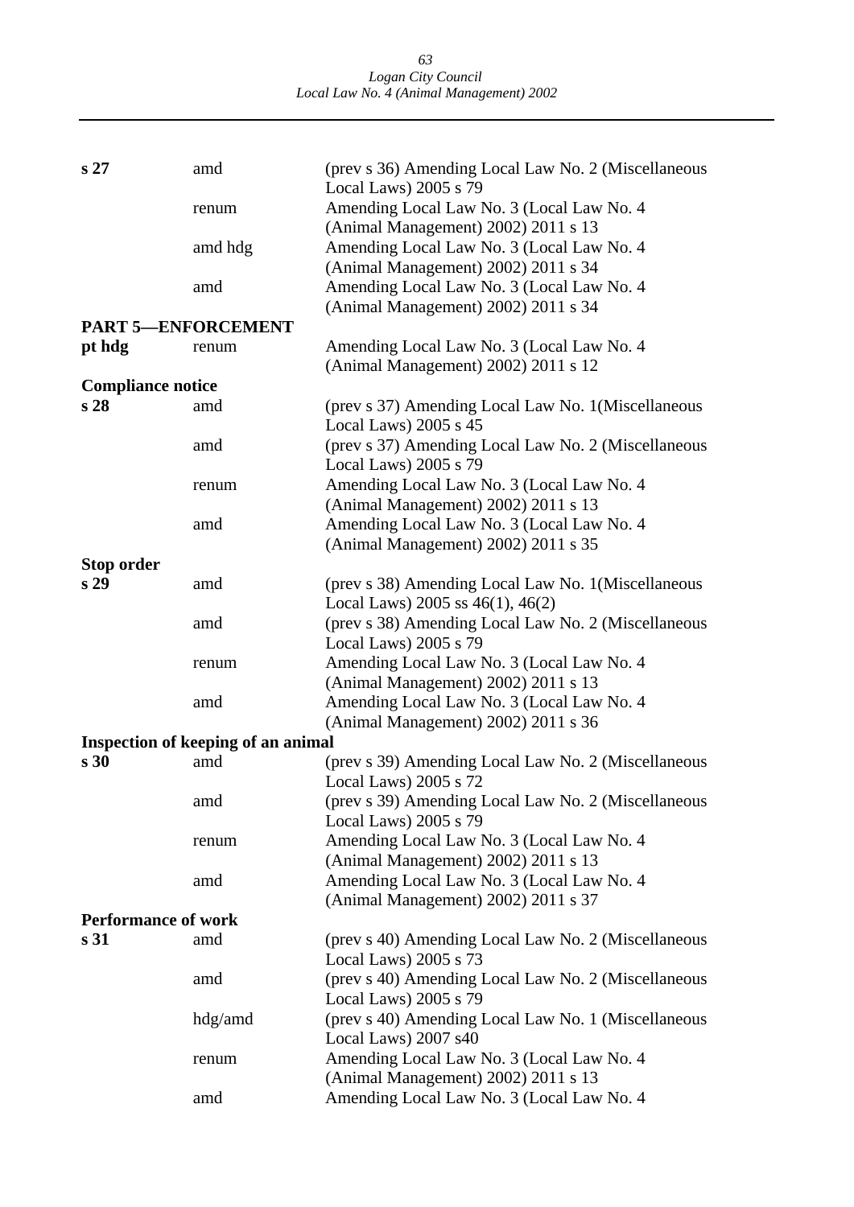| | | |
|---|---|---|
| **s 27** | amd | (prev s 36) Amending Local Law No. 2 (Miscellaneous Local Laws) 2005 s 79 |
| | renum | Amending Local Law No. 3 (Local Law No. 4 (Animal Management) 2002) 2011 s 13 |
| | amd hdg | Amending Local Law No. 3 (Local Law No. 4 (Animal Management) 2002) 2011 s 34 |
| | amd | Amending Local Law No. 3 (Local Law No. 4 (Animal Management) 2002) 2011 s 34 |
| **PART 5—ENFORCEMENT** | | |
| **pt hdg** | renum | Amending Local Law No. 3 (Local Law No. 4 (Animal Management) 2002) 2011 s 12 |
| **Compliance notice** | | |
| **s 28** | amd | (prev s 37) Amending Local Law No. 1(Miscellaneous Local Laws) 2005 s 45 |
| | amd | (prev s 37) Amending Local Law No. 2 (Miscellaneous Local Laws) 2005 s 79 |
| | renum | Amending Local Law No. 3 (Local Law No. 4 (Animal Management) 2002) 2011 s 13 |
| | amd | Amending Local Law No. 3 (Local Law No. 4 (Animal Management) 2002) 2011 s 35 |
| **Stop order** | | |
| **s 29** | amd | (prev s 38) Amending Local Law No. 1(Miscellaneous Local Laws) 2005 ss 46(1), 46(2) |
| | amd | (prev s 38) Amending Local Law No. 2 (Miscellaneous Local Laws) 2005 s 79 |
| | renum | Amending Local Law No. 3 (Local Law No. 4 (Animal Management) 2002) 2011 s 13 |
| | amd | Amending Local Law No. 3 (Local Law No. 4 (Animal Management) 2002) 2011 s 36 |
| **Inspection of keeping of an animal** | | |
| **s 30** | amd | (prev s 39) Amending Local Law No. 2 (Miscellaneous Local Laws) 2005 s 72 |
| | amd | (prev s 39) Amending Local Law No. 2 (Miscellaneous Local Laws) 2005 s 79 |
| | renum | Amending Local Law No. 3 (Local Law No. 4 (Animal Management) 2002) 2011 s 13 |
| | amd | Amending Local Law No. 3 (Local Law No. 4 (Animal Management) 2002) 2011 s 37 |
| **Performance of work** | | |
| **s 31** | amd | (prev s 40) Amending Local Law No. 2 (Miscellaneous Local Laws) 2005 s 73 |
| | amd | (prev s 40) Amending Local Law No. 2 (Miscellaneous Local Laws) 2005 s 79 |
| | hdg/amd | (prev s 40) Amending Local Law No. 1 (Miscellaneous Local Laws) 2007 s40 |
| | renum | Amending Local Law No. 3 (Local Law No. 4 (Animal Management) 2002) 2011 s 13 |
| | amd | Amending Local Law No. 3 (Local Law No. 4 |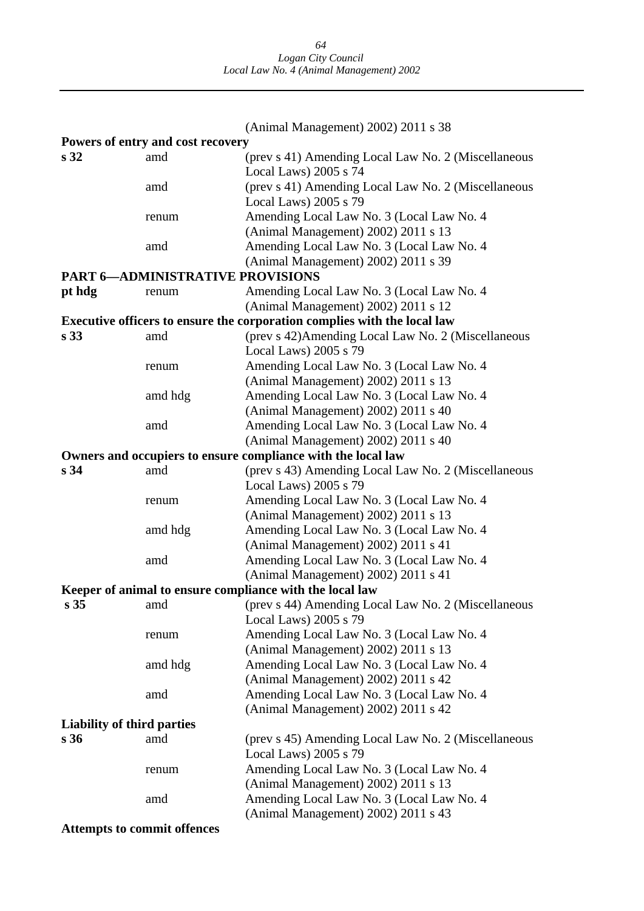|  |  | (Animal Management) 2002) 2011 s 38 |
|---|---|---|

**Powers of entry and cost recovery**

| | | |
|---|---|---|
| **s 32** | amd | (prev s 41) Amending Local Law No. 2 (Miscellaneous Local Laws) 2005 s 74 |
| | amd | (prev s 41) Amending Local Law No. 2 (Miscellaneous Local Laws) 2005 s 79 |
| | renum | Amending Local Law No. 3 (Local Law No. 4 (Animal Management) 2002) 2011 s 13 |
| | amd | Amending Local Law No. 3 (Local Law No. 4 (Animal Management) 2002) 2011 s 39 |

**PART 6—ADMINISTRATIVE PROVISIONS**

| | | |
|---|---|---|
| **pt hdg** | renum | Amending Local Law No. 3 (Local Law No. 4 (Animal Management) 2002) 2011 s 12 |

**Executive officers to ensure the corporation complies with the local law**

| | | |
|---|---|---|
| **s 33** | amd | (prev s 42)Amending Local Law No. 2 (Miscellaneous Local Laws) 2005 s 79 |
| | renum | Amending Local Law No. 3 (Local Law No. 4 (Animal Management) 2002) 2011 s 13 |
| | amd hdg | Amending Local Law No. 3 (Local Law No. 4 (Animal Management) 2002) 2011 s 40 |
| | amd | Amending Local Law No. 3 (Local Law No. 4 (Animal Management) 2002) 2011 s 40 |

**Owners and occupiers to ensure compliance with the local law**

| | | |
|---|---|---|
| **s 34** | amd | (prev s 43) Amending Local Law No. 2 (Miscellaneous Local Laws) 2005 s 79 |
| | renum | Amending Local Law No. 3 (Local Law No. 4 (Animal Management) 2002) 2011 s 13 |
| | amd hdg | Amending Local Law No. 3 (Local Law No. 4 (Animal Management) 2002) 2011 s 41 |
| | amd | Amending Local Law No. 3 (Local Law No. 4 (Animal Management) 2002) 2011 s 41 |

**Keeper of animal to ensure compliance with the local law**

| | | |
|---|---|---|
| **s 35** | amd | (prev s 44) Amending Local Law No. 2 (Miscellaneous Local Laws) 2005 s 79 |
| | renum | Amending Local Law No. 3 (Local Law No. 4 (Animal Management) 2002) 2011 s 13 |
| | amd hdg | Amending Local Law No. 3 (Local Law No. 4 (Animal Management) 2002) 2011 s 42 |
| | amd | Amending Local Law No. 3 (Local Law No. 4 (Animal Management) 2002) 2011 s 42 |

**Liability of third parties**

| | | |
|---|---|---|
| **s 36** | amd | (prev s 45) Amending Local Law No. 2 (Miscellaneous Local Laws) 2005 s 79 |
| | renum | Amending Local Law No. 3 (Local Law No. 4 (Animal Management) 2002) 2011 s 13 |
| | amd | Amending Local Law No. 3 (Local Law No. 4 (Animal Management) 2002) 2011 s 43 |

**Attempts to commit offences**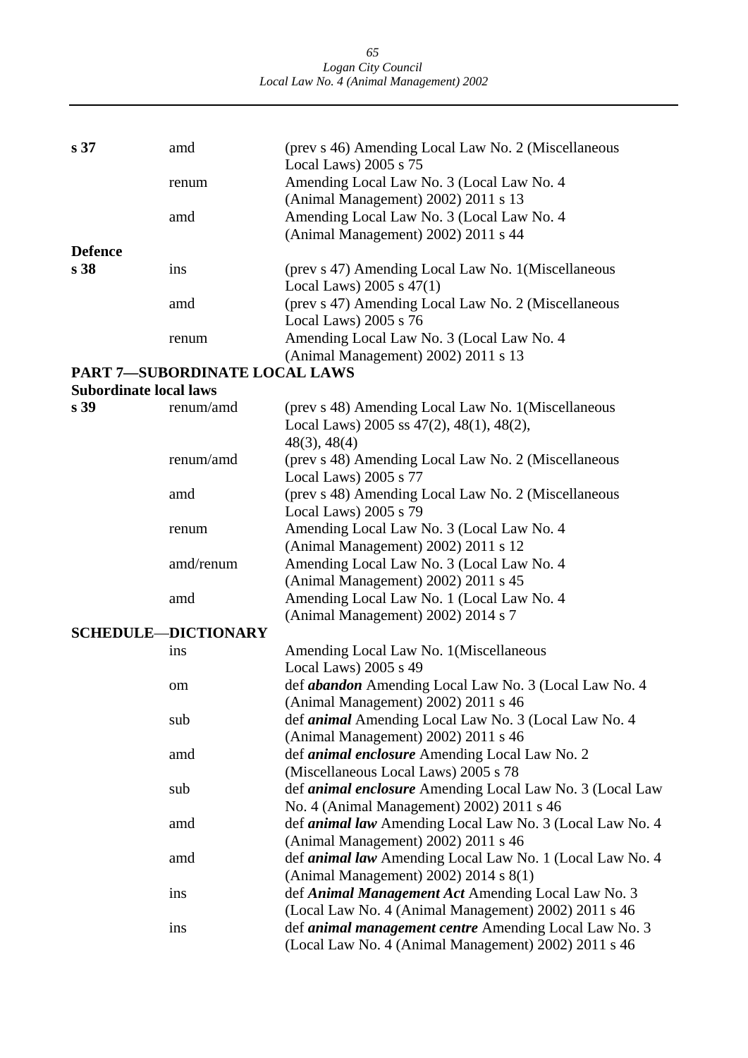| | | |
|---|---|---|
| **s 37** | amd | (prev s 46) Amending Local Law No. 2 (Miscellaneous Local Laws) 2005 s 75 |
| | renum | Amending Local Law No. 3 (Local Law No. 4 (Animal Management) 2002) 2011 s 13 |
| | amd | Amending Local Law No. 3 (Local Law No. 4 (Animal Management) 2002) 2011 s 44 |
| **Defence** | | |
| **s 38** | ins | (prev s 47) Amending Local Law No. 1(Miscellaneous Local Laws) 2005 s 47(1) |
| | amd | (prev s 47) Amending Local Law No. 2 (Miscellaneous Local Laws) 2005 s 76 |
| | renum | Amending Local Law No. 3 (Local Law No. 4 (Animal Management) 2002) 2011 s 13 |
| **PART 7—SUBORDINATE LOCAL LAWS** | | |
| **Subordinate local laws** | | |
| **s 39** | renum/amd | (prev s 48) Amending Local Law No. 1(Miscellaneous Local Laws) 2005 ss 47(2), 48(1), 48(2), 48(3), 48(4) |
| | renum/amd | (prev s 48) Amending Local Law No. 2 (Miscellaneous Local Laws) 2005 s 77 |
| | amd | (prev s 48) Amending Local Law No. 2 (Miscellaneous Local Laws) 2005 s 79 |
| | renum | Amending Local Law No. 3 (Local Law No. 4 (Animal Management) 2002) 2011 s 12 |
| | amd/renum | Amending Local Law No. 3 (Local Law No. 4 (Animal Management) 2002) 2011 s 45 |
| | amd | Amending Local Law No. 1 (Local Law No. 4 (Animal Management) 2002) 2014 s 7 |
| **SCHEDULE—DICTIONARY** | | |
| | ins | Amending Local Law No. 1(Miscellaneous Local Laws) 2005 s 49 |
| | om | def ***abandon*** Amending Local Law No. 3 (Local Law No. 4 (Animal Management) 2002) 2011 s 46 |
| | sub | def ***animal*** Amending Local Law No. 3 (Local Law No. 4 (Animal Management) 2002) 2011 s 46 |
| | amd | def ***animal enclosure*** Amending Local Law No. 2 (Miscellaneous Local Laws) 2005 s 78 |
| | sub | def ***animal enclosure*** Amending Local Law No. 3 (Local Law No. 4 (Animal Management) 2002) 2011 s 46 |
| | amd | def ***animal law*** Amending Local Law No. 3 (Local Law No. 4 (Animal Management) 2002) 2011 s 46 |
| | amd | def ***animal law*** Amending Local Law No. 1 (Local Law No. 4 (Animal Management) 2002) 2014 s 8(1) |
| | ins | def ***Animal Management Act*** Amending Local Law No. 3 (Local Law No. 4 (Animal Management) 2002) 2011 s 46 |
| | ins | def ***animal management centre*** Amending Local Law No. 3 (Local Law No. 4 (Animal Management) 2002) 2011 s 46 |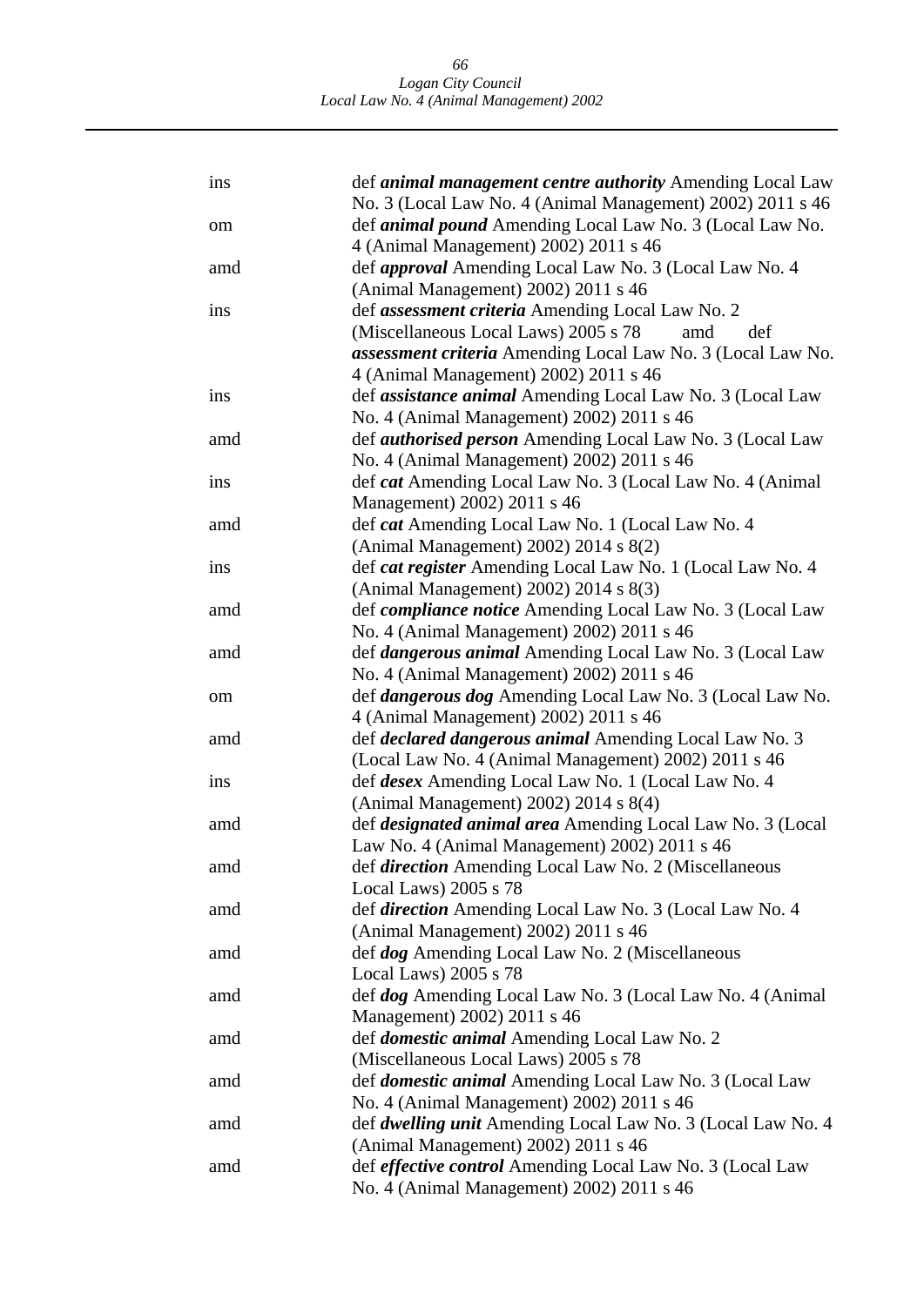| | |
|---|---|
| ins | def ***animal management centre authority*** Amending Local Law No. 3 (Local Law No. 4 (Animal Management) 2002) 2011 s 46 |
| om | def ***animal pound*** Amending Local Law No. 3 (Local Law No. 4 (Animal Management) 2002) 2011 s 46 |
| amd | def ***approval*** Amending Local Law No. 3 (Local Law No. 4 (Animal Management) 2002) 2011 s 46 |
| ins | def ***assessment criteria*** Amending Local Law No. 2 (Miscellaneous Local Laws) 2005 s 78 amd def ***assessment criteria*** Amending Local Law No. 3 (Local Law No. 4 (Animal Management) 2002) 2011 s 46 |
| ins | def ***assistance animal*** Amending Local Law No. 3 (Local Law No. 4 (Animal Management) 2002) 2011 s 46 |
| amd | def ***authorised person*** Amending Local Law No. 3 (Local Law No. 4 (Animal Management) 2002) 2011 s 46 |
| ins | def ***cat*** Amending Local Law No. 3 (Local Law No. 4 (Animal Management) 2002) 2011 s 46 |
| amd | def ***cat*** Amending Local Law No. 1 (Local Law No. 4 (Animal Management) 2002) 2014 s 8(2) |
| ins | def ***cat register*** Amending Local Law No. 1 (Local Law No. 4 (Animal Management) 2002) 2014 s 8(3) |
| amd | def ***compliance notice*** Amending Local Law No. 3 (Local Law No. 4 (Animal Management) 2002) 2011 s 46 |
| amd | def ***dangerous animal*** Amending Local Law No. 3 (Local Law No. 4 (Animal Management) 2002) 2011 s 46 |
| om | def ***dangerous dog*** Amending Local Law No. 3 (Local Law No. 4 (Animal Management) 2002) 2011 s 46 |
| amd | def ***declared dangerous animal*** Amending Local Law No. 3 (Local Law No. 4 (Animal Management) 2002) 2011 s 46 |
| ins | def ***desex*** Amending Local Law No. 1 (Local Law No. 4 (Animal Management) 2002) 2014 s 8(4) |
| amd | def ***designated animal area*** Amending Local Law No. 3 (Local Law No. 4 (Animal Management) 2002) 2011 s 46 |
| amd | def ***direction*** Amending Local Law No. 2 (Miscellaneous Local Laws) 2005 s 78 |
| amd | def ***direction*** Amending Local Law No. 3 (Local Law No. 4 (Animal Management) 2002) 2011 s 46 |
| amd | def ***dog*** Amending Local Law No. 2 (Miscellaneous Local Laws) 2005 s 78 |
| amd | def ***dog*** Amending Local Law No. 3 (Local Law No. 4 (Animal Management) 2002) 2011 s 46 |
| amd | def ***domestic animal*** Amending Local Law No. 2 (Miscellaneous Local Laws) 2005 s 78 |
| amd | def ***domestic animal*** Amending Local Law No. 3 (Local Law No. 4 (Animal Management) 2002) 2011 s 46 |
| amd | def ***dwelling unit*** Amending Local Law No. 3 (Local Law No. 4 (Animal Management) 2002) 2011 s 46 |
| amd | def ***effective control*** Amending Local Law No. 3 (Local Law No. 4 (Animal Management) 2002) 2011 s 46 |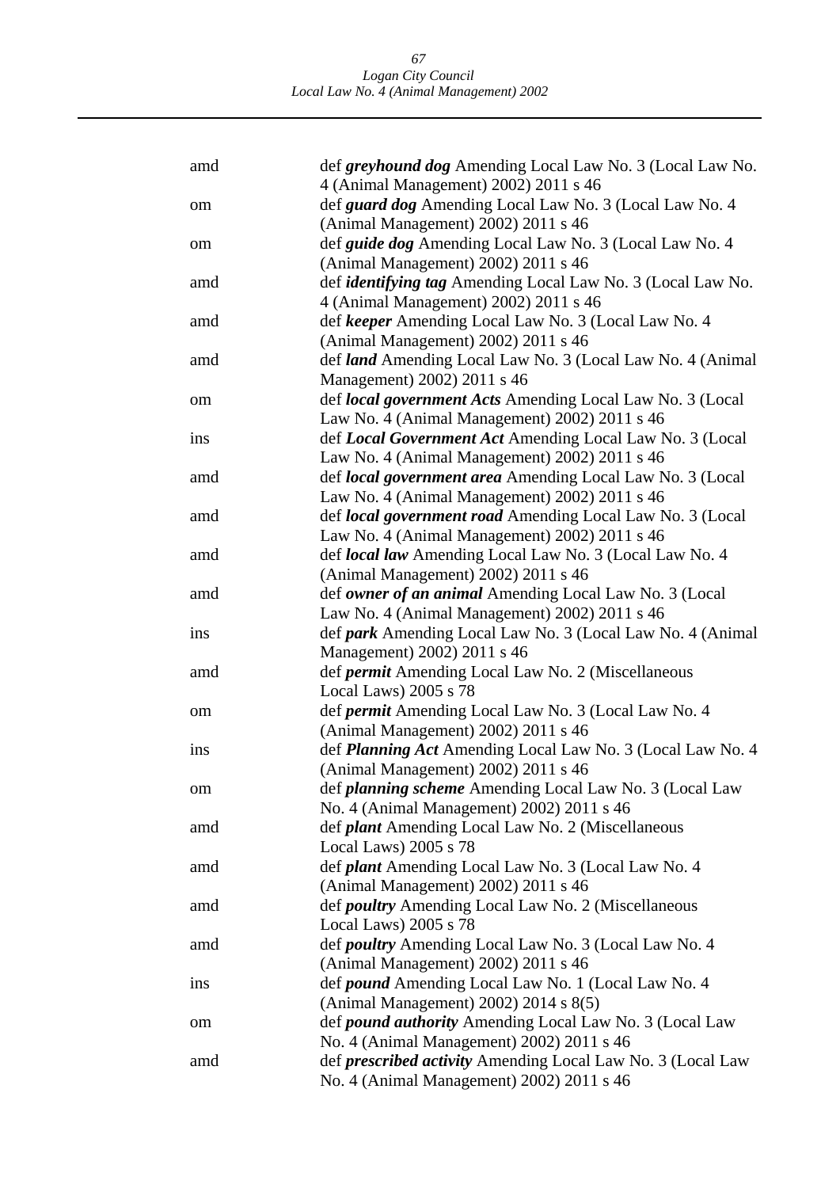amd def ***greyhound dog*** Amending Local Law No. 3 (Local Law No. 4 (Animal Management) 2002) 2011 s 46

om def ***guard dog*** Amending Local Law No. 3 (Local Law No. 4 (Animal Management) 2002) 2011 s 46

om def ***guide dog*** Amending Local Law No. 3 (Local Law No. 4 (Animal Management) 2002) 2011 s 46

amd def ***identifying tag*** Amending Local Law No. 3 (Local Law No. 4 (Animal Management) 2002) 2011 s 46

amd def ***keeper*** Amending Local Law No. 3 (Local Law No. 4 (Animal Management) 2002) 2011 s 46

amd def ***land*** Amending Local Law No. 3 (Local Law No. 4 (Animal Management) 2002) 2011 s 46

om def ***local government Acts*** Amending Local Law No. 3 (Local Law No. 4 (Animal Management) 2002) 2011 s 46

ins def ***Local Government Act*** Amending Local Law No. 3 (Local Law No. 4 (Animal Management) 2002) 2011 s 46

amd def ***local government area*** Amending Local Law No. 3 (Local Law No. 4 (Animal Management) 2002) 2011 s 46

amd def ***local government road*** Amending Local Law No. 3 (Local Law No. 4 (Animal Management) 2002) 2011 s 46

amd def ***local law*** Amending Local Law No. 3 (Local Law No. 4 (Animal Management) 2002) 2011 s 46

amd def ***owner of an animal*** Amending Local Law No. 3 (Local Law No. 4 (Animal Management) 2002) 2011 s 46

ins def ***park*** Amending Local Law No. 3 (Local Law No. 4 (Animal Management) 2002) 2011 s 46

amd def ***permit*** Amending Local Law No. 2 (Miscellaneous Local Laws) 2005 s 78

om def ***permit*** Amending Local Law No. 3 (Local Law No. 4 (Animal Management) 2002) 2011 s 46

ins def ***Planning Act*** Amending Local Law No. 3 (Local Law No. 4 (Animal Management) 2002) 2011 s 46

om def ***planning scheme*** Amending Local Law No. 3 (Local Law No. 4 (Animal Management) 2002) 2011 s 46

amd def ***plant*** Amending Local Law No. 2 (Miscellaneous Local Laws) 2005 s 78

amd def ***plant*** Amending Local Law No. 3 (Local Law No. 4 (Animal Management) 2002) 2011 s 46

amd def ***poultry*** Amending Local Law No. 2 (Miscellaneous Local Laws) 2005 s 78

amd def ***poultry*** Amending Local Law No. 3 (Local Law No. 4 (Animal Management) 2002) 2011 s 46

ins def ***pound*** Amending Local Law No. 1 (Local Law No. 4 (Animal Management) 2002) 2014 s 8(5)

om def ***pound authority*** Amending Local Law No. 3 (Local Law No. 4 (Animal Management) 2002) 2011 s 46

amd def ***prescribed activity*** Amending Local Law No. 3 (Local Law No. 4 (Animal Management) 2002) 2011 s 46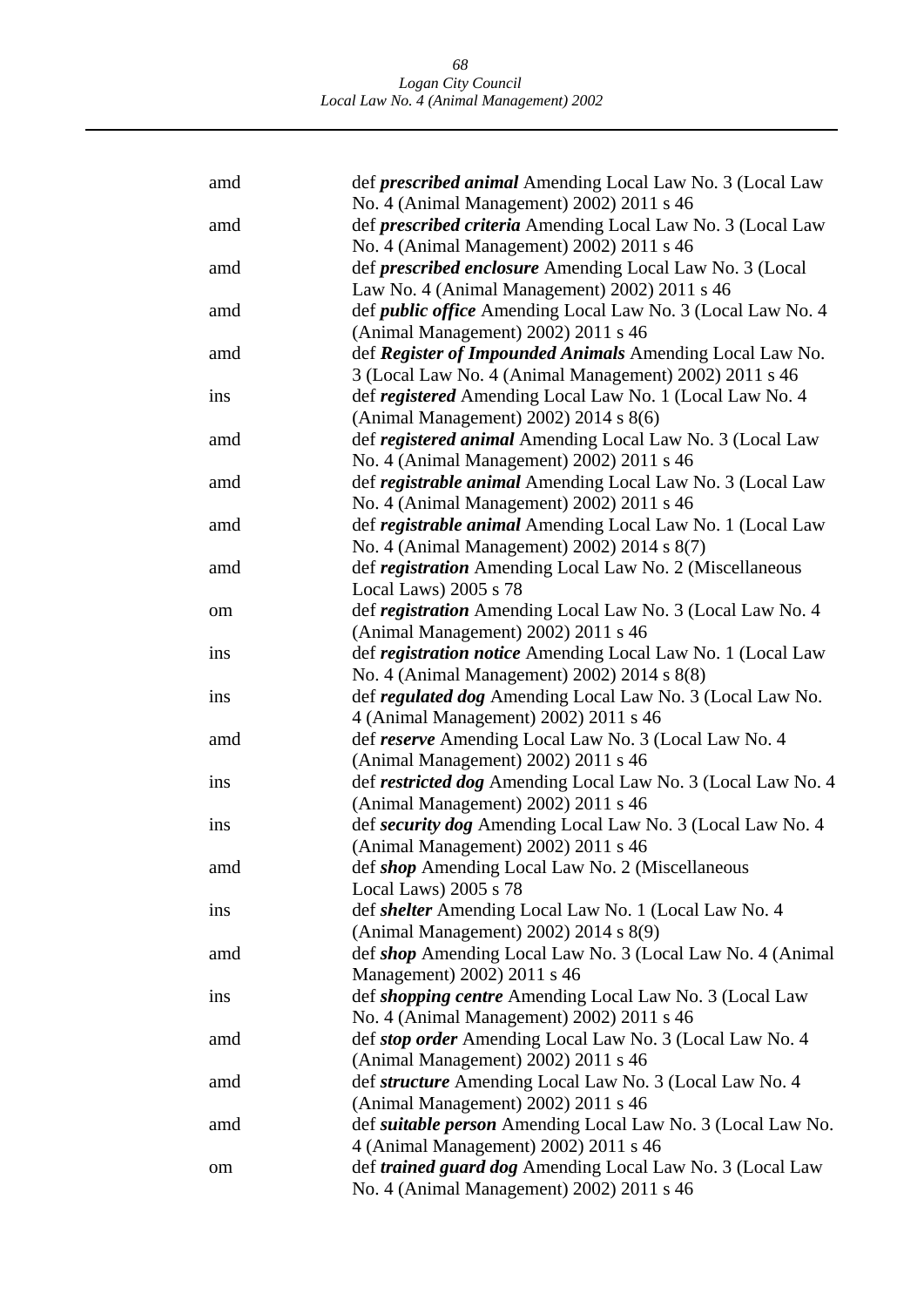| | |
|---|---|
| amd | def ***prescribed animal*** Amending Local Law No. 3 (Local Law No. 4 (Animal Management) 2002) 2011 s 46 |
| amd | def ***prescribed criteria*** Amending Local Law No. 3 (Local Law No. 4 (Animal Management) 2002) 2011 s 46 |
| amd | def ***prescribed enclosure*** Amending Local Law No. 3 (Local Law No. 4 (Animal Management) 2002) 2011 s 46 |
| amd | def ***public office*** Amending Local Law No. 3 (Local Law No. 4 (Animal Management) 2002) 2011 s 46 |
| amd | def ***Register of Impounded Animals*** Amending Local Law No. 3 (Local Law No. 4 (Animal Management) 2002) 2011 s 46 |
| ins | def ***registered*** Amending Local Law No. 1 (Local Law No. 4 (Animal Management) 2002) 2014 s 8(6) |
| amd | def ***registered animal*** Amending Local Law No. 3 (Local Law No. 4 (Animal Management) 2002) 2011 s 46 |
| amd | def ***registrable animal*** Amending Local Law No. 3 (Local Law No. 4 (Animal Management) 2002) 2011 s 46 |
| amd | def ***registrable animal*** Amending Local Law No. 1 (Local Law No. 4 (Animal Management) 2002) 2014 s 8(7) |
| amd | def ***registration*** Amending Local Law No. 2 (Miscellaneous Local Laws) 2005 s 78 |
| om | def ***registration*** Amending Local Law No. 3 (Local Law No. 4 (Animal Management) 2002) 2011 s 46 |
| ins | def ***registration notice*** Amending Local Law No. 1 (Local Law No. 4 (Animal Management) 2002) 2014 s 8(8) |
| ins | def ***regulated dog*** Amending Local Law No. 3 (Local Law No. 4 (Animal Management) 2002) 2011 s 46 |
| amd | def ***reserve*** Amending Local Law No. 3 (Local Law No. 4 (Animal Management) 2002) 2011 s 46 |
| ins | def ***restricted dog*** Amending Local Law No. 3 (Local Law No. 4 (Animal Management) 2002) 2011 s 46 |
| ins | def ***security dog*** Amending Local Law No. 3 (Local Law No. 4 (Animal Management) 2002) 2011 s 46 |
| amd | def ***shop*** Amending Local Law No. 2 (Miscellaneous Local Laws) 2005 s 78 |
| ins | def ***shelter*** Amending Local Law No. 1 (Local Law No. 4 (Animal Management) 2002) 2014 s 8(9) |
| amd | def ***shop*** Amending Local Law No. 3 (Local Law No. 4 (Animal Management) 2002) 2011 s 46 |
| ins | def ***shopping centre*** Amending Local Law No. 3 (Local Law No. 4 (Animal Management) 2002) 2011 s 46 |
| amd | def ***stop order*** Amending Local Law No. 3 (Local Law No. 4 (Animal Management) 2002) 2011 s 46 |
| amd | def ***structure*** Amending Local Law No. 3 (Local Law No. 4 (Animal Management) 2002) 2011 s 46 |
| amd | def ***suitable person*** Amending Local Law No. 3 (Local Law No. 4 (Animal Management) 2002) 2011 s 46 |
| om | def ***trained guard dog*** Amending Local Law No. 3 (Local Law No. 4 (Animal Management) 2002) 2011 s 46 |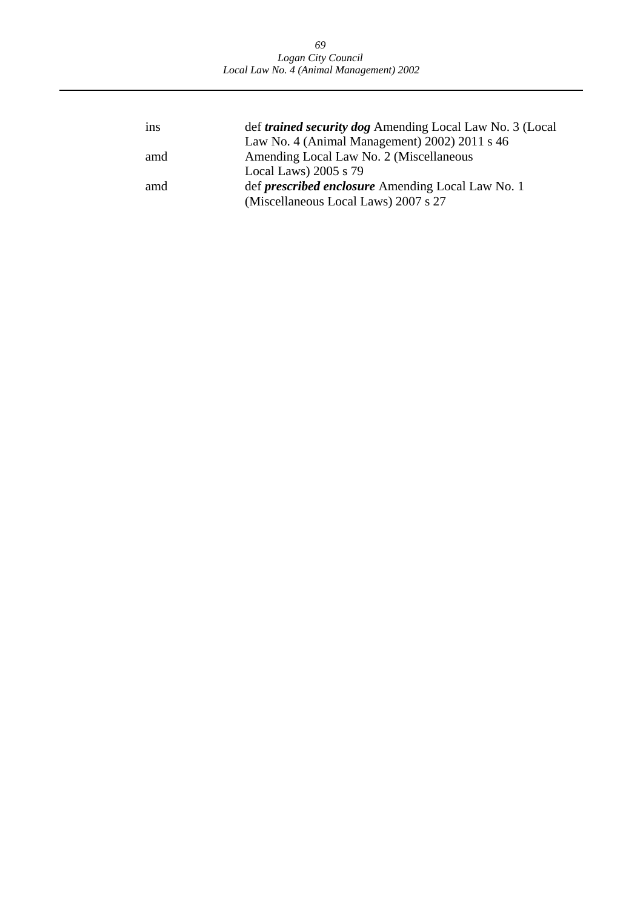| | |
|---|---|
| ins | def ***trained security dog*** Amending Local Law No. 3 (Local Law No. 4 (Animal Management) 2002) 2011 s 46 |
| amd | Amending Local Law No. 2 (Miscellaneous Local Laws) 2005 s 79 |
| amd | def ***prescribed enclosure*** Amending Local Law No. 1 (Miscellaneous Local Laws) 2007 s 27 |